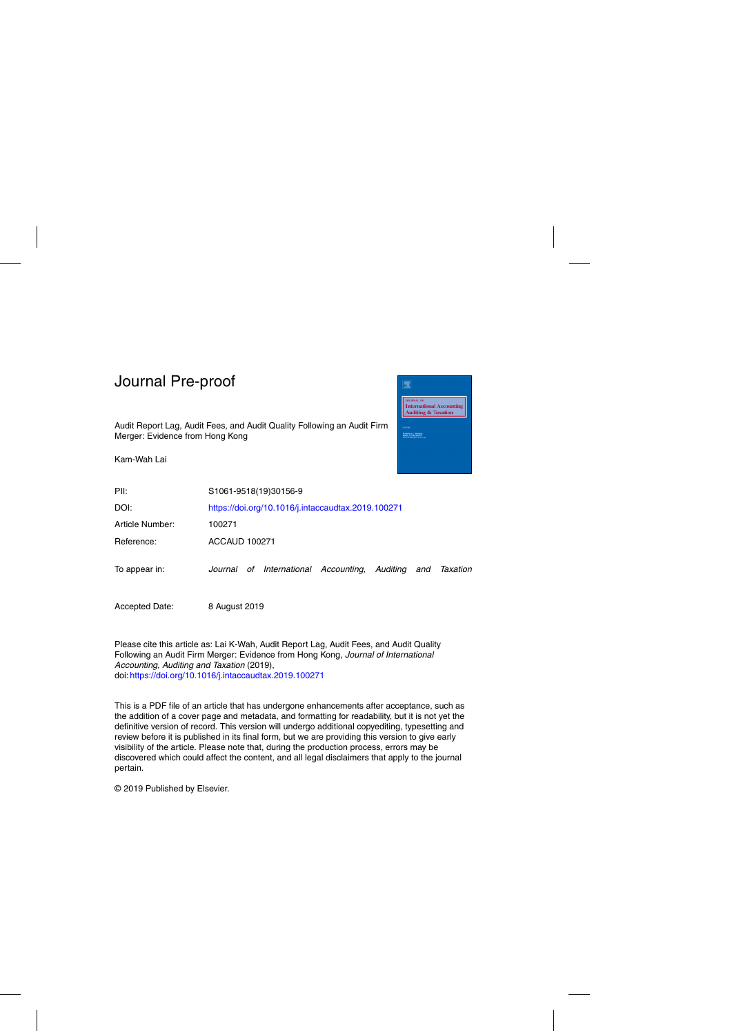# Journal Pre-proof

Audit Report Lag, Audit Fees, and Audit Quality Following an Audit Firm Merger: Evidence from Hong Kong

Kam-Wah Lai

| | |
|---|---|
| PII: | S1061-9518(19)30156-9 |
| DOI: | https://doi.org/10.1016/j.intaccaudtax.2019.100271 |
| Article Number: | 100271 |
| Reference: | ACCAUD 100271 |
| To appear in: | *Journal of International Accounting, Auditing and Taxation* |
| Accepted Date: | 8 August 2019 |

Please cite this article as: Lai K-Wah, Audit Report Lag, Audit Fees, and Audit Quality Following an Audit Firm Merger: Evidence from Hong Kong, *Journal of International Accounting, Auditing and Taxation* (2019), doi: https://doi.org/10.1016/j.intaccaudtax.2019.100271

This is a PDF file of an article that has undergone enhancements after acceptance, such as the addition of a cover page and metadata, and formatting for readability, but it is not yet the definitive version of record. This version will undergo additional copyediting, typesetting and review before it is published in its final form, but we are providing this version to give early visibility of the article. Please note that, during the production process, errors may be discovered which could affect the content, and all legal disclaimers that apply to the journal pertain.

© 2019 Published by Elsevier.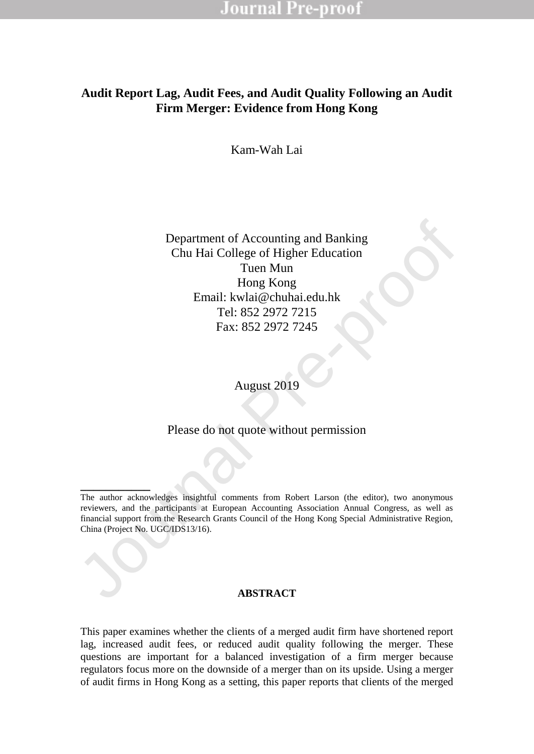# Audit Report Lag, Audit Fees, and Audit Quality Following an Audit Firm Merger: Evidence from Hong Kong

Kam-Wah Lai

Department of Accounting and Banking
Chu Hai College of Higher Education
Tuen Mun
Hong Kong
Email: kwlai@chuhai.edu.hk
Tel: 852 2972 7215
Fax: 852 2972 7245

August 2019

Please do not quote without permission

---

The author acknowledges insightful comments from Robert Larson (the editor), two anonymous reviewers, and the participants at European Accounting Association Annual Congress, as well as financial support from the Research Grants Council of the Hong Kong Special Administrative Region, China (Project No. UGC/IDS13/16).

## ABSTRACT

This paper examines whether the clients of a merged audit firm have shortened report lag, increased audit fees, or reduced audit quality following the merger. These questions are important for a balanced investigation of a firm merger because regulators focus more on the downside of a merger than on its upside. Using a merger of audit firms in Hong Kong as a setting, this paper reports that clients of the merged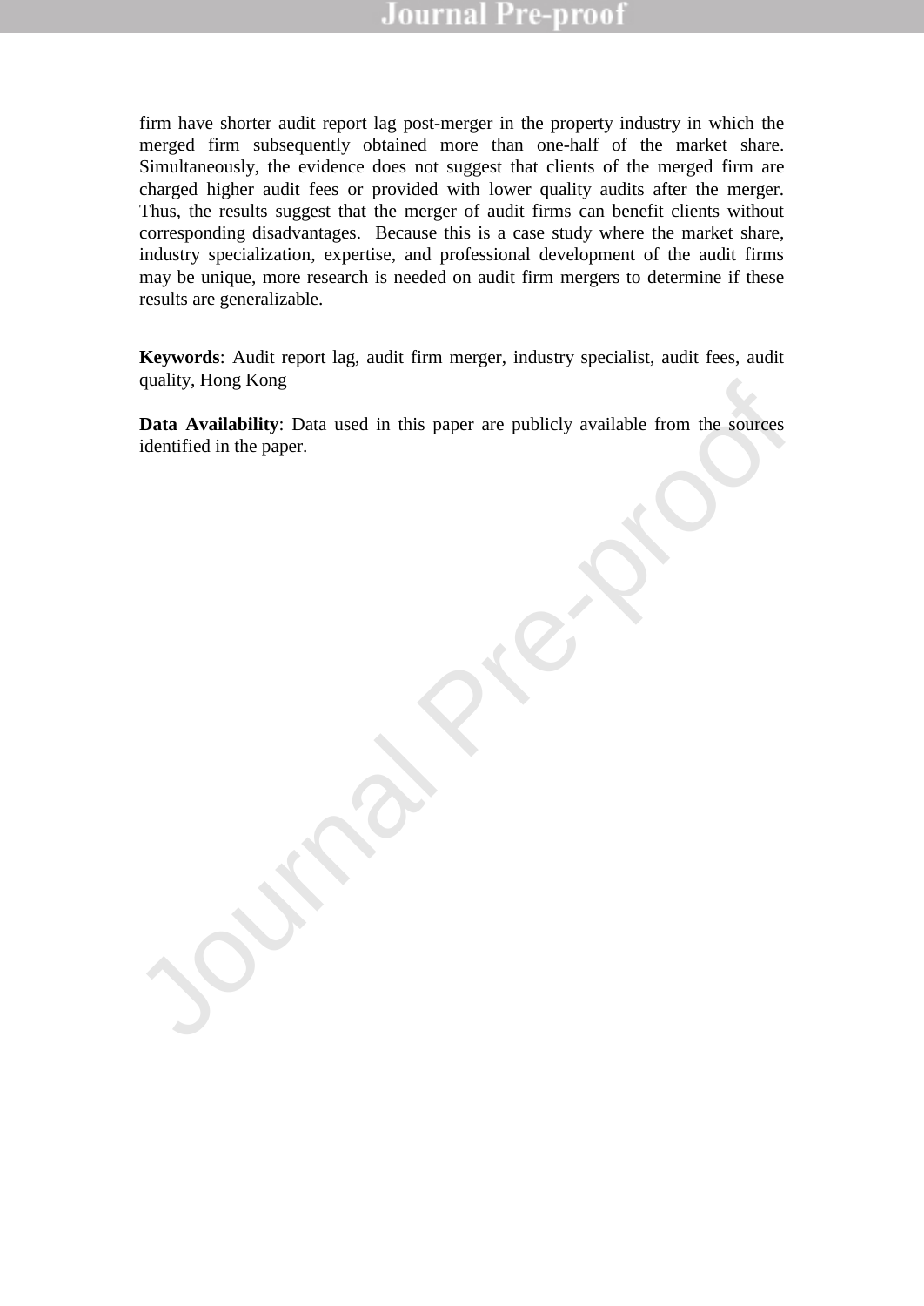firm have shorter audit report lag post-merger in the property industry in which the merged firm subsequently obtained more than one-half of the market share. Simultaneously, the evidence does not suggest that clients of the merged firm are charged higher audit fees or provided with lower quality audits after the merger. Thus, the results suggest that the merger of audit firms can benefit clients without corresponding disadvantages. Because this is a case study where the market share, industry specialization, expertise, and professional development of the audit firms may be unique, more research is needed on audit firm mergers to determine if these results are generalizable.

**Keywords**: Audit report lag, audit firm merger, industry specialist, audit fees, audit quality, Hong Kong

**Data Availability**: Data used in this paper are publicly available from the sources identified in the paper.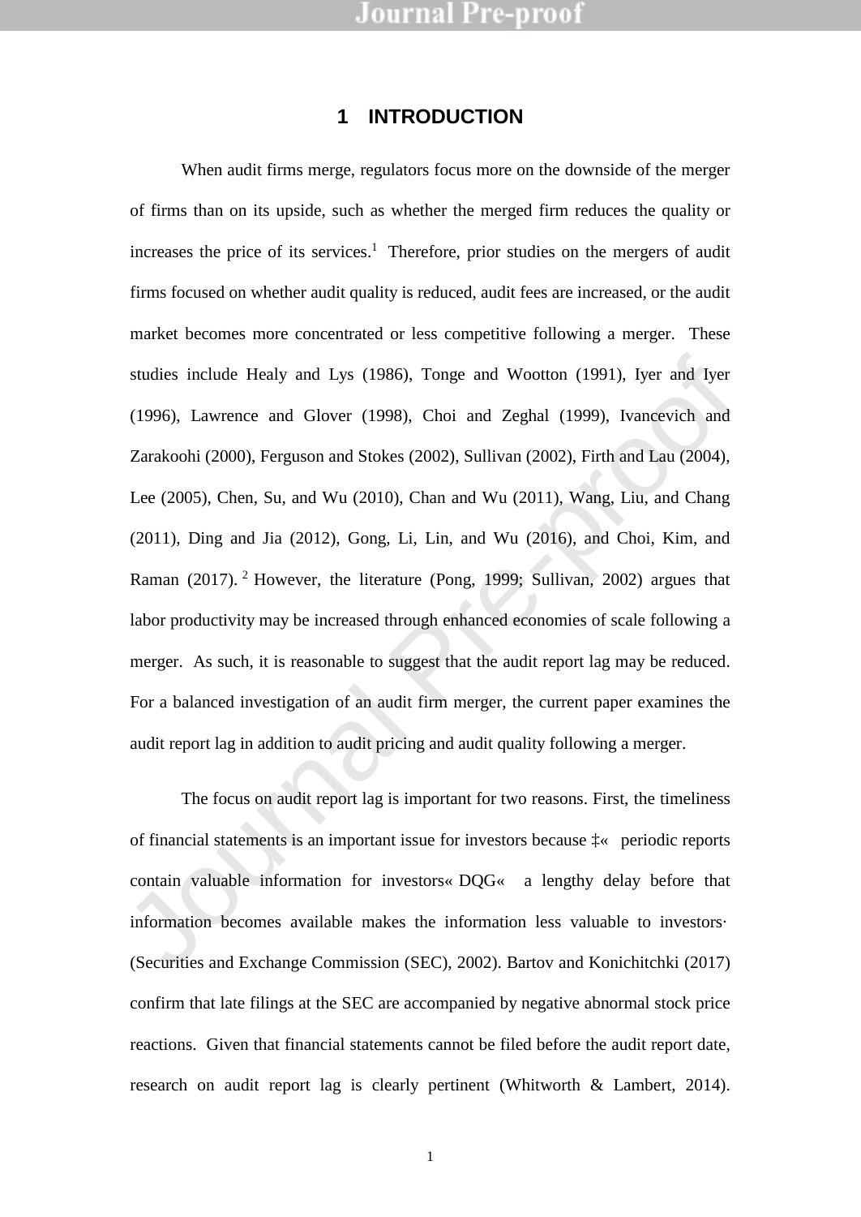# 1 INTRODUCTION

When audit firms merge, regulators focus more on the downside of the merger of firms than on its upside, such as whether the merged firm reduces the quality or increases the price of its services.[1] Therefore, prior studies on the mergers of audit firms focused on whether audit quality is reduced, audit fees are increased, or the audit market becomes more concentrated or less competitive following a merger. These studies include Healy and Lys (1986), Tonge and Wootton (1991), Iyer and Iyer (1996), Lawrence and Glover (1998), Choi and Zeghal (1999), Ivancevich and Zarakoohi (2000), Ferguson and Stokes (2002), Sullivan (2002), Firth and Lau (2004), Lee (2005), Chen, Su, and Wu (2010), Chan and Wu (2011), Wang, Liu, and Chang (2011), Ding and Jia (2012), Gong, Li, Lin, and Wu (2016), and Choi, Kim, and Raman (2017).[2] However, the literature (Pong, 1999; Sullivan, 2002) argues that labor productivity may be increased through enhanced economies of scale following a merger. As such, it is reasonable to suggest that the audit report lag may be reduced. For a balanced investigation of an audit firm merger, the current paper examines the audit report lag in addition to audit pricing and audit quality following a merger.

The focus on audit report lag is important for two reasons. First, the timeliness of financial statements is an important issue for investors because ‡« periodic reports contain valuable information for investors« DQG« a lengthy delay before that information becomes available makes the information less valuable to investors· (Securities and Exchange Commission (SEC), 2002). Bartov and Konichitchki (2017) confirm that late filings at the SEC are accompanied by negative abnormal stock price reactions. Given that financial statements cannot be filed before the audit report date, research on audit report lag is clearly pertinent (Whitworth & Lambert, 2014).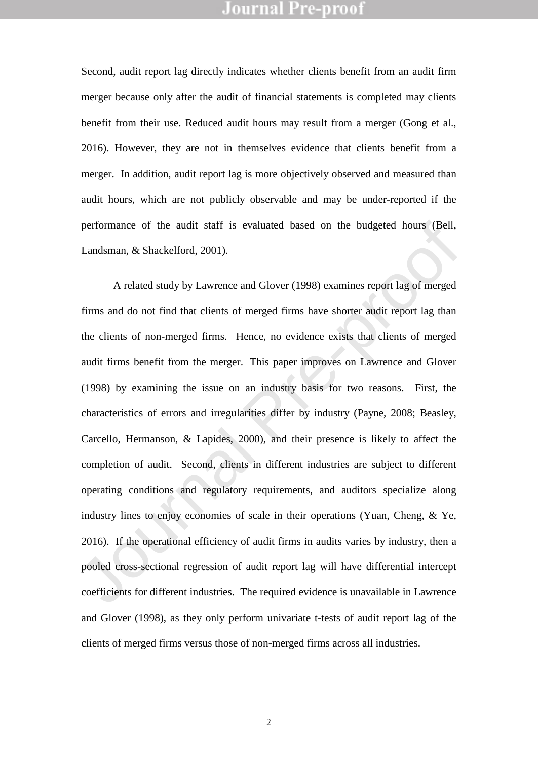Second, audit report lag directly indicates whether clients benefit from an audit firm merger because only after the audit of financial statements is completed may clients benefit from their use. Reduced audit hours may result from a merger (Gong et al., 2016). However, they are not in themselves evidence that clients benefit from a merger. In addition, audit report lag is more objectively observed and measured than audit hours, which are not publicly observable and may be under-reported if the performance of the audit staff is evaluated based on the budgeted hours (Bell, Landsman, & Shackelford, 2001).

A related study by Lawrence and Glover (1998) examines report lag of merged firms and do not find that clients of merged firms have shorter audit report lag than the clients of non-merged firms. Hence, no evidence exists that clients of merged audit firms benefit from the merger. This paper improves on Lawrence and Glover (1998) by examining the issue on an industry basis for two reasons. First, the characteristics of errors and irregularities differ by industry (Payne, 2008; Beasley, Carcello, Hermanson, & Lapides, 2000), and their presence is likely to affect the completion of audit. Second, clients in different industries are subject to different operating conditions and regulatory requirements, and auditors specialize along industry lines to enjoy economies of scale in their operations (Yuan, Cheng, & Ye, 2016). If the operational efficiency of audit firms in audits varies by industry, then a pooled cross-sectional regression of audit report lag will have differential intercept coefficients for different industries. The required evidence is unavailable in Lawrence and Glover (1998), as they only perform univariate t-tests of audit report lag of the clients of merged firms versus those of non-merged firms across all industries.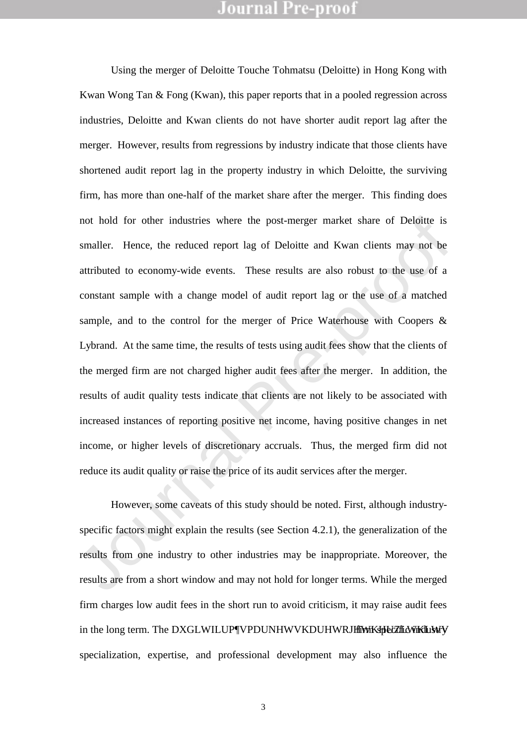Using the merger of Deloitte Touche Tohmatsu (Deloitte) in Hong Kong with Kwan Wong Tan & Fong (Kwan), this paper reports that in a pooled regression across industries, Deloitte and Kwan clients do not have shorter audit report lag after the merger. However, results from regressions by industry indicate that those clients have shortened audit report lag in the property industry in which Deloitte, the surviving firm, has more than one-half of the market share after the merger. This finding does not hold for other industries where the post-merger market share of Deloitte is smaller. Hence, the reduced report lag of Deloitte and Kwan clients may not be attributed to economy-wide events. These results are also robust to the use of a constant sample with a change model of audit report lag or the use of a matched sample, and to the control for the merger of Price Waterhouse with Coopers & Lybrand. At the same time, the results of tests using audit fees show that the clients of the merged firm are not charged higher audit fees after the merger. In addition, the results of audit quality tests indicate that clients are not likely to be associated with increased instances of reporting positive net income, having positive changes in net income, or higher levels of discretionary accruals. Thus, the merged firm did not reduce its audit quality or raise the price of its audit services after the merger.

However, some caveats of this study should be noted. First, although industry-specific factors might explain the results (see Section 4.2.1), the generalization of the results from one industry to other industries may be inappropriate. Moreover, the results are from a short window and may not hold for longer terms. While the merged firm charges low audit fees in the short run to avoid criticism, it may raise audit fees in the long term. The audit firm's market share together with firm-specific industry specialization, expertise, and professional development may also influence the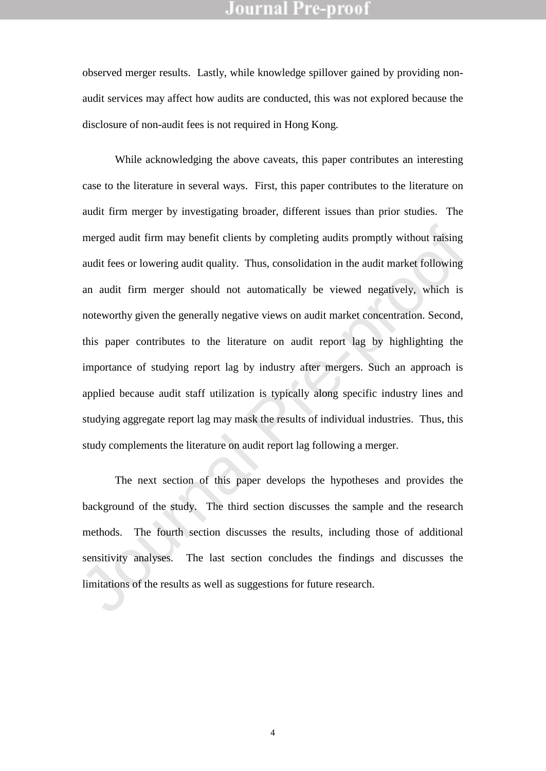observed merger results. Lastly, while knowledge spillover gained by providing non-audit services may affect how audits are conducted, this was not explored because the disclosure of non-audit fees is not required in Hong Kong.

While acknowledging the above caveats, this paper contributes an interesting case to the literature in several ways. First, this paper contributes to the literature on audit firm merger by investigating broader, different issues than prior studies. The merged audit firm may benefit clients by completing audits promptly without raising audit fees or lowering audit quality. Thus, consolidation in the audit market following an audit firm merger should not automatically be viewed negatively, which is noteworthy given the generally negative views on audit market concentration. Second, this paper contributes to the literature on audit report lag by highlighting the importance of studying report lag by industry after mergers. Such an approach is applied because audit staff utilization is typically along specific industry lines and studying aggregate report lag may mask the results of individual industries. Thus, this study complements the literature on audit report lag following a merger.

The next section of this paper develops the hypotheses and provides the background of the study. The third section discusses the sample and the research methods. The fourth section discusses the results, including those of additional sensitivity analyses. The last section concludes the findings and discusses the limitations of the results as well as suggestions for future research.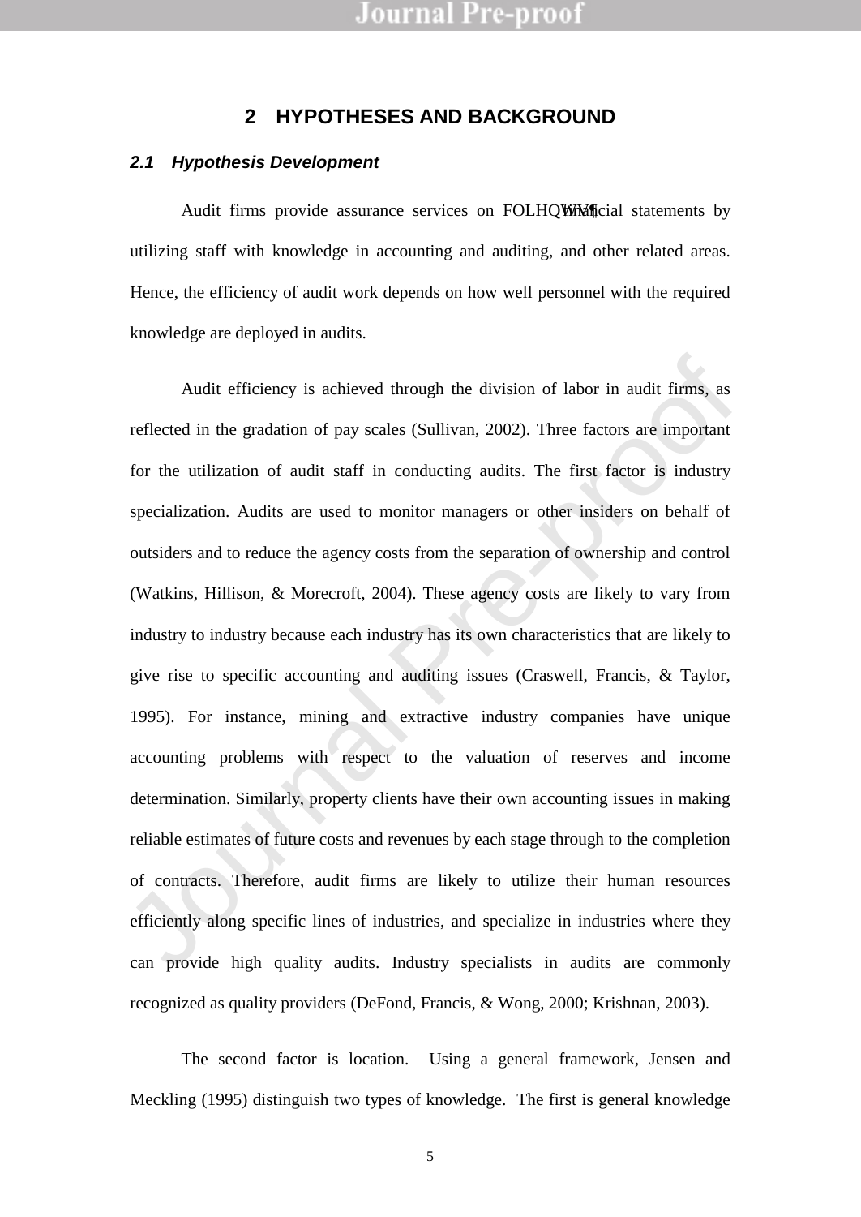## 2 HYPOTHESES AND BACKGROUND

### *2.1 Hypothesis Development*

Audit firms provide assurance services on clients' financial statements by utilizing staff with knowledge in accounting and auditing, and other related areas. Hence, the efficiency of audit work depends on how well personnel with the required knowledge are deployed in audits.

Audit efficiency is achieved through the division of labor in audit firms, as reflected in the gradation of pay scales (Sullivan, 2002). Three factors are important for the utilization of audit staff in conducting audits. The first factor is industry specialization. Audits are used to monitor managers or other insiders on behalf of outsiders and to reduce the agency costs from the separation of ownership and control (Watkins, Hillison, & Morecroft, 2004). These agency costs are likely to vary from industry to industry because each industry has its own characteristics that are likely to give rise to specific accounting and auditing issues (Craswell, Francis, & Taylor, 1995). For instance, mining and extractive industry companies have unique accounting problems with respect to the valuation of reserves and income determination. Similarly, property clients have their own accounting issues in making reliable estimates of future costs and revenues by each stage through to the completion of contracts. Therefore, audit firms are likely to utilize their human resources efficiently along specific lines of industries, and specialize in industries where they can provide high quality audits. Industry specialists in audits are commonly recognized as quality providers (DeFond, Francis, & Wong, 2000; Krishnan, 2003).

The second factor is location. Using a general framework, Jensen and Meckling (1995) distinguish two types of knowledge. The first is general knowledge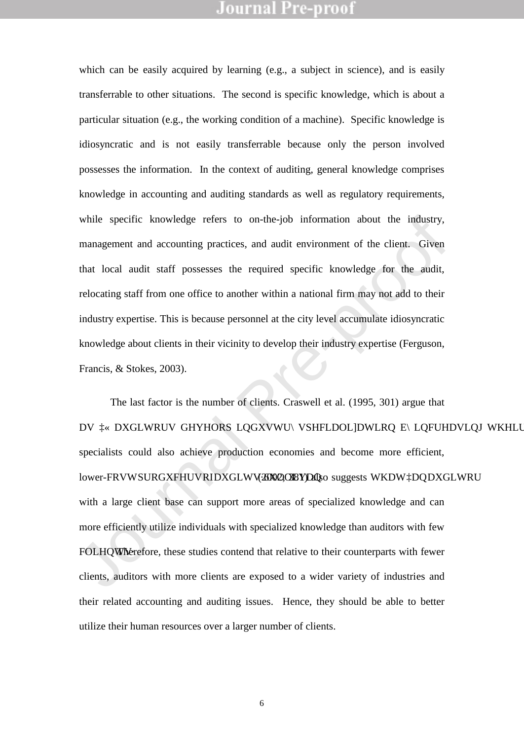which can be easily acquired by learning (e.g., a subject in science), and is easily transferrable to other situations. The second is specific knowledge, which is about a particular situation (e.g., the working condition of a machine). Specific knowledge is idiosyncratic and is not easily transferrable because only the person involved possesses the information. In the context of auditing, general knowledge comprises knowledge in accounting and auditing standards as well as regulatory requirements, while specific knowledge refers to on-the-job information about the industry, management and accounting practices, and audit environment of the client. Given that local audit staff possesses the required specific knowledge for the audit, relocating staff from one office to another within a national firm may not add to their industry expertise. This is because personnel at the city level accumulate idiosyncratic knowledge about clients in their vicinity to develop their industry expertise (Ferguson, Francis, & Stokes, 2003).

The last factor is the number of clients. Craswell et al. (1995, 301) argue that as "… auditors develop industry specialization by increasing their specialists could also achieve production economies and become more efficient, lower-cost producers of audits." (2002, 8) also suggests that "an auditor with a large client base can support more areas of specialized knowledge and can more efficiently utilize individuals with specialized knowledge than auditors with few clients." Therefore, these studies contend that relative to their counterparts with fewer clients, auditors with more clients are exposed to a wider variety of industries and their related accounting and auditing issues. Hence, they should be able to better utilize their human resources over a larger number of clients.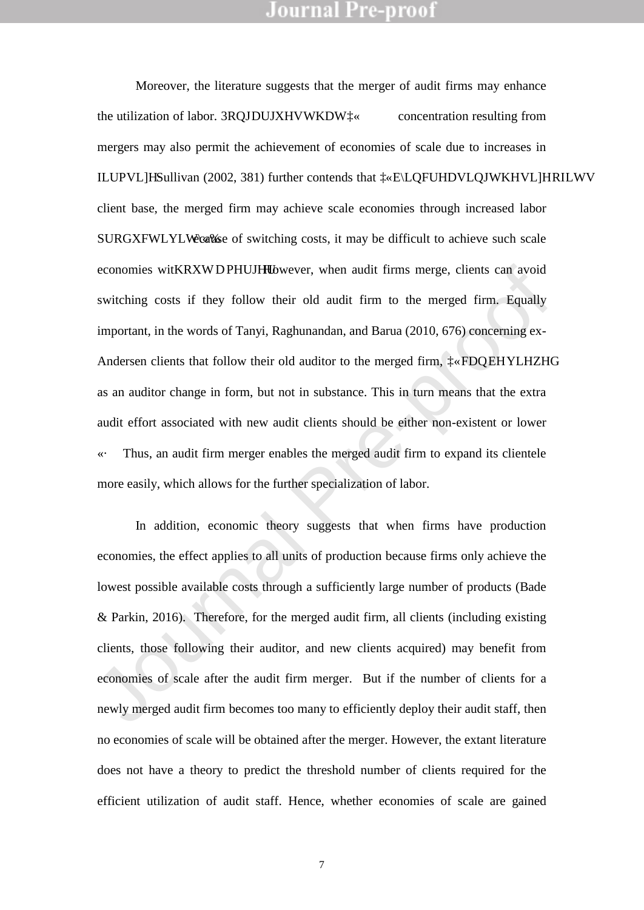Moreover, the literature suggests that the merger of audit firms may enhance the utilization of labor. 3RQJ DUJXHV WKDW ‡« concentration resulting from mergers may also permit the achievement of economies of scale due to increases in ILUP VL]H Sullivan (2002, 381) further contends that ‡«E\ LQFUHDVLQJ WKH VL]H RI LWV client base, the merged firm may achieve scale economies through increased labor SURGXFWLYLW\ Because of switching costs, it may be difficult to achieve such scale economies witKRXW D PHUJHU However, when audit firms merge, clients can avoid switching costs if they follow their old audit firm to the merged firm. Equally important, in the words of Tanyi, Raghunandan, and Barua (2010, 676) concerning ex-Andersen clients that follow their old auditor to the merged firm, ‡«FDQ EH YLHZHG as an auditor change in form, but not in substance. This in turn means that the extra audit effort associated with new audit clients should be either non-existent or lower «· Thus, an audit firm merger enables the merged audit firm to expand its clientele more easily, which allows for the further specialization of labor.

In addition, economic theory suggests that when firms have production economies, the effect applies to all units of production because firms only achieve the lowest possible available costs through a sufficiently large number of products (Bade & Parkin, 2016). Therefore, for the merged audit firm, all clients (including existing clients, those following their auditor, and new clients acquired) may benefit from economies of scale after the audit firm merger. But if the number of clients for a newly merged audit firm becomes too many to efficiently deploy their audit staff, then no economies of scale will be obtained after the merger. However, the extant literature does not have a theory to predict the threshold number of clients required for the efficient utilization of audit staff. Hence, whether economies of scale are gained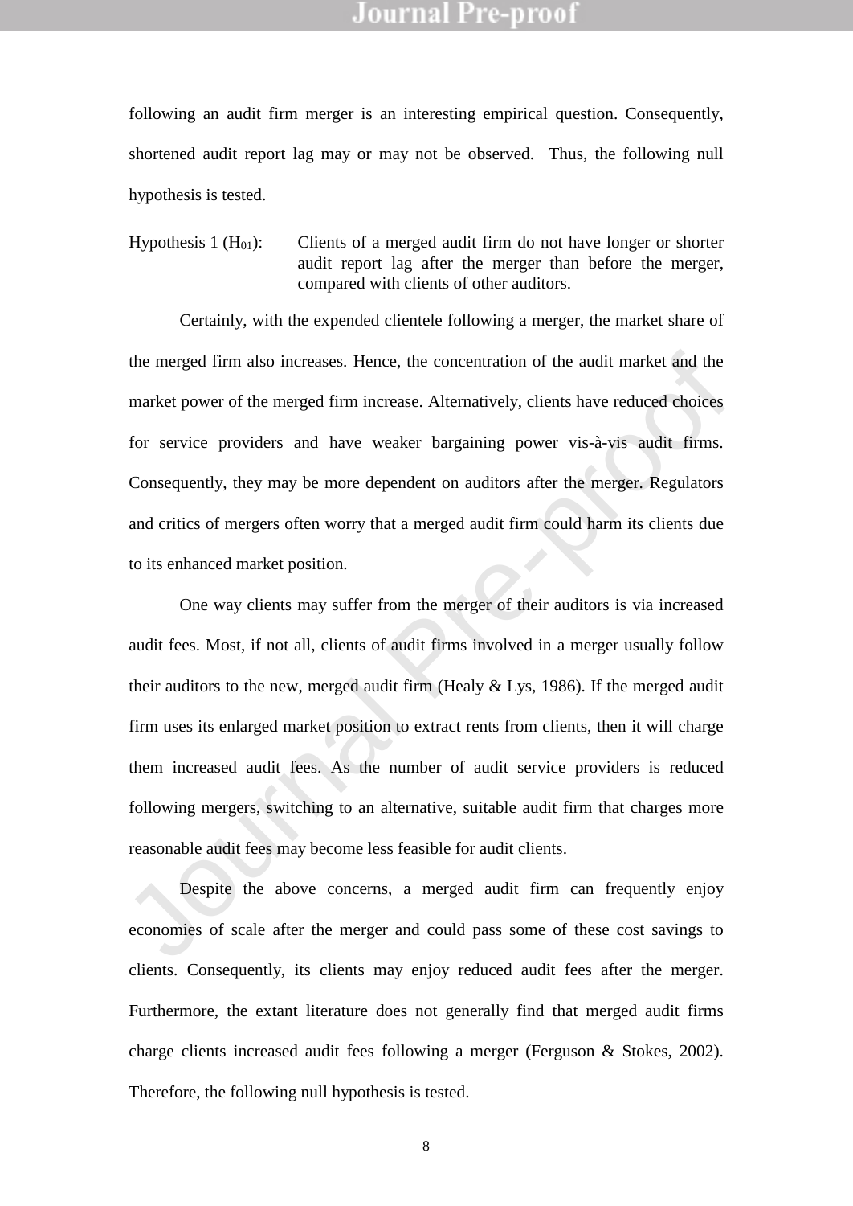following an audit firm merger is an interesting empirical question. Consequently, shortened audit report lag may or may not be observed. Thus, the following null hypothesis is tested.

Hypothesis 1 ($H_{01}$): Clients of a merged audit firm do not have longer or shorter audit report lag after the merger than before the merger, compared with clients of other auditors.

Certainly, with the expended clientele following a merger, the market share of the merged firm also increases. Hence, the concentration of the audit market and the market power of the merged firm increase. Alternatively, clients have reduced choices for service providers and have weaker bargaining power vis-à-vis audit firms. Consequently, they may be more dependent on auditors after the merger. Regulators and critics of mergers often worry that a merged audit firm could harm its clients due to its enhanced market position.

One way clients may suffer from the merger of their auditors is via increased audit fees. Most, if not all, clients of audit firms involved in a merger usually follow their auditors to the new, merged audit firm (Healy & Lys, 1986). If the merged audit firm uses its enlarged market position to extract rents from clients, then it will charge them increased audit fees. As the number of audit service providers is reduced following mergers, switching to an alternative, suitable audit firm that charges more reasonable audit fees may become less feasible for audit clients.

Despite the above concerns, a merged audit firm can frequently enjoy economies of scale after the merger and could pass some of these cost savings to clients. Consequently, its clients may enjoy reduced audit fees after the merger. Furthermore, the extant literature does not generally find that merged audit firms charge clients increased audit fees following a merger (Ferguson & Stokes, 2002). Therefore, the following null hypothesis is tested.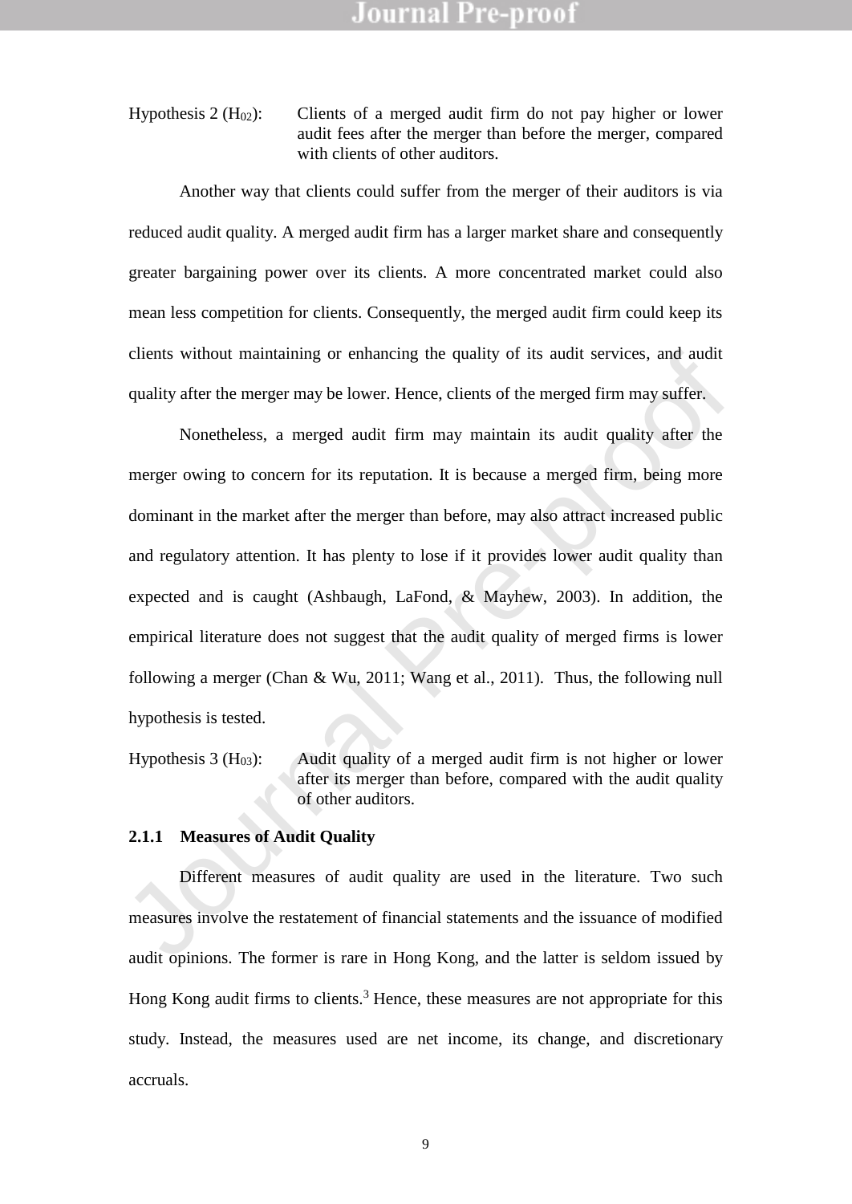Hypothesis 2 ($H_{02}$): Clients of a merged audit firm do not pay higher or lower audit fees after the merger than before the merger, compared with clients of other auditors.

Another way that clients could suffer from the merger of their auditors is via reduced audit quality. A merged audit firm has a larger market share and consequently greater bargaining power over its clients. A more concentrated market could also mean less competition for clients. Consequently, the merged audit firm could keep its clients without maintaining or enhancing the quality of its audit services, and audit quality after the merger may be lower. Hence, clients of the merged firm may suffer.

Nonetheless, a merged audit firm may maintain its audit quality after the merger owing to concern for its reputation. It is because a merged firm, being more dominant in the market after the merger than before, may also attract increased public and regulatory attention. It has plenty to lose if it provides lower audit quality than expected and is caught (Ashbaugh, LaFond, & Mayhew, 2003). In addition, the empirical literature does not suggest that the audit quality of merged firms is lower following a merger (Chan & Wu, 2011; Wang et al., 2011). Thus, the following null hypothesis is tested.

Hypothesis 3 ($H_{03}$): Audit quality of a merged audit firm is not higher or lower after its merger than before, compared with the audit quality of other auditors.

### 2.1.1 Measures of Audit Quality

Different measures of audit quality are used in the literature. Two such measures involve the restatement of financial statements and the issuance of modified audit opinions. The former is rare in Hong Kong, and the latter is seldom issued by Hong Kong audit firms to clients.[3] Hence, these measures are not appropriate for this study. Instead, the measures used are net income, its change, and discretionary accruals.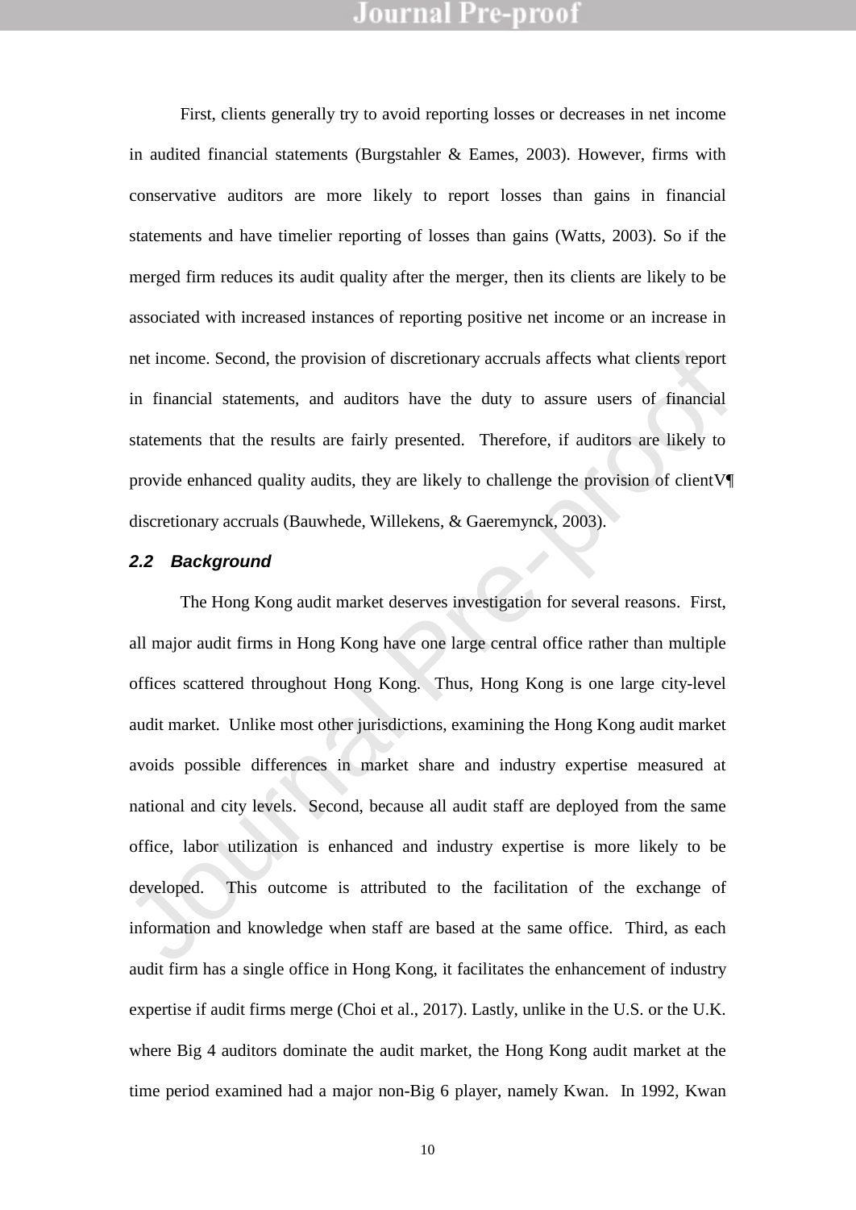First, clients generally try to avoid reporting losses or decreases in net income in audited financial statements (Burgstahler & Eames, 2003). However, firms with conservative auditors are more likely to report losses than gains in financial statements and have timelier reporting of losses than gains (Watts, 2003). So if the merged firm reduces its audit quality after the merger, then its clients are likely to be associated with increased instances of reporting positive net income or an increase in net income. Second, the provision of discretionary accruals affects what clients report in financial statements, and auditors have the duty to assure users of financial statements that the results are fairly presented. Therefore, if auditors are likely to provide enhanced quality audits, they are likely to challenge the provision of clientV¶ discretionary accruals (Bauwhede, Willekens, & Gaeremynck, 2003).

### 2.2 Background

The Hong Kong audit market deserves investigation for several reasons. First, all major audit firms in Hong Kong have one large central office rather than multiple offices scattered throughout Hong Kong. Thus, Hong Kong is one large city-level audit market. Unlike most other jurisdictions, examining the Hong Kong audit market avoids possible differences in market share and industry expertise measured at national and city levels. Second, because all audit staff are deployed from the same office, labor utilization is enhanced and industry expertise is more likely to be developed. This outcome is attributed to the facilitation of the exchange of information and knowledge when staff are based at the same office. Third, as each audit firm has a single office in Hong Kong, it facilitates the enhancement of industry expertise if audit firms merge (Choi et al., 2017). Lastly, unlike in the U.S. or the U.K. where Big 4 auditors dominate the audit market, the Hong Kong audit market at the time period examined had a major non-Big 6 player, namely Kwan. In 1992, Kwan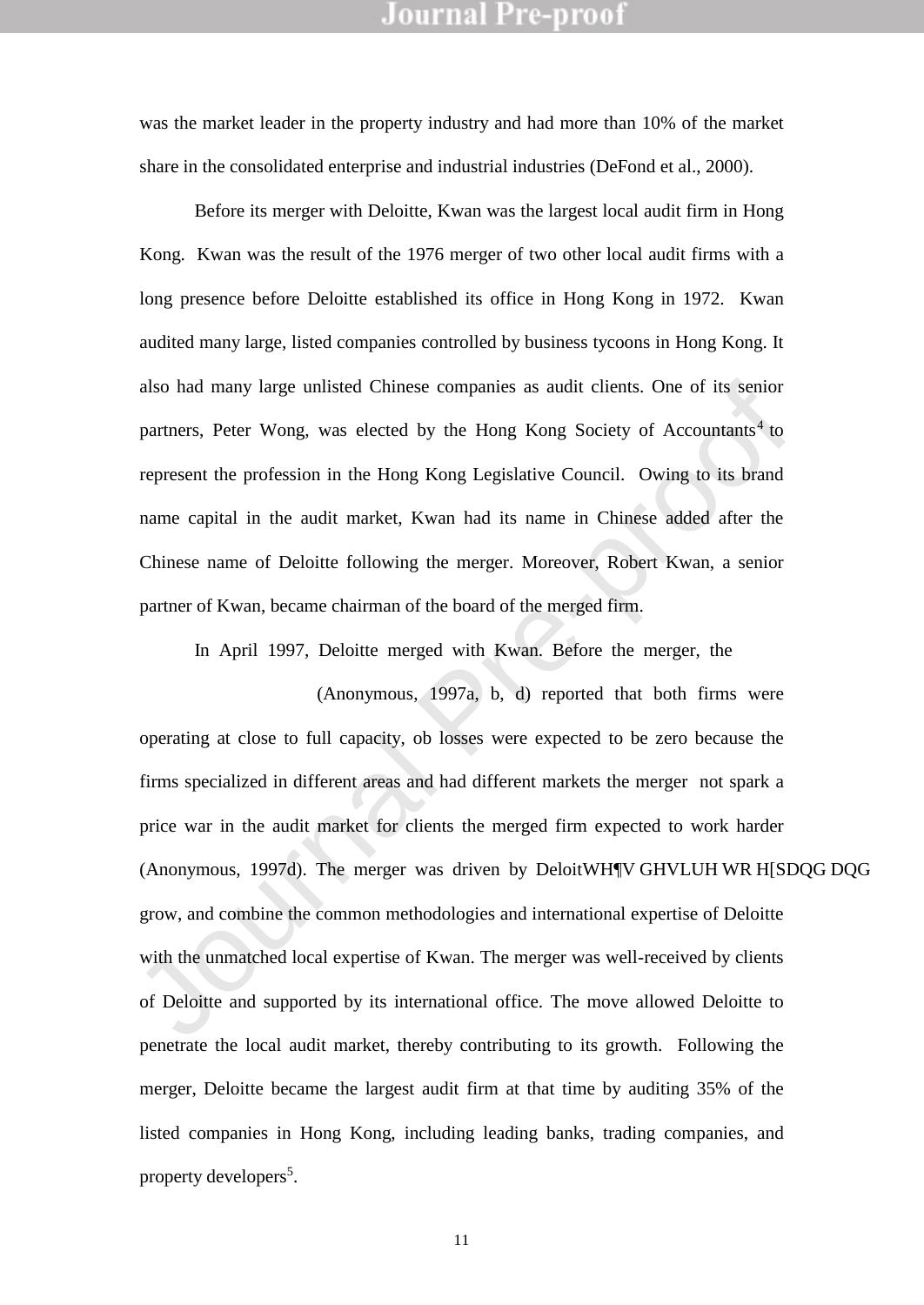was the market leader in the property industry and had more than 10% of the market share in the consolidated enterprise and industrial industries (DeFond et al., 2000).

Before its merger with Deloitte, Kwan was the largest local audit firm in Hong Kong. Kwan was the result of the 1976 merger of two other local audit firms with a long presence before Deloitte established its office in Hong Kong in 1972. Kwan audited many large, listed companies controlled by business tycoons in Hong Kong. It also had many large unlisted Chinese companies as audit clients. One of its senior partners, Peter Wong, was elected by the Hong Kong Society of Accountants[4] to represent the profession in the Hong Kong Legislative Council. Owing to its brand name capital in the audit market, Kwan had its name in Chinese added after the Chinese name of Deloitte following the merger. Moreover, Robert Kwan, a senior partner of Kwan, became chairman of the board of the merged firm.

In April 1997, Deloitte merged with Kwan. Before the merger, the (Anonymous, 1997a, b, d) reported that both firms were operating at close to full capacity, ob losses were expected to be zero because the firms specialized in different areas and had different markets the merger not spark a price war in the audit market for clients the merged firm expected to work harder (Anonymous, 1997d). The merger was driven by DeloitWH¶V GHVLUH WR H[SDQG DQG grow, and combine the common methodologies and international expertise of Deloitte with the unmatched local expertise of Kwan. The merger was well-received by clients of Deloitte and supported by its international office. The move allowed Deloitte to penetrate the local audit market, thereby contributing to its growth. Following the merger, Deloitte became the largest audit firm at that time by auditing 35% of the listed companies in Hong Kong, including leading banks, trading companies, and property developers[5].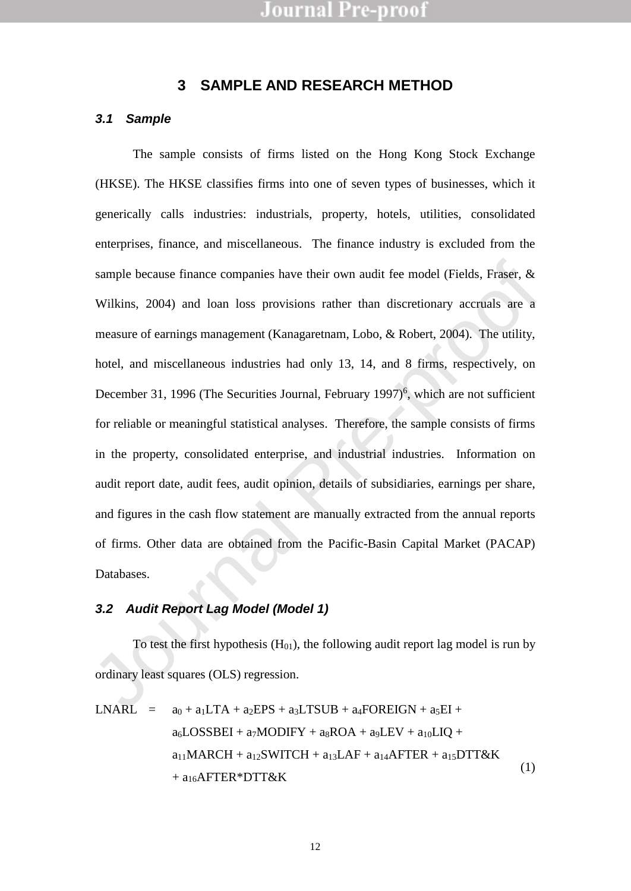## 3 SAMPLE AND RESEARCH METHOD

### *3.1 Sample*

The sample consists of firms listed on the Hong Kong Stock Exchange (HKSE). The HKSE classifies firms into one of seven types of businesses, which it generically calls industries: industrials, property, hotels, utilities, consolidated enterprises, finance, and miscellaneous. The finance industry is excluded from the sample because finance companies have their own audit fee model (Fields, Fraser, & Wilkins, 2004) and loan loss provisions rather than discretionary accruals are a measure of earnings management (Kanagaretnam, Lobo, & Robert, 2004). The utility, hotel, and miscellaneous industries had only 13, 14, and 8 firms, respectively, on December 31, 1996 (The Securities Journal, February 1997)[6], which are not sufficient for reliable or meaningful statistical analyses. Therefore, the sample consists of firms in the property, consolidated enterprise, and industrial industries. Information on audit report date, audit fees, audit opinion, details of subsidiaries, earnings per share, and figures in the cash flow statement are manually extracted from the annual reports of firms. Other data are obtained from the Pacific-Basin Capital Market (PACAP) Databases.

### *3.2 Audit Report Lag Model (Model 1)*

To test the first hypothesis ($H_{01}$), the following audit report lag model is run by ordinary least squares (OLS) regression.

$$\begin{aligned} LNARL = \; & a_0 + a_1 LTA + a_2 EPS + a_3 LTSUB + a_4 FOREIGN + a_5 EI + \\ & a_6 LOSSBEI + a_7 MODIFY + a_8 ROA + a_9 LEV + a_{10} LIQ + \\ & a_{11} MARCH + a_{12} SWITCH + a_{13} LAF + a_{14} AFTER + a_{15} DTT\&K \\ & + a_{16} AFTER{*}DTT\&K \end{aligned} \quad (1)$$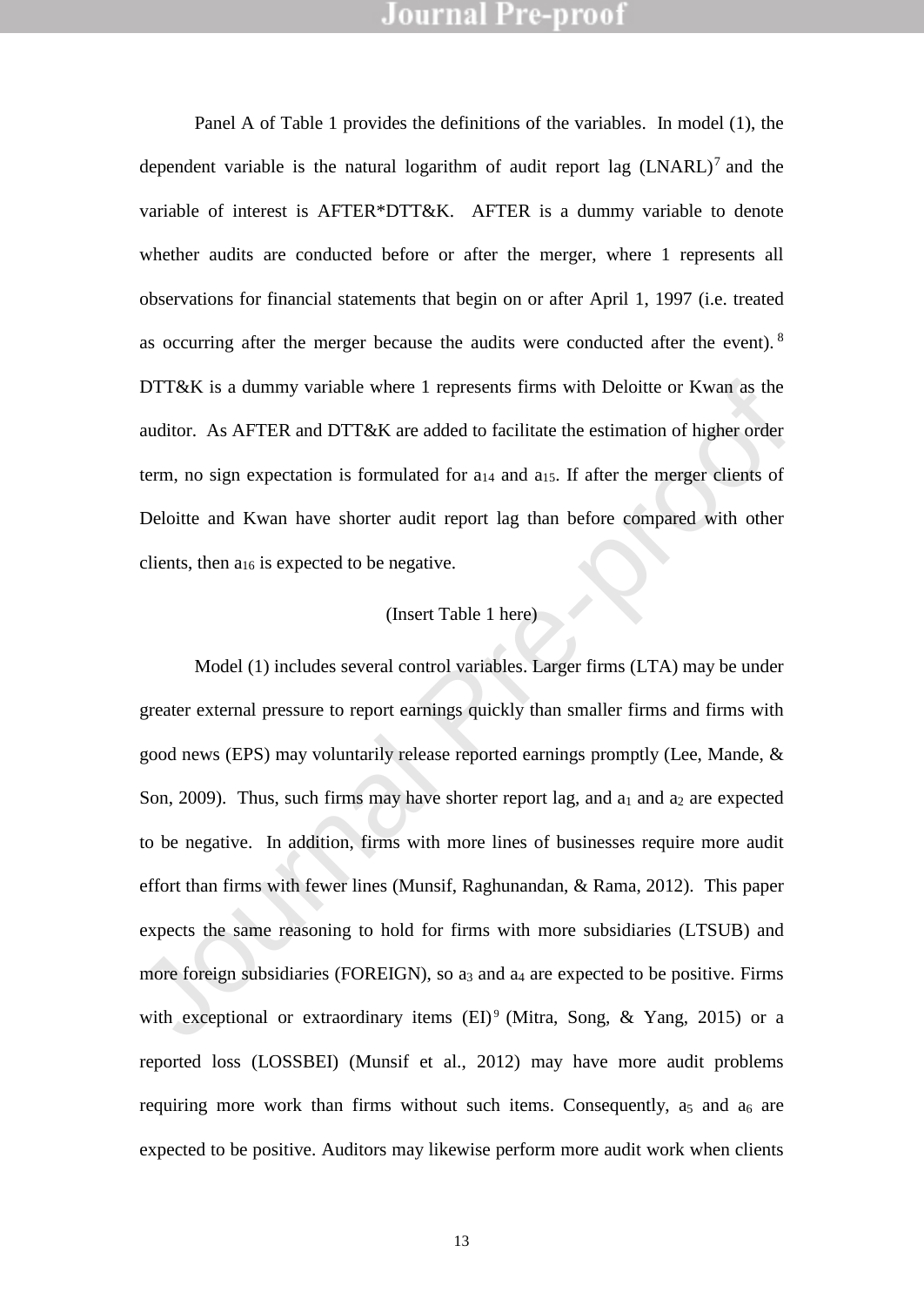Panel A of Table 1 provides the definitions of the variables. In model (1), the dependent variable is the natural logarithm of audit report lag (LNARL)[7] and the variable of interest is AFTER*DTT&K. AFTER is a dummy variable to denote whether audits are conducted before or after the merger, where 1 represents all observations for financial statements that begin on or after April 1, 1997 (i.e. treated as occurring after the merger because the audits were conducted after the event).[8] DTT&K is a dummy variable where 1 represents firms with Deloitte or Kwan as the auditor. As AFTER and DTT&K are added to facilitate the estimation of higher order term, no sign expectation is formulated for $a_{14}$ and $a_{15}$. If after the merger clients of Deloitte and Kwan have shorter audit report lag than before compared with other clients, then $a_{16}$ is expected to be negative.

(Insert Table 1 here)

Model (1) includes several control variables. Larger firms (LTA) may be under greater external pressure to report earnings quickly than smaller firms and firms with good news (EPS) may voluntarily release reported earnings promptly (Lee, Mande, & Son, 2009). Thus, such firms may have shorter report lag, and $a_1$ and $a_2$ are expected to be negative. In addition, firms with more lines of businesses require more audit effort than firms with fewer lines (Munsif, Raghunandan, & Rama, 2012). This paper expects the same reasoning to hold for firms with more subsidiaries (LTSUB) and more foreign subsidiaries (FOREIGN), so $a_3$ and $a_4$ are expected to be positive. Firms with exceptional or extraordinary items (EI)[9] (Mitra, Song, & Yang, 2015) or a reported loss (LOSSBEI) (Munsif et al., 2012) may have more audit problems requiring more work than firms without such items. Consequently, $a_5$ and $a_6$ are expected to be positive. Auditors may likewise perform more audit work when clients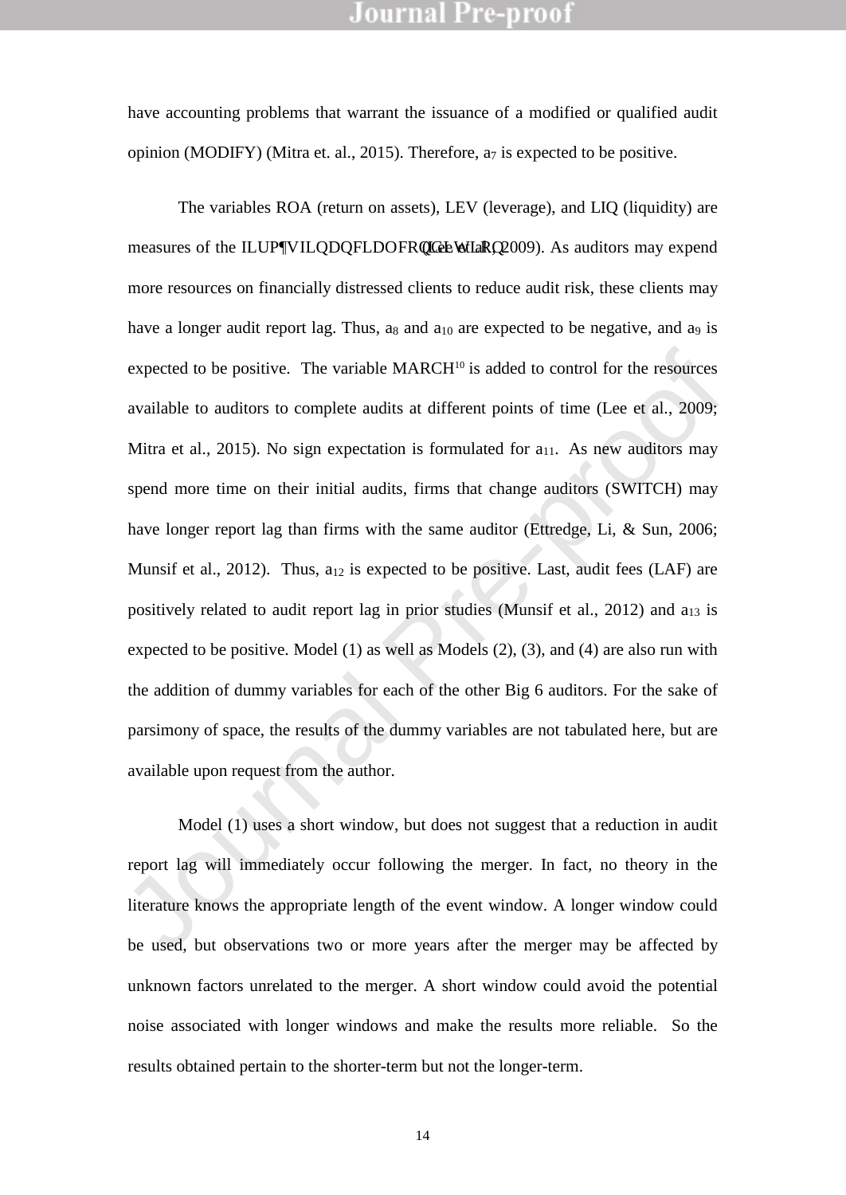have accounting problems that warrant the issuance of a modified or qualified audit opinion (MODIFY) (Mitra et. al., 2015). Therefore, $a_7$ is expected to be positive.

The variables ROA (return on assets), LEV (leverage), and LIQ (liquidity) are measures of the firm's financial condition (Lee et al., 2009). As auditors may expend more resources on financially distressed clients to reduce audit risk, these clients may have a longer audit report lag. Thus, $a_8$ and $a_{10}$ are expected to be negative, and $a_9$ is expected to be positive. The variable MARCH[10] is added to control for the resources available to auditors to complete audits at different points of time (Lee et al., 2009; Mitra et al., 2015). No sign expectation is formulated for $a_{11}$. As new auditors may spend more time on their initial audits, firms that change auditors (SWITCH) may have longer report lag than firms with the same auditor (Ettredge, Li, & Sun, 2006; Munsif et al., 2012). Thus, $a_{12}$ is expected to be positive. Last, audit fees (LAF) are positively related to audit report lag in prior studies (Munsif et al., 2012) and $a_{13}$ is expected to be positive. Model (1) as well as Models (2), (3), and (4) are also run with the addition of dummy variables for each of the other Big 6 auditors. For the sake of parsimony of space, the results of the dummy variables are not tabulated here, but are available upon request from the author.

Model (1) uses a short window, but does not suggest that a reduction in audit report lag will immediately occur following the merger. In fact, no theory in the literature knows the appropriate length of the event window. A longer window could be used, but observations two or more years after the merger may be affected by unknown factors unrelated to the merger. A short window could avoid the potential noise associated with longer windows and make the results more reliable. So the results obtained pertain to the shorter-term but not the longer-term.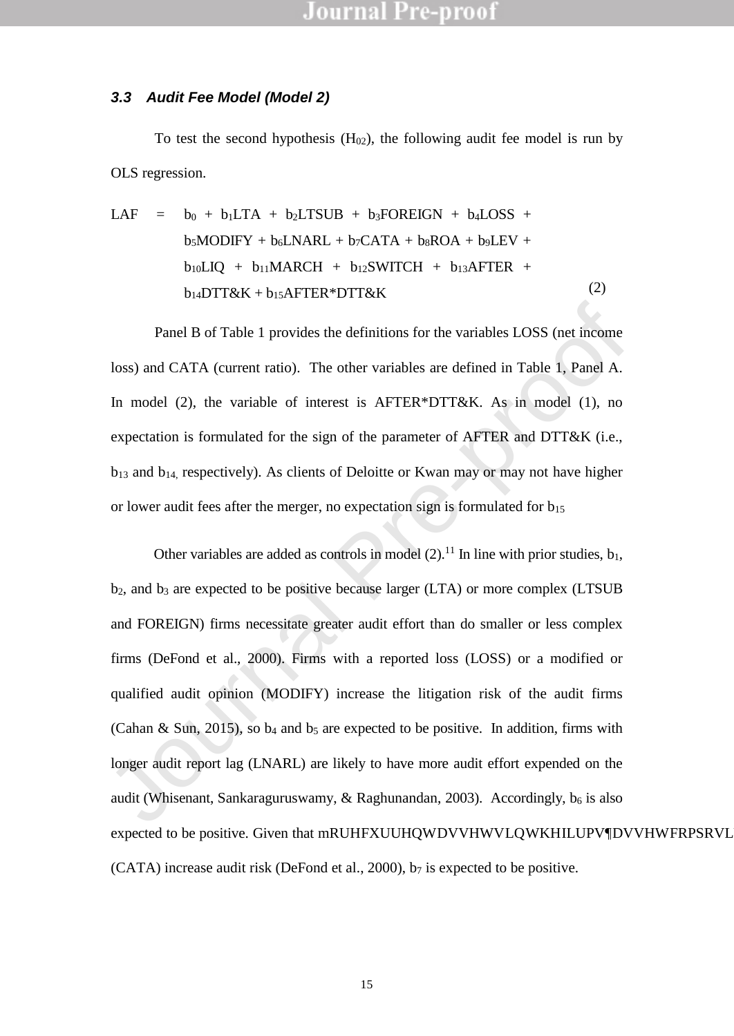### *3.3 Audit Fee Model (Model 2)*

To test the second hypothesis ($H_{02}$), the following audit fee model is run by OLS regression.

$$LAF = b_0 + b_1LTA + b_2LTSUB + b_3FOREIGN + b_4LOSS + b_5MODIFY + b_6LNARL + b_7CATA + b_8ROA + b_9LEV + b_{10}LIQ + b_{11}MARCH + b_{12}SWITCH + b_{13}AFTER + b_{14}DTT\&K + b_{15}AFTER*DTT\&K \quad (2)$$

Panel B of Table 1 provides the definitions for the variables LOSS (net income loss) and CATA (current ratio). The other variables are defined in Table 1, Panel A. In model (2), the variable of interest is AFTER*DTT&K. As in model (1), no expectation is formulated for the sign of the parameter of AFTER and DTT&K (i.e., $b_{13}$ and $b_{14}$, respectively). As clients of Deloitte or Kwan may or may not have higher or lower audit fees after the merger, no expectation sign is formulated for $b_{15}$

Other variables are added as controls in model (2).[11] In line with prior studies, $b_1$, $b_2$, and $b_3$ are expected to be positive because larger (LTA) or more complex (LTSUB and FOREIGN) firms necessitate greater audit effort than do smaller or less complex firms (DeFond et al., 2000). Firms with a reported loss (LOSS) or a modified or qualified audit opinion (MODIFY) increase the litigation risk of the audit firms (Cahan & Sun, 2015), so $b_4$ and $b_5$ are expected to be positive. In addition, firms with longer audit report lag (LNARL) are likely to have more audit effort expended on the audit (Whisenant, Sankaraguruswamy, & Raghunandan, 2003). Accordingly, $b_6$ is also expected to be positive. Given that mRUHFXUUHQWDVVHWVLQWKHILUPV¶DVVHWFRPSRVL (CATA) increase audit risk (DeFond et al., 2000), $b_7$ is expected to be positive.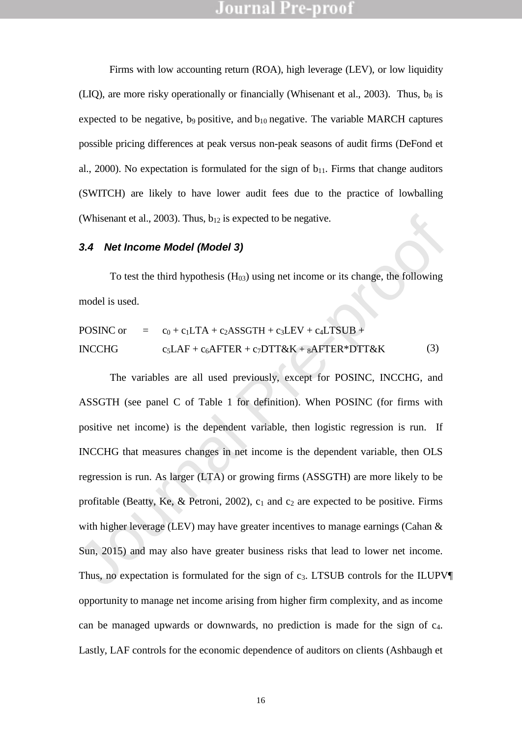Firms with low accounting return (ROA), high leverage (LEV), or low liquidity (LIQ), are more risky operationally or financially (Whisenant et al., 2003). Thus, $b_8$ is expected to be negative, $b_9$ positive, and $b_{10}$ negative. The variable MARCH captures possible pricing differences at peak versus non-peak seasons of audit firms (DeFond et al., 2000). No expectation is formulated for the sign of $b_{11}$. Firms that change auditors (SWITCH) are likely to have lower audit fees due to the practice of lowballing (Whisenant et al., 2003). Thus, $b_{12}$ is expected to be negative.

### 3.4 Net Income Model (Model 3)

To test the third hypothesis ($H_{03}$) using net income or its change, the following model is used.

$$\text{POSINC or INCCHG} = c_0 + c_1\text{LTA} + c_2\text{ASSGTH} + c_3\text{LEV} + c_4\text{LTSUB} + c_5\text{LAF} + c_6\text{AFTER} + c_7\text{DTT\&K} + {}_8\text{AFTER*DTT\&K} \quad (3)$$

The variables are all used previously, except for POSINC, INCCHG, and ASSGTH (see panel C of Table 1 for definition). When POSINC (for firms with positive net income) is the dependent variable, then logistic regression is run. If INCCHG that measures changes in net income is the dependent variable, then OLS regression is run. As larger (LTA) or growing firms (ASSGTH) are more likely to be profitable (Beatty, Ke, & Petroni, 2002), $c_1$ and $c_2$ are expected to be positive. Firms with higher leverage (LEV) may have greater incentives to manage earnings (Cahan & Sun, 2015) and may also have greater business risks that lead to lower net income. Thus, no expectation is formulated for the sign of $c_3$. LTSUB controls for the ILUPV¶ opportunity to manage net income arising from higher firm complexity, and as income can be managed upwards or downwards, no prediction is made for the sign of $c_4$. Lastly, LAF controls for the economic dependence of auditors on clients (Ashbaugh et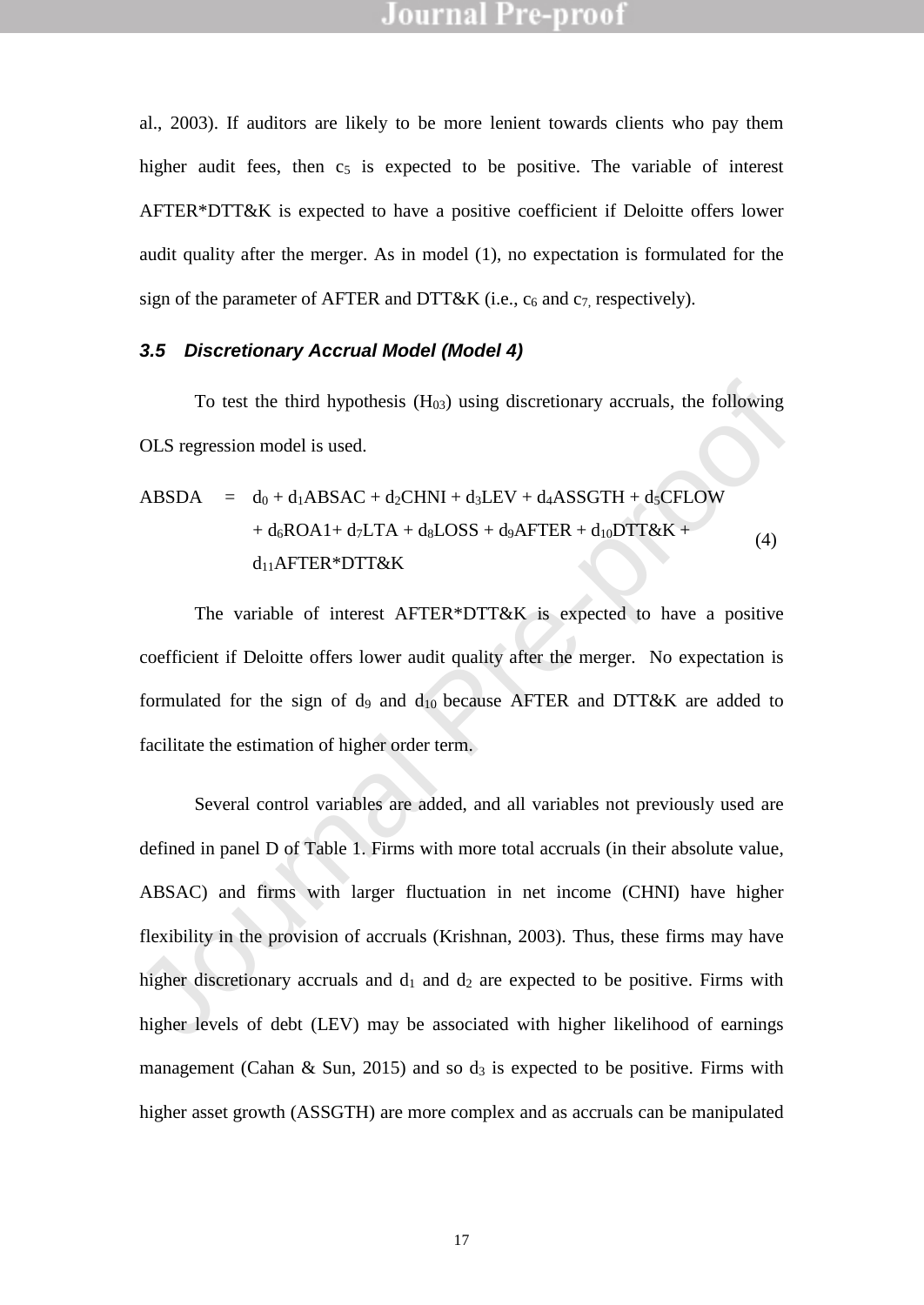al., 2003). If auditors are likely to be more lenient towards clients who pay them higher audit fees, then $c_5$ is expected to be positive. The variable of interest AFTER*DTT&K is expected to have a positive coefficient if Deloitte offers lower audit quality after the merger. As in model (1), no expectation is formulated for the sign of the parameter of AFTER and DTT&K (i.e., $c_6$ and $c_7$, respectively).

### *3.5 Discretionary Accrual Model (Model 4)*

To test the third hypothesis ($H_{03}$) using discretionary accruals, the following OLS regression model is used.

$$ABSDA = d_0 + d_1 ABSAC + d_2 CHNI + d_3 LEV + d_4 ASSGTH + d_5 CFLOW + d_6 ROA1 + d_7 LTA + d_8 LOSS + d_9 AFTER + d_{10} DTT\&K + d_{11} AFTER*DTT\&K \quad (4)$$

The variable of interest AFTER*DTT&K is expected to have a positive coefficient if Deloitte offers lower audit quality after the merger. No expectation is formulated for the sign of $d_9$ and $d_{10}$ because AFTER and DTT&K are added to facilitate the estimation of higher order term.

Several control variables are added, and all variables not previously used are defined in panel D of Table 1. Firms with more total accruals (in their absolute value, ABSAC) and firms with larger fluctuation in net income (CHNI) have higher flexibility in the provision of accruals (Krishnan, 2003). Thus, these firms may have higher discretionary accruals and $d_1$ and $d_2$ are expected to be positive. Firms with higher levels of debt (LEV) may be associated with higher likelihood of earnings management (Cahan & Sun, 2015) and so $d_3$ is expected to be positive. Firms with higher asset growth (ASSGTH) are more complex and as accruals can be manipulated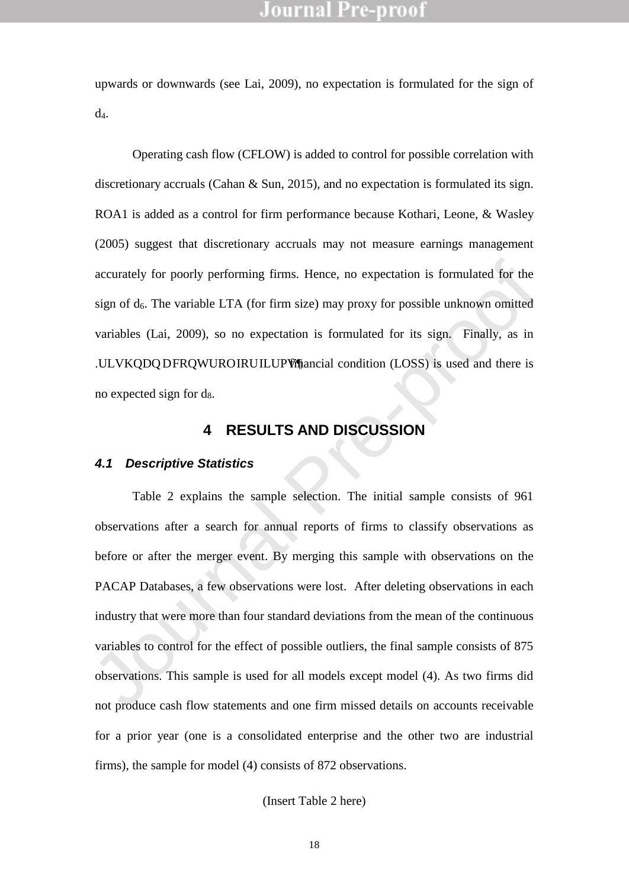upwards or downwards (see Lai, 2009), no expectation is formulated for the sign of $d_4$.

Operating cash flow (CFLOW) is added to control for possible correlation with discretionary accruals (Cahan & Sun, 2015), and no expectation is formulated its sign. ROA1 is added as a control for firm performance because Kothari, Leone, & Wasley (2005) suggest that discretionary accruals may not measure earnings management accurately for poorly performing firms. Hence, no expectation is formulated for the sign of $d_6$. The variable LTA (for firm size) may proxy for possible unknown omitted variables (Lai, 2009), so no expectation is formulated for its sign. Finally, as in Krishnan a control for firms' financial condition (LOSS) is used and there is no expected sign for $d_8$.

# 4 RESULTS AND DISCUSSION

## *4.1 Descriptive Statistics*

Table 2 explains the sample selection. The initial sample consists of 961 observations after a search for annual reports of firms to classify observations as before or after the merger event. By merging this sample with observations on the PACAP Databases, a few observations were lost. After deleting observations in each industry that were more than four standard deviations from the mean of the continuous variables to control for the effect of possible outliers, the final sample consists of 875 observations. This sample is used for all models except model (4). As two firms did not produce cash flow statements and one firm missed details on accounts receivable for a prior year (one is a consolidated enterprise and the other two are industrial firms), the sample for model (4) consists of 872 observations.

(Insert Table 2 here)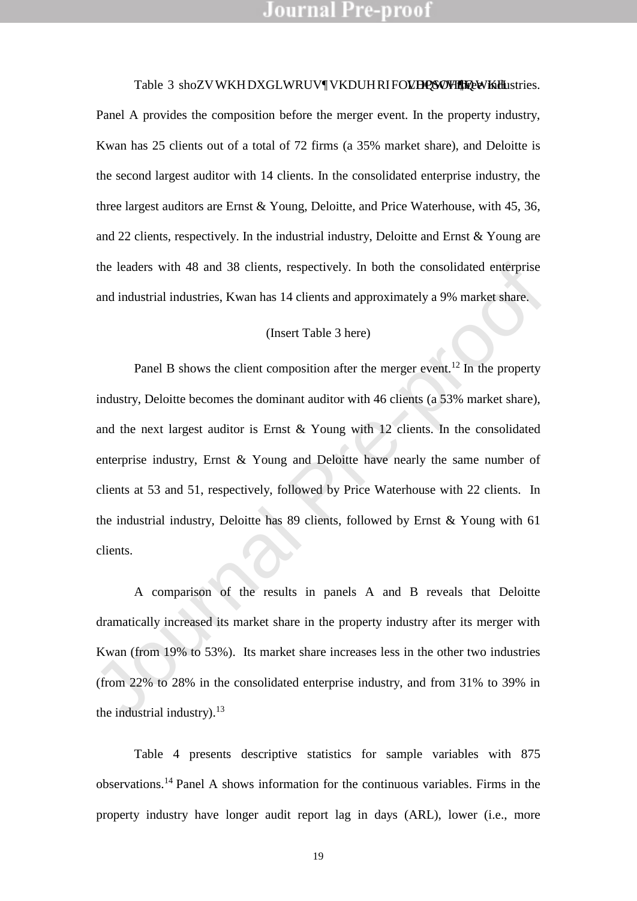Table 3 shows the auditors' share of clients in the three industries. Panel A provides the composition before the merger event. In the property industry, Kwan has 25 clients out of a total of 72 firms (a 35% market share), and Deloitte is the second largest auditor with 14 clients. In the consolidated enterprise industry, the three largest auditors are Ernst & Young, Deloitte, and Price Waterhouse, with 45, 36, and 22 clients, respectively. In the industrial industry, Deloitte and Ernst & Young are the leaders with 48 and 38 clients, respectively. In both the consolidated enterprise and industrial industries, Kwan has 14 clients and approximately a 9% market share.

(Insert Table 3 here)

Panel B shows the client composition after the merger event.[12] In the property industry, Deloitte becomes the dominant auditor with 46 clients (a 53% market share), and the next largest auditor is Ernst & Young with 12 clients. In the consolidated enterprise industry, Ernst & Young and Deloitte have nearly the same number of clients at 53 and 51, respectively, followed by Price Waterhouse with 22 clients. In the industrial industry, Deloitte has 89 clients, followed by Ernst & Young with 61 clients.

A comparison of the results in panels A and B reveals that Deloitte dramatically increased its market share in the property industry after its merger with Kwan (from 19% to 53%). Its market share increases less in the other two industries (from 22% to 28% in the consolidated enterprise industry, and from 31% to 39% in the industrial industry).[13]

Table 4 presents descriptive statistics for sample variables with 875 observations.[14] Panel A shows information for the continuous variables. Firms in the property industry have longer audit report lag in days (ARL), lower (i.e., more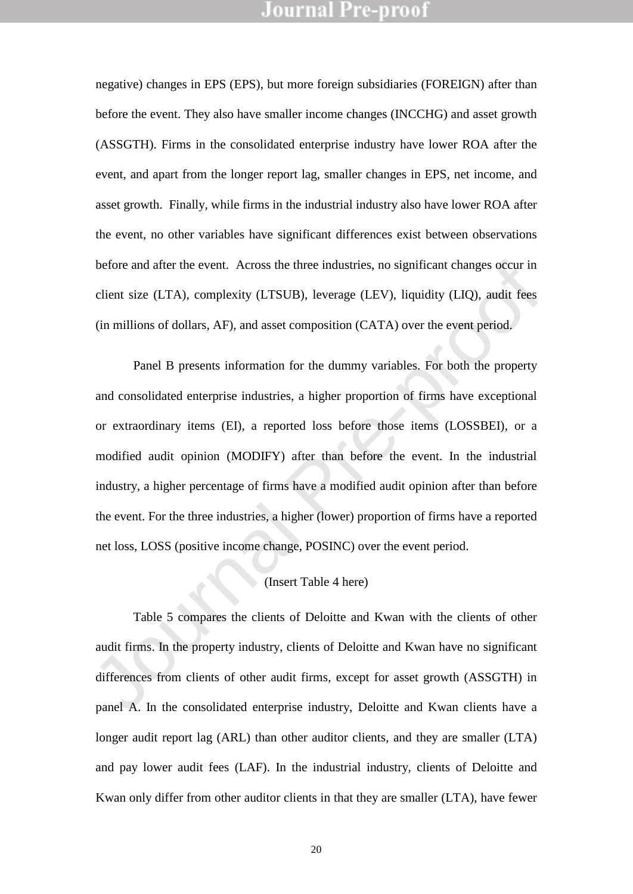negative) changes in EPS (EPS), but more foreign subsidiaries (FOREIGN) after than before the event. They also have smaller income changes (INCCHG) and asset growth (ASSGTH). Firms in the consolidated enterprise industry have lower ROA after the event, and apart from the longer report lag, smaller changes in EPS, net income, and asset growth. Finally, while firms in the industrial industry also have lower ROA after the event, no other variables have significant differences exist between observations before and after the event. Across the three industries, no significant changes occur in client size (LTA), complexity (LTSUB), leverage (LEV), liquidity (LIQ), audit fees (in millions of dollars, AF), and asset composition (CATA) over the event period.

Panel B presents information for the dummy variables. For both the property and consolidated enterprise industries, a higher proportion of firms have exceptional or extraordinary items (EI), a reported loss before those items (LOSSBEI), or a modified audit opinion (MODIFY) after than before the event. In the industrial industry, a higher percentage of firms have a modified audit opinion after than before the event. For the three industries, a higher (lower) proportion of firms have a reported net loss, LOSS (positive income change, POSINC) over the event period.

(Insert Table 4 here)

Table 5 compares the clients of Deloitte and Kwan with the clients of other audit firms. In the property industry, clients of Deloitte and Kwan have no significant differences from clients of other audit firms, except for asset growth (ASSGTH) in panel A. In the consolidated enterprise industry, Deloitte and Kwan clients have a longer audit report lag (ARL) than other auditor clients, and they are smaller (LTA) and pay lower audit fees (LAF). In the industrial industry, clients of Deloitte and Kwan only differ from other auditor clients in that they are smaller (LTA), have fewer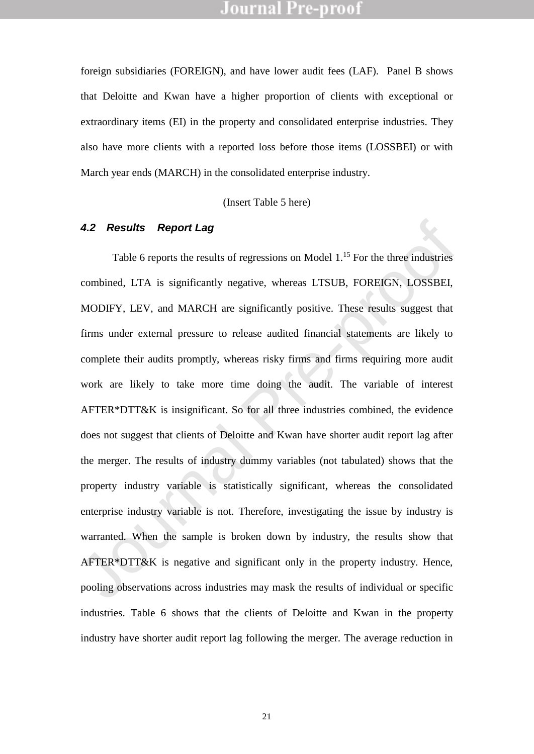foreign subsidiaries (FOREIGN), and have lower audit fees (LAF). Panel B shows that Deloitte and Kwan have a higher proportion of clients with exceptional or extraordinary items (EI) in the property and consolidated enterprise industries. They also have more clients with a reported loss before those items (LOSSBEI) or with March year ends (MARCH) in the consolidated enterprise industry.

(Insert Table 5 here)

### *4.2 Results Report Lag*

Table 6 reports the results of regressions on Model 1.[15] For the three industries combined, LTA is significantly negative, whereas LTSUB, FOREIGN, LOSSBEI, MODIFY, LEV, and MARCH are significantly positive. These results suggest that firms under external pressure to release audited financial statements are likely to complete their audits promptly, whereas risky firms and firms requiring more audit work are likely to take more time doing the audit. The variable of interest AFTER*DTT&K is insignificant. So for all three industries combined, the evidence does not suggest that clients of Deloitte and Kwan have shorter audit report lag after the merger. The results of industry dummy variables (not tabulated) shows that the property industry variable is statistically significant, whereas the consolidated enterprise industry variable is not. Therefore, investigating the issue by industry is warranted. When the sample is broken down by industry, the results show that AFTER*DTT&K is negative and significant only in the property industry. Hence, pooling observations across industries may mask the results of individual or specific industries. Table 6 shows that the clients of Deloitte and Kwan in the property industry have shorter audit report lag following the merger. The average reduction in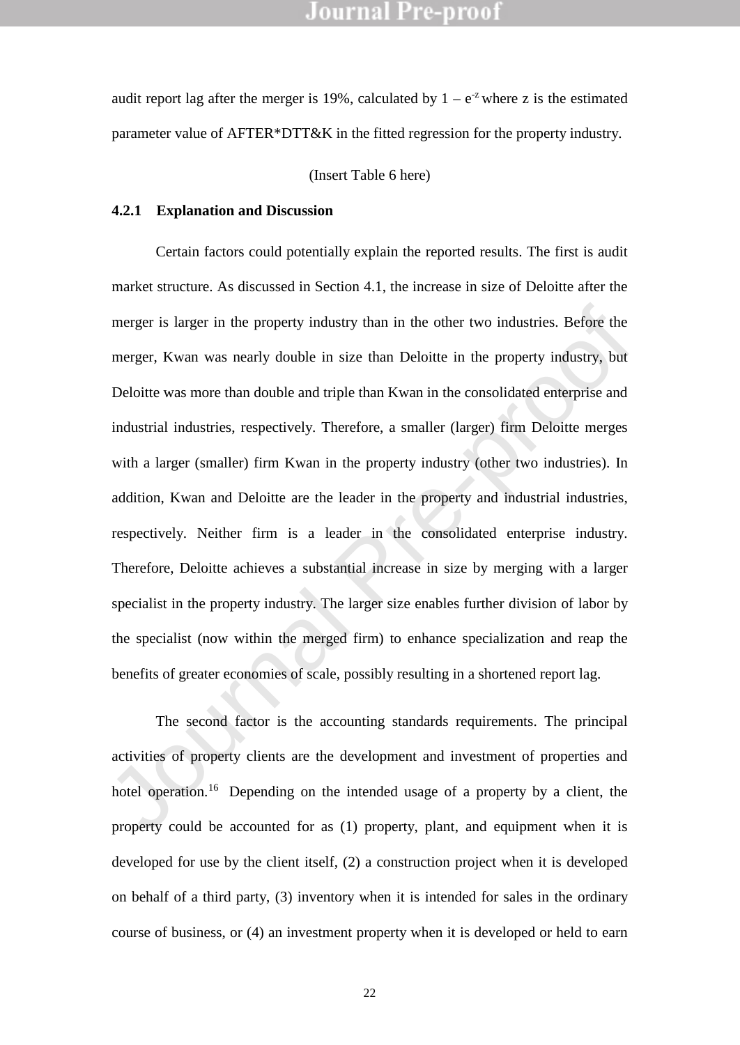audit report lag after the merger is 19%, calculated by $1 - e^{-z}$ where z is the estimated parameter value of AFTER*DTT&K in the fitted regression for the property industry.

(Insert Table 6 here)

### 4.2.1 Explanation and Discussion

Certain factors could potentially explain the reported results. The first is audit market structure. As discussed in Section 4.1, the increase in size of Deloitte after the merger is larger in the property industry than in the other two industries. Before the merger, Kwan was nearly double in size than Deloitte in the property industry, but Deloitte was more than double and triple than Kwan in the consolidated enterprise and industrial industries, respectively. Therefore, a smaller (larger) firm Deloitte merges with a larger (smaller) firm Kwan in the property industry (other two industries). In addition, Kwan and Deloitte are the leader in the property and industrial industries, respectively. Neither firm is a leader in the consolidated enterprise industry. Therefore, Deloitte achieves a substantial increase in size by merging with a larger specialist in the property industry. The larger size enables further division of labor by the specialist (now within the merged firm) to enhance specialization and reap the benefits of greater economies of scale, possibly resulting in a shortened report lag.

The second factor is the accounting standards requirements. The principal activities of property clients are the development and investment of properties and hotel operation.[16] Depending on the intended usage of a property by a client, the property could be accounted for as (1) property, plant, and equipment when it is developed for use by the client itself, (2) a construction project when it is developed on behalf of a third party, (3) inventory when it is intended for sales in the ordinary course of business, or (4) an investment property when it is developed or held to earn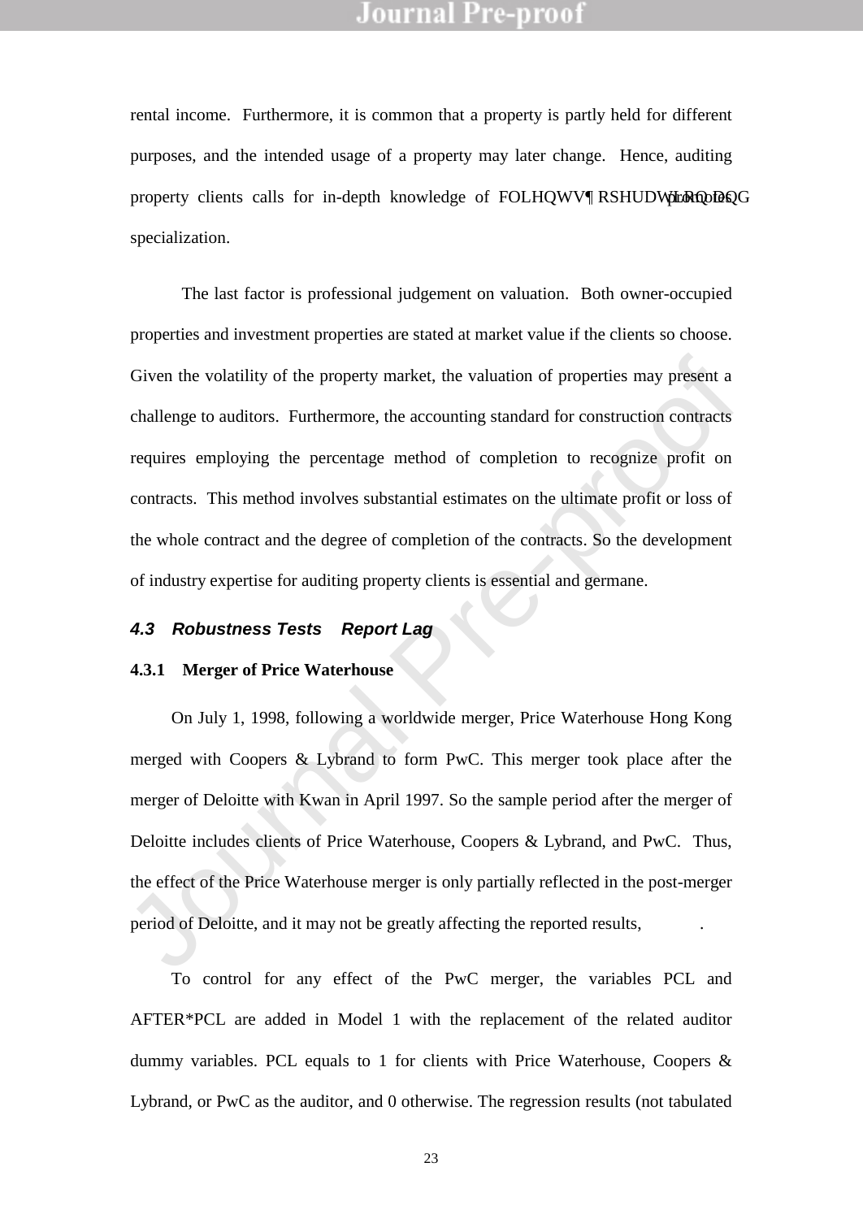rental income. Furthermore, it is common that a property is partly held for different purposes, and the intended usage of a property may later change. Hence, auditing property clients calls for in-depth knowledge of clients' operation and promotes specialization.

The last factor is professional judgement on valuation. Both owner-occupied properties and investment properties are stated at market value if the clients so choose. Given the volatility of the property market, the valuation of properties may present a challenge to auditors. Furthermore, the accounting standard for construction contracts requires employing the percentage method of completion to recognize profit on contracts. This method involves substantial estimates on the ultimate profit or loss of the whole contract and the degree of completion of the contracts. So the development of industry expertise for auditing property clients is essential and germane.

### *4.3 Robustness Tests Report Lag*

#### 4.3.1 Merger of Price Waterhouse

On July 1, 1998, following a worldwide merger, Price Waterhouse Hong Kong merged with Coopers & Lybrand to form PwC. This merger took place after the merger of Deloitte with Kwan in April 1997. So the sample period after the merger of Deloitte includes clients of Price Waterhouse, Coopers & Lybrand, and PwC. Thus, the effect of the Price Waterhouse merger is only partially reflected in the post-merger period of Deloitte, and it may not be greatly affecting the reported results, .

To control for any effect of the PwC merger, the variables PCL and AFTER*PCL are added in Model 1 with the replacement of the related auditor dummy variables. PCL equals to 1 for clients with Price Waterhouse, Coopers & Lybrand, or PwC as the auditor, and 0 otherwise. The regression results (not tabulated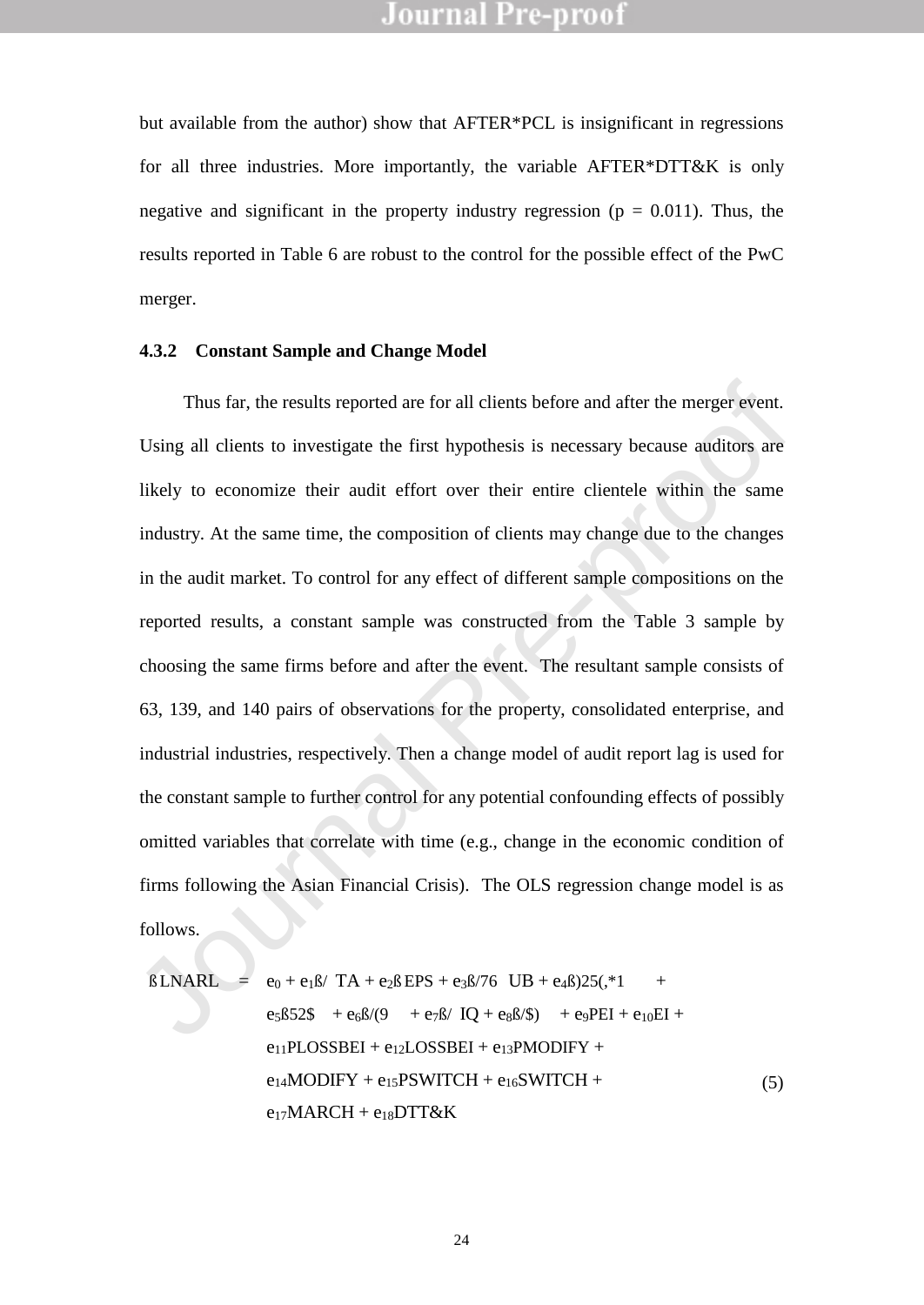but available from the author) show that AFTER*PCL is insignificant in regressions for all three industries. More importantly, the variable AFTER*DTT&K is only negative and significant in the property industry regression ($p = 0.011$). Thus, the results reported in Table 6 are robust to the control for the possible effect of the PwC merger.

### 4.3.2 Constant Sample and Change Model

Thus far, the results reported are for all clients before and after the merger event. Using all clients to investigate the first hypothesis is necessary because auditors are likely to economize their audit effort over their entire clientele within the same industry. At the same time, the composition of clients may change due to the changes in the audit market. To control for any effect of different sample compositions on the reported results, a constant sample was constructed from the Table 3 sample by choosing the same firms before and after the event. The resultant sample consists of 63, 139, and 140 pairs of observations for the property, consolidated enterprise, and industrial industries, respectively. Then a change model of audit report lag is used for the constant sample to further control for any potential confounding effects of possibly omitted variables that correlate with time (e.g., change in the economic condition of firms following the Asian Financial Crisis). The OLS regression change model is as follows.

$$
\begin{aligned}
\Delta LNARL = \; & \beta_0 + \beta_1 \Delta LTA + \beta_2 \Delta EPS + \beta_3 \Delta LSTSUB + \beta_4 \Delta FOREIGN + \\
& \beta_5 \Delta ROA + \beta_6 \Delta LEV + \beta_7 \Delta LIQ + \beta_8 \Delta LAF + \beta_9 PEI + \beta_{10} EI + \\
& \beta_{11} PLOSSBEI + \beta_{12} LOSSBEI + \beta_{13} PMODIFY + \\
& \beta_{14} MODIFY + \beta_{15} PSWITCH + \beta_{16} SWITCH + \\
& \beta_{17} MARCH + \beta_{18} DTT\&K
\end{aligned}
\tag{5}
$$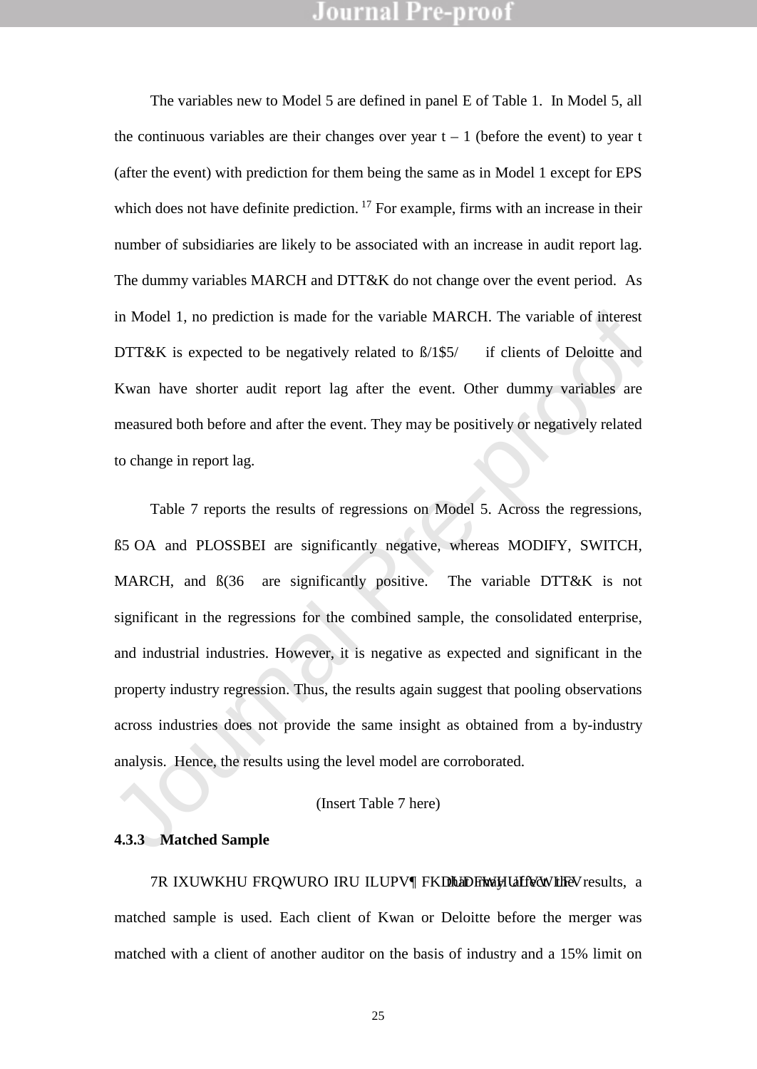The variables new to Model 5 are defined in panel E of Table 1. In Model 5, all the continuous variables are their changes over year t – 1 (before the event) to year t (after the event) with prediction for them being the same as in Model 1 except for EPS which does not have definite prediction.[17] For example, firms with an increase in their number of subsidiaries are likely to be associated with an increase in audit report lag. The dummy variables MARCH and DTT&K do not change over the event period. As in Model 1, no prediction is made for the variable MARCH. The variable of interest DTT&K is expected to be negatively related to ΔLNARL if clients of Deloitte and Kwan have shorter audit report lag after the event. Other dummy variables are measured both before and after the event. They may be positively or negatively related to change in report lag.

Table 7 reports the results of regressions on Model 5. Across the regressions, ΔROA and PLOSSBEI are significantly negative, whereas MODIFY, SWITCH, MARCH, and ΔEPS are significantly positive. The variable DTT&K is not significant in the regressions for the combined sample, the consolidated enterprise, and industrial industries. However, it is negative as expected and significant in the property industry regression. Thus, the results again suggest that pooling observations across industries does not provide the same insight as obtained from a by-industry analysis. Hence, the results using the level model are corroborated.

(Insert Table 7 here)

### 4.3.3 Matched Sample

To further control for firms' characteristics that may affect the results, a matched sample is used. Each client of Kwan or Deloitte before the merger was matched with a client of another auditor on the basis of industry and a 15% limit on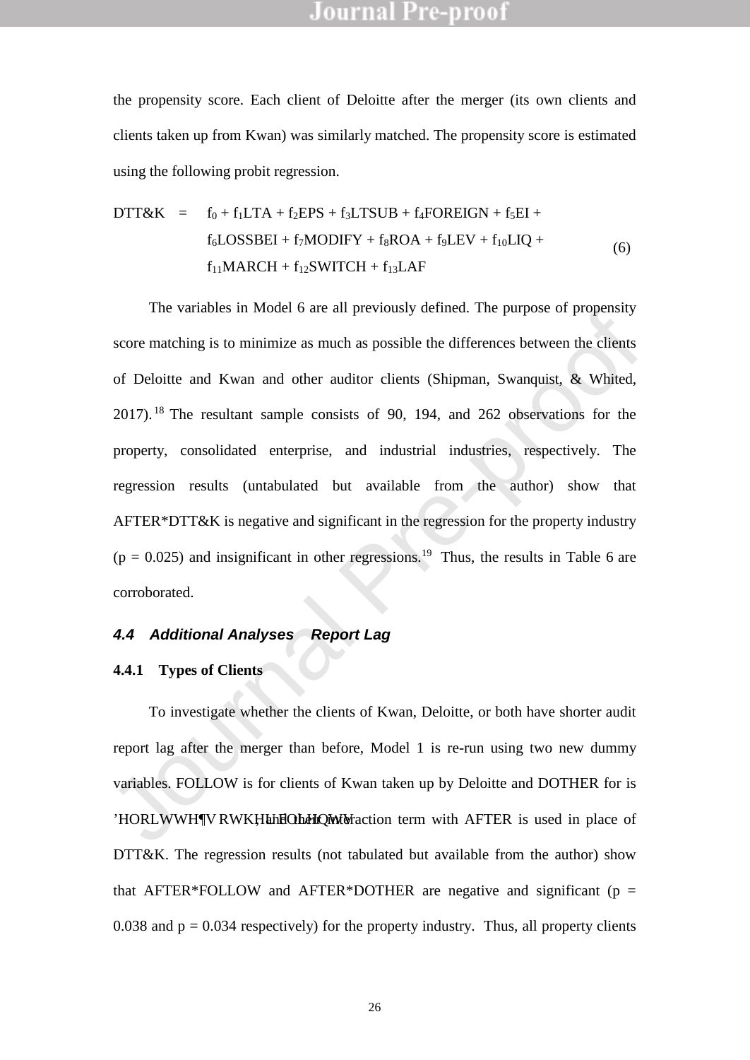the propensity score. Each client of Deloitte after the merger (its own clients and clients taken up from Kwan) was similarly matched. The propensity score is estimated using the following probit regression.

$$
\begin{aligned}
DTT\&K = \; & f_0 + f_1 LTA + f_2 EPS + f_3 LTSUB + f_4 FOREIGN + f_5 EI + \\
& f_6 LOSSBEI + f_7 MODIFY + f_8 ROA + f_9 LEV + f_{10} LIQ + \\
& f_{11} MARCH + f_{12} SWITCH + f_{13} LAF
\end{aligned}
\qquad (6)
$$

The variables in Model 6 are all previously defined. The purpose of propensity score matching is to minimize as much as possible the differences between the clients of Deloitte and Kwan and other auditor clients (Shipman, Swanquist, & Whited, 2017).[18] The resultant sample consists of 90, 194, and 262 observations for the property, consolidated enterprise, and industrial industries, respectively. The regression results (untabulated but available from the author) show that AFTER*DTT&K is negative and significant in the regression for the property industry ($p = 0.025$) and insignificant in other regressions.[19] Thus, the results in Table 6 are corroborated.

### *4.4 Additional Analyses Report Lag*

#### 4.4.1 Types of Clients

To investigate whether the clients of Kwan, Deloitte, or both have shorter audit report lag after the merger than before, Model 1 is re-run using two new dummy variables. FOLLOW is for clients of Kwan taken up by Deloitte and DOTHER for is Deloitte's other clients, and their interaction term with AFTER is used in place of DTT&K. The regression results (not tabulated but available from the author) show that AFTER*FOLLOW and AFTER*DOTHER are negative and significant ($p = 0.038$ and $p = 0.034$ respectively) for the property industry. Thus, all property clients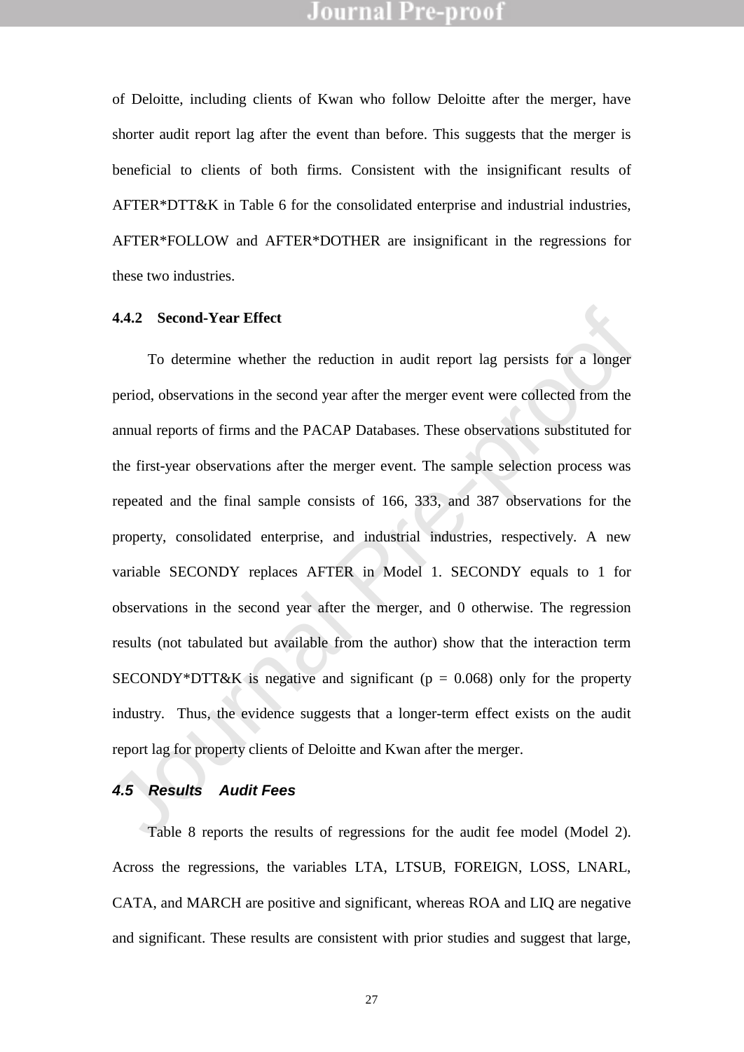of Deloitte, including clients of Kwan who follow Deloitte after the merger, have shorter audit report lag after the event than before. This suggests that the merger is beneficial to clients of both firms. Consistent with the insignificant results of AFTER*DTT&K in Table 6 for the consolidated enterprise and industrial industries, AFTER*FOLLOW and AFTER*DOTHER are insignificant in the regressions for these two industries.

### 4.4.2 Second-Year Effect

To determine whether the reduction in audit report lag persists for a longer period, observations in the second year after the merger event were collected from the annual reports of firms and the PACAP Databases. These observations substituted for the first-year observations after the merger event. The sample selection process was repeated and the final sample consists of 166, 333, and 387 observations for the property, consolidated enterprise, and industrial industries, respectively. A new variable SECONDY replaces AFTER in Model 1. SECONDY equals to 1 for observations in the second year after the merger, and 0 otherwise. The regression results (not tabulated but available from the author) show that the interaction term SECONDY*DTT&K is negative and significant ($p = 0.068$) only for the property industry. Thus, the evidence suggests that a longer-term effect exists on the audit report lag for property clients of Deloitte and Kwan after the merger.

## *4.5 Results Audit Fees*

Table 8 reports the results of regressions for the audit fee model (Model 2). Across the regressions, the variables LTA, LTSUB, FOREIGN, LOSS, LNARL, CATA, and MARCH are positive and significant, whereas ROA and LIQ are negative and significant. These results are consistent with prior studies and suggest that large,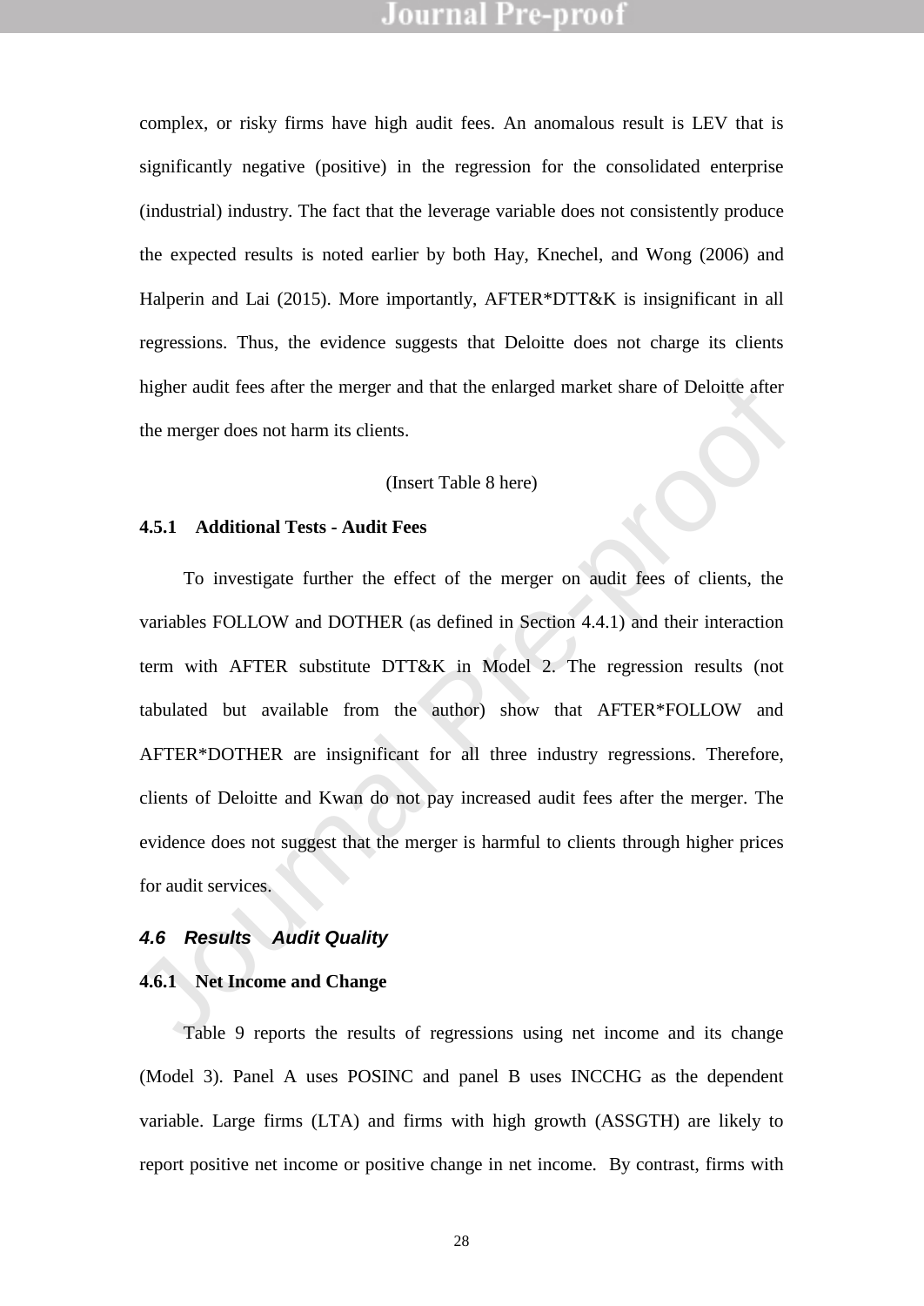complex, or risky firms have high audit fees. An anomalous result is LEV that is significantly negative (positive) in the regression for the consolidated enterprise (industrial) industry. The fact that the leverage variable does not consistently produce the expected results is noted earlier by both Hay, Knechel, and Wong (2006) and Halperin and Lai (2015). More importantly, AFTER*DTT&K is insignificant in all regressions. Thus, the evidence suggests that Deloitte does not charge its clients higher audit fees after the merger and that the enlarged market share of Deloitte after the merger does not harm its clients.

(Insert Table 8 here)

#### 4.5.1 Additional Tests - Audit Fees

To investigate further the effect of the merger on audit fees of clients, the variables FOLLOW and DOTHER (as defined in Section 4.4.1) and their interaction term with AFTER substitute DTT&K in Model 2. The regression results (not tabulated but available from the author) show that AFTER*FOLLOW and AFTER*DOTHER are insignificant for all three industry regressions. Therefore, clients of Deloitte and Kwan do not pay increased audit fees after the merger. The evidence does not suggest that the merger is harmful to clients through higher prices for audit services.

### *4.6 Results Audit Quality*

#### 4.6.1 Net Income and Change

Table 9 reports the results of regressions using net income and its change (Model 3). Panel A uses POSINC and panel B uses INCCHG as the dependent variable. Large firms (LTA) and firms with high growth (ASSGTH) are likely to report positive net income or positive change in net income. By contrast, firms with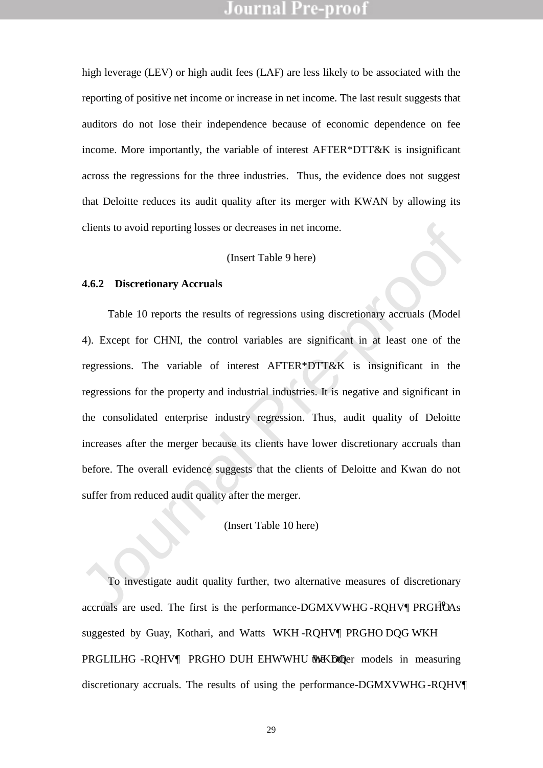high leverage (LEV) or high audit fees (LAF) are less likely to be associated with the reporting of positive net income or increase in net income. The last result suggests that auditors do not lose their independence because of economic dependence on fee income. More importantly, the variable of interest AFTER*DTT&K is insignificant across the regressions for the three industries. Thus, the evidence does not suggest that Deloitte reduces its audit quality after its merger with KWAN by allowing its clients to avoid reporting losses or decreases in net income.

(Insert Table 9 here)

### 4.6.2 Discretionary Accruals

Table 10 reports the results of regressions using discretionary accruals (Model 4). Except for CHNI, the control variables are significant in at least one of the regressions. The variable of interest AFTER*DTT&K is insignificant in the regressions for the property and industrial industries. It is negative and significant in the consolidated enterprise industry regression. Thus, audit quality of Deloitte increases after the merger because its clients have lower discretionary accruals than before. The overall evidence suggests that the clients of Deloitte and Kwan do not suffer from reduced audit quality after the merger.

(Insert Table 10 here)

To investigate audit quality further, two alternative measures of discretionary accruals are used. The first is the performance-adjusted Jones' model.[20] As suggested by Guay, Kothari, and Watts the Jones' model and the modified Jones' model are better than the other models in measuring discretionary accruals. The results of using the performance-adjusted Jones'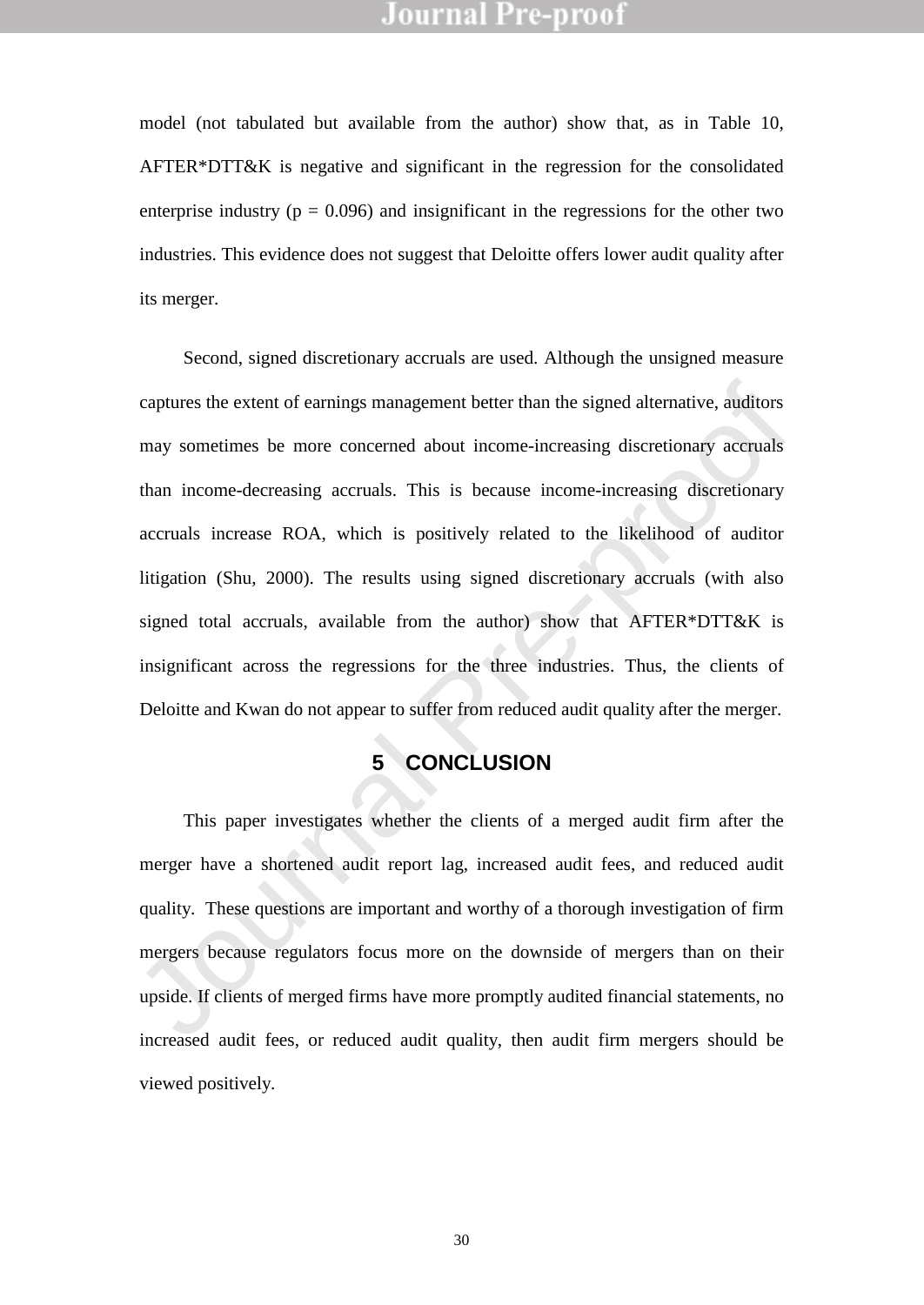model (not tabulated but available from the author) show that, as in Table 10, AFTER*DTT&K is negative and significant in the regression for the consolidated enterprise industry ($p = 0.096$) and insignificant in the regressions for the other two industries. This evidence does not suggest that Deloitte offers lower audit quality after its merger.

Second, signed discretionary accruals are used. Although the unsigned measure captures the extent of earnings management better than the signed alternative, auditors may sometimes be more concerned about income-increasing discretionary accruals than income-decreasing accruals. This is because income-increasing discretionary accruals increase ROA, which is positively related to the likelihood of auditor litigation (Shu, 2000). The results using signed discretionary accruals (with also signed total accruals, available from the author) show that AFTER*DTT&K is insignificant across the regressions for the three industries. Thus, the clients of Deloitte and Kwan do not appear to suffer from reduced audit quality after the merger.

# 5 CONCLUSION

This paper investigates whether the clients of a merged audit firm after the merger have a shortened audit report lag, increased audit fees, and reduced audit quality. These questions are important and worthy of a thorough investigation of firm mergers because regulators focus more on the downside of mergers than on their upside. If clients of merged firms have more promptly audited financial statements, no increased audit fees, or reduced audit quality, then audit firm mergers should be viewed positively.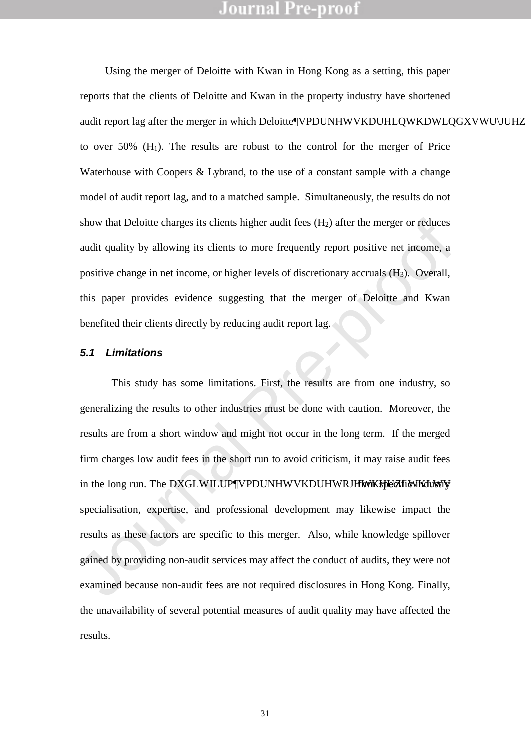Using the merger of Deloitte with Kwan in Hong Kong as a setting, this paper reports that the clients of Deloitte and Kwan in the property industry have shortened audit report lag after the merger in which Deloitte's market share in that industry grew to over 50% ($H_1$). The results are robust to the control for the merger of Price Waterhouse with Coopers & Lybrand, to the use of a constant sample with a change model of audit report lag, and to a matched sample. Simultaneously, the results do not show that Deloitte charges its clients higher audit fees ($H_2$) after the merger or reduces audit quality by allowing its clients to more frequently report positive net income, a positive change in net income, or higher levels of discretionary accruals ($H_3$). Overall, this paper provides evidence suggesting that the merger of Deloitte and Kwan benefited their clients directly by reducing audit report lag.

### *5.1 Limitations*

This study has some limitations. First, the results are from one industry, so generalizing the results to other industries must be done with caution. Moreover, the results are from a short window and might not occur in the long term. If the merged firm charges low audit fees in the short run to avoid criticism, it may raise audit fees in the long run. The audit firm's market share together with its firm specific industry specialisation, expertise, and professional development may likewise impact the results as these factors are specific to this merger. Also, while knowledge spillover gained by providing non-audit services may affect the conduct of audits, they were not examined because non-audit fees are not required disclosures in Hong Kong. Finally, the unavailability of several potential measures of audit quality may have affected the results.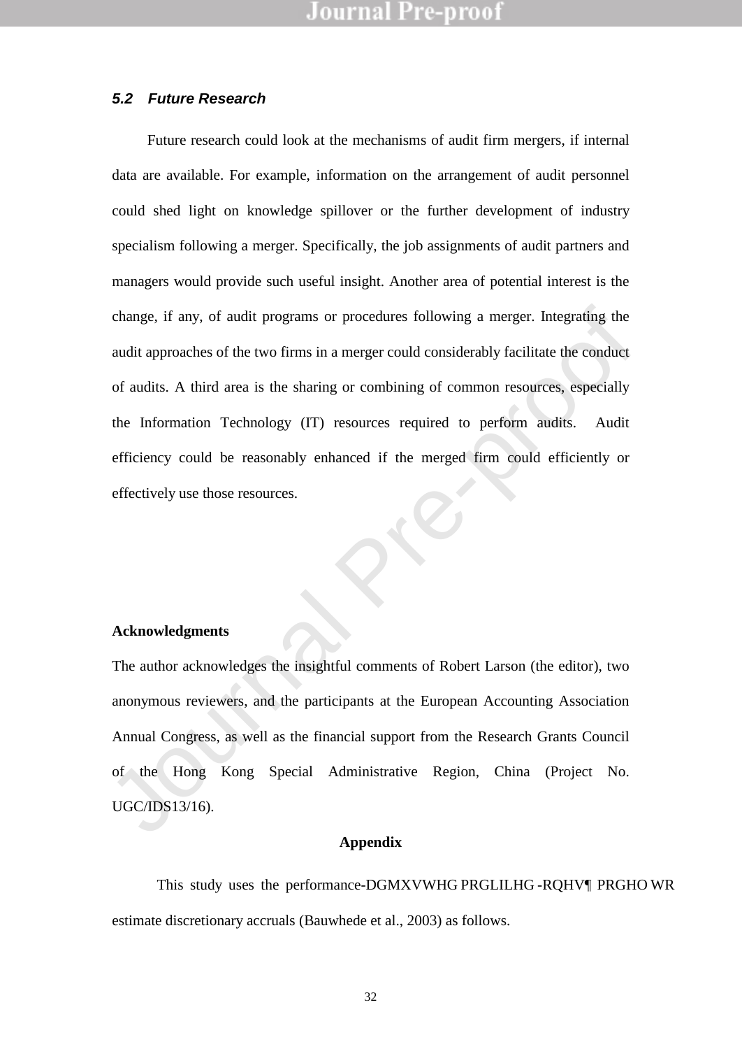### 5.2 Future Research

Future research could look at the mechanisms of audit firm mergers, if internal data are available. For example, information on the arrangement of audit personnel could shed light on knowledge spillover or the further development of industry specialism following a merger. Specifically, the job assignments of audit partners and managers would provide such useful insight. Another area of potential interest is the change, if any, of audit programs or procedures following a merger. Integrating the audit approaches of the two firms in a merger could considerably facilitate the conduct of audits. A third area is the sharing or combining of common resources, especially the Information Technology (IT) resources required to perform audits. Audit efficiency could be reasonably enhanced if the merged firm could efficiently or effectively use those resources.

**Acknowledgments**

The author acknowledges the insightful comments of Robert Larson (the editor), two anonymous reviewers, and the participants at the European Accounting Association Annual Congress, as well as the financial support from the Research Grants Council of the Hong Kong Special Administrative Region, China (Project No. UGC/IDS13/16).

**Appendix**

This study uses the performance-DGMXVWHG PRGLILHG -RQHV¶ PRGHO WR estimate discretionary accruals (Bauwhede et al., 2003) as follows.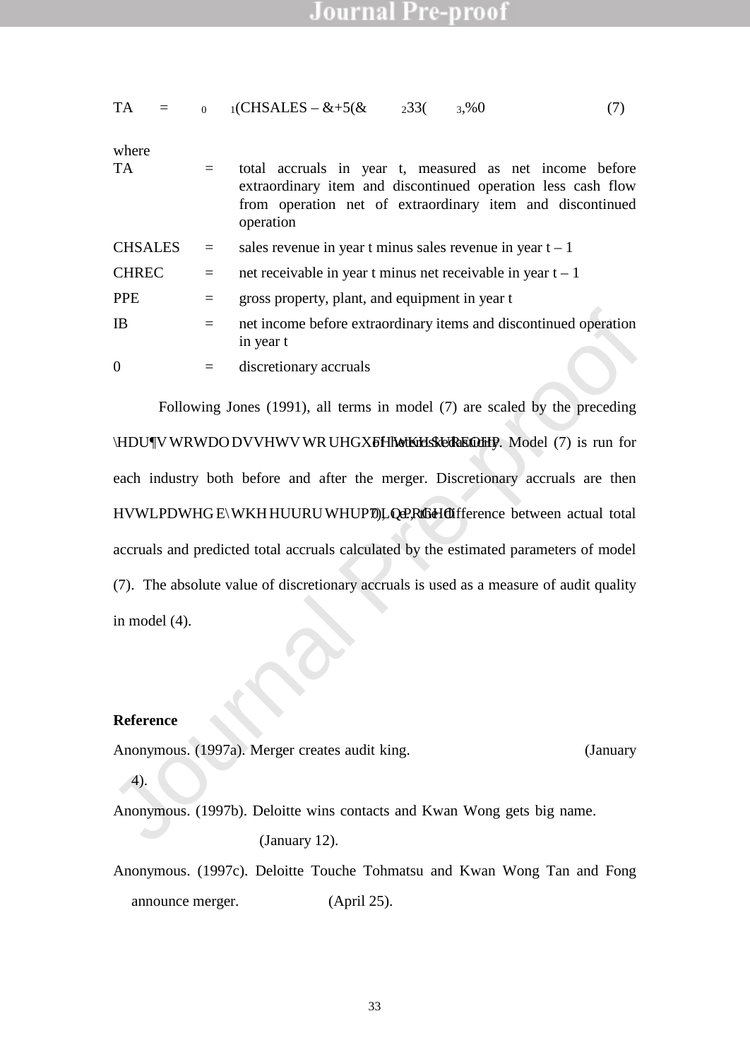$$TA = \alpha_0 + \alpha_1(CHSALES - CHREC) + \alpha_2 PPE + \alpha_3 IB + \varepsilon \quad (7)$$

where

| | | |
|---|---|---|
| TA | = | total accruals in year t, measured as net income before extraordinary item and discontinued operation less cash flow from operation net of extraordinary item and discontinued operation |
| CHSALES | = | sales revenue in year t minus sales revenue in year t – 1 |
| CHREC | = | net receivable in year t minus net receivable in year t – 1 |
| PPE | = | gross property, plant, and equipment in year t |
| IB | = | net income before extraordinary items and discontinued operation in year t |
| $\varepsilon$ | = | discretionary accruals |

Following Jones (1991), all terms in model (7) are scaled by the preceding year's total assets to reduce heteroscedasticity. Model (7) is run for each industry both before and after the merger. Discretionary accruals are then estimated by the error term in model (7), i.e., the difference between actual total accruals and predicted total accruals calculated by the estimated parameters of model (7). The absolute value of discretionary accruals is used as a measure of audit quality in model (4).

**Reference**

Anonymous. (1997a). Merger creates audit king. (January 4).

Anonymous. (1997b). Deloitte wins contacts and Kwan Wong gets big name. (January 12).

Anonymous. (1997c). Deloitte Touche Tohmatsu and Kwan Wong Tan and Fong announce merger. (April 25).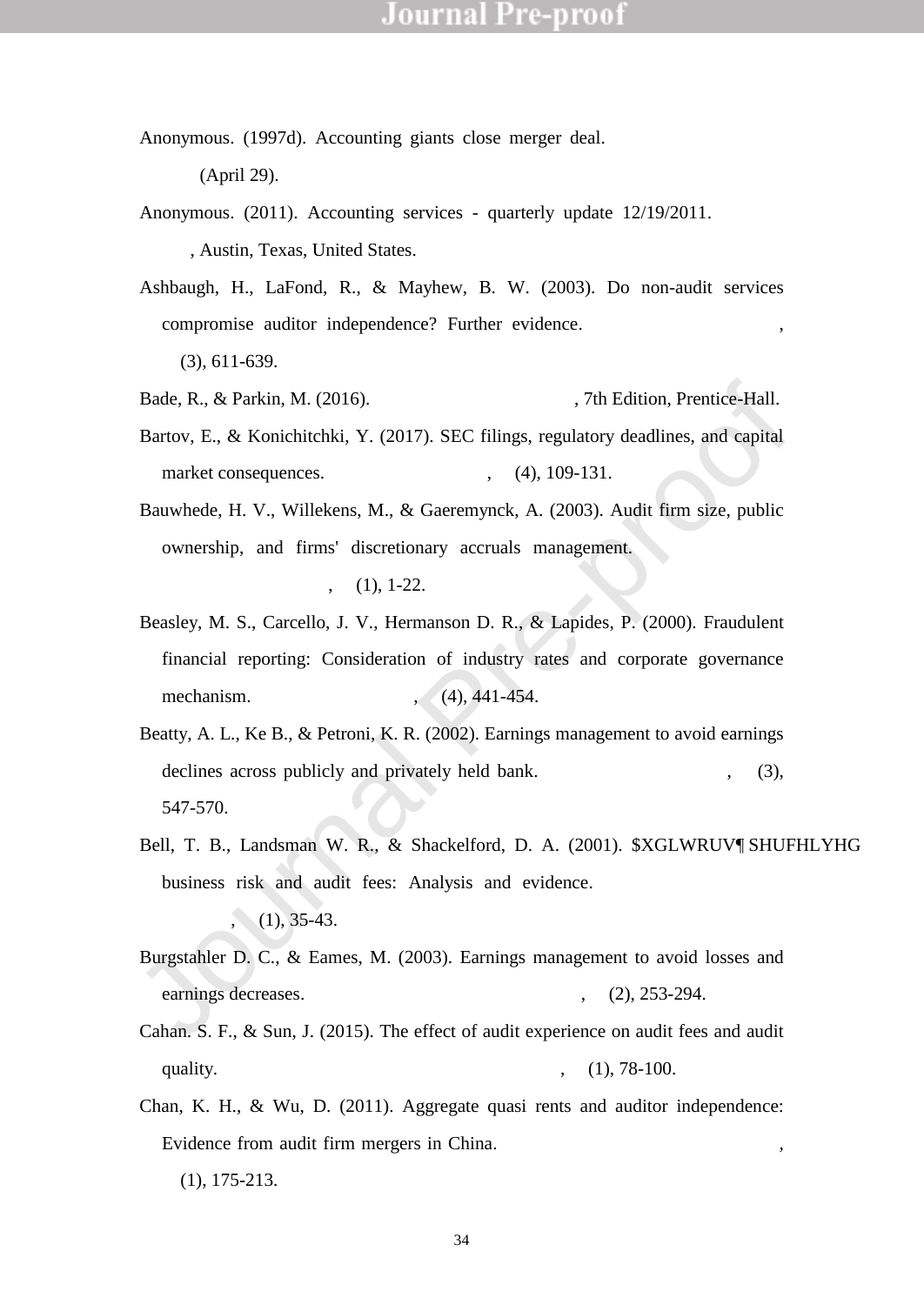Anonymous. (1997d). Accounting giants close merger deal. (April 29).

Anonymous. (2011). Accounting services - quarterly update 12/19/2011. , Austin, Texas, United States.

Ashbaugh, H., LaFond, R., & Mayhew, B. W. (2003). Do non-audit services compromise auditor independence? Further evidence. , (3), 611-639.

Bade, R., & Parkin, M. (2016). , 7th Edition, Prentice-Hall.

Bartov, E., & Konichitchki, Y. (2017). SEC filings, regulatory deadlines, and capital market consequences. , (4), 109-131.

Bauwhede, H. V., Willekens, M., & Gaeremynck, A. (2003). Audit firm size, public ownership, and firms' discretionary accruals management. , (1), 1-22.

Beasley, M. S., Carcello, J. V., Hermanson D. R., & Lapides, P. (2000). Fraudulent financial reporting: Consideration of industry rates and corporate governance mechanism. , (4), 441-454.

Beatty, A. L., Ke B., & Petroni, K. R. (2002). Earnings management to avoid earnings declines across publicly and privately held bank. , (3), 547-570.

Bell, T. B., Landsman W. R., & Shackelford, D. A. (2001). $XGLWRUV¶ SHUFHLYHG business risk and audit fees: Analysis and evidence. , (1), 35-43.

Burgstahler D. C., & Eames, M. (2003). Earnings management to avoid losses and earnings decreases. , (2), 253-294.

Cahan. S. F., & Sun, J. (2015). The effect of audit experience on audit fees and audit quality. , (1), 78-100.

Chan, K. H., & Wu, D. (2011). Aggregate quasi rents and auditor independence: Evidence from audit firm mergers in China. , (1), 175-213.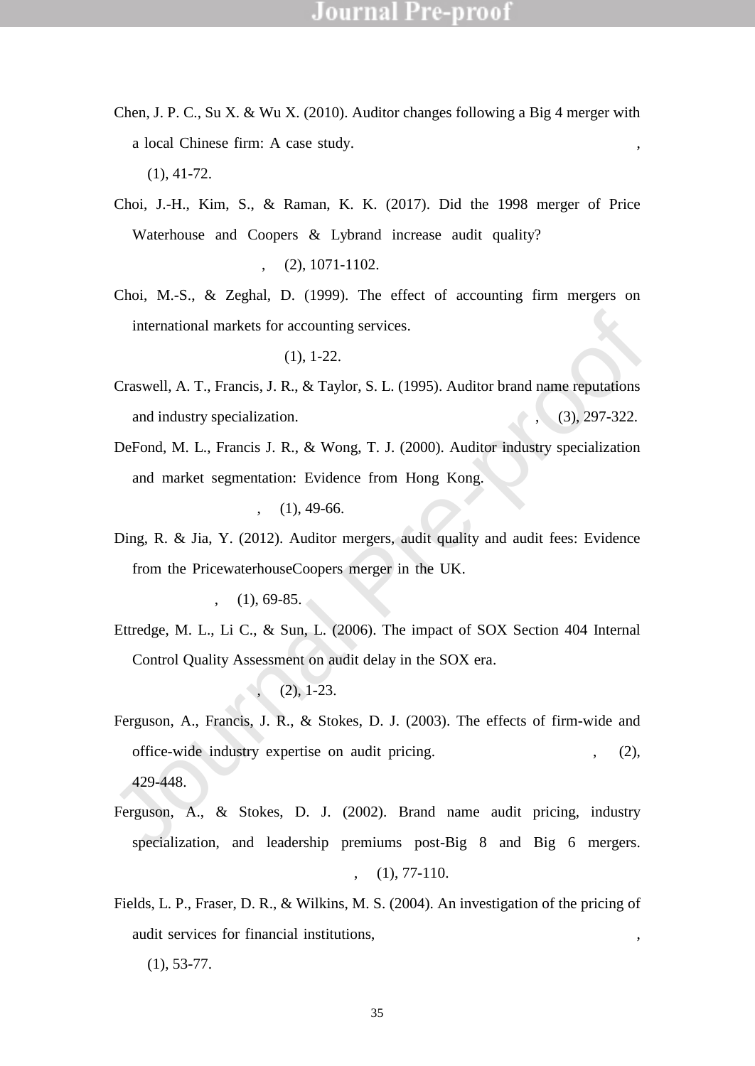Chen, J. P. C., Su X. & Wu X. (2010). Auditor changes following a Big 4 merger with a local Chinese firm: A case study. , (1), 41-72.

Choi, J.-H., Kim, S., & Raman, K. K. (2017). Did the 1998 merger of Price Waterhouse and Coopers & Lybrand increase audit quality? , (2), 1071-1102.

Choi, M.-S., & Zeghal, D. (1999). The effect of accounting firm mergers on international markets for accounting services. (1), 1-22.

Craswell, A. T., Francis, J. R., & Taylor, S. L. (1995). Auditor brand name reputations and industry specialization. , (3), 297-322.

DeFond, M. L., Francis J. R., & Wong, T. J. (2000). Auditor industry specialization and market segmentation: Evidence from Hong Kong. , (1), 49-66.

Ding, R. & Jia, Y. (2012). Auditor mergers, audit quality and audit fees: Evidence from the PricewaterhouseCoopers merger in the UK. , (1), 69-85.

Ettredge, M. L., Li C., & Sun, L. (2006). The impact of SOX Section 404 Internal Control Quality Assessment on audit delay in the SOX era. , (2), 1-23.

Ferguson, A., Francis, J. R., & Stokes, D. J. (2003). The effects of firm-wide and office-wide industry expertise on audit pricing. , (2), 429-448.

Ferguson, A., & Stokes, D. J. (2002). Brand name audit pricing, industry specialization, and leadership premiums post-Big 8 and Big 6 mergers. , (1), 77-110.

Fields, L. P., Fraser, D. R., & Wilkins, M. S. (2004). An investigation of the pricing of audit services for financial institutions, , (1), 53-77.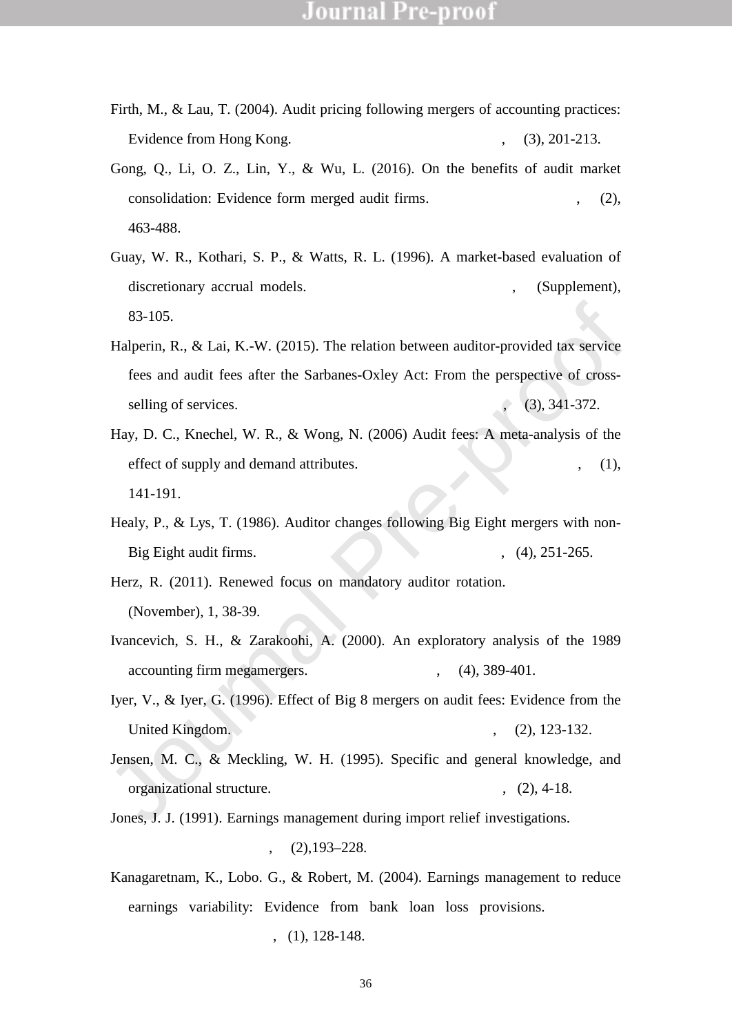Firth, M., & Lau, T. (2004). Audit pricing following mergers of accounting practices: Evidence from Hong Kong. , (3), 201-213.

Gong, Q., Li, O. Z., Lin, Y., & Wu, L. (2016). On the benefits of audit market consolidation: Evidence form merged audit firms. , (2), 463-488.

Guay, W. R., Kothari, S. P., & Watts, R. L. (1996). A market-based evaluation of discretionary accrual models. , (Supplement), 83-105.

Halperin, R., & Lai, K.-W. (2015). The relation between auditor-provided tax service fees and audit fees after the Sarbanes-Oxley Act: From the perspective of cross-selling of services. , (3), 341-372.

Hay, D. C., Knechel, W. R., & Wong, N. (2006) Audit fees: A meta-analysis of the effect of supply and demand attributes. , (1), 141-191.

Healy, P., & Lys, T. (1986). Auditor changes following Big Eight mergers with non-Big Eight audit firms. , (4), 251-265.

Herz, R. (2011). Renewed focus on mandatory auditor rotation. (November), 1, 38-39.

Ivancevich, S. H., & Zarakoohi, A. (2000). An exploratory analysis of the 1989 accounting firm megamergers. , (4), 389-401.

Iyer, V., & Iyer, G. (1996). Effect of Big 8 mergers on audit fees: Evidence from the United Kingdom. , (2), 123-132.

Jensen, M. C., & Meckling, W. H. (1995). Specific and general knowledge, and organizational structure. , (2), 4-18.

Jones, J. J. (1991). Earnings management during import relief investigations. , (2),193–228.

Kanagaretnam, K., Lobo. G., & Robert, M. (2004). Earnings management to reduce earnings variability: Evidence from bank loan loss provisions. , (1), 128-148.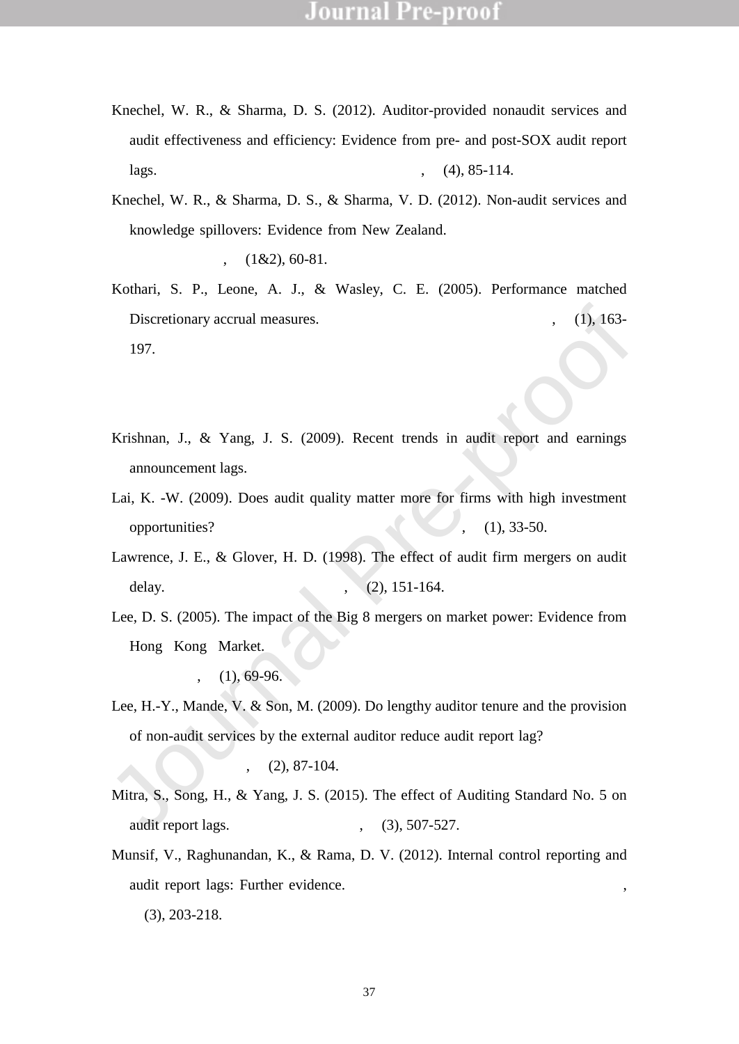Knechel, W. R., & Sharma, D. S. (2012). Auditor-provided nonaudit services and audit effectiveness and efficiency: Evidence from pre- and post-SOX audit report lags. , (4), 85-114.

Knechel, W. R., & Sharma, D. S., & Sharma, V. D. (2012). Non-audit services and knowledge spillovers: Evidence from New Zealand. , (1&2), 60-81.

Kothari, S. P., Leone, A. J., & Wasley, C. E. (2005). Performance matched Discretionary accrual measures. , (1), 163-197.

Krishnan, J., & Yang, J. S. (2009). Recent trends in audit report and earnings announcement lags.

Lai, K. -W. (2009). Does audit quality matter more for firms with high investment opportunities? , (1), 33-50.

Lawrence, J. E., & Glover, H. D. (1998). The effect of audit firm mergers on audit delay. , (2), 151-164.

Lee, D. S. (2005). The impact of the Big 8 mergers on market power: Evidence from Hong Kong Market. , (1), 69-96.

Lee, H.-Y., Mande, V. & Son, M. (2009). Do lengthy auditor tenure and the provision of non-audit services by the external auditor reduce audit report lag? , (2), 87-104.

Mitra, S., Song, H., & Yang, J. S. (2015). The effect of Auditing Standard No. 5 on audit report lags. , (3), 507-527.

Munsif, V., Raghunandan, K., & Rama, D. V. (2012). Internal control reporting and audit report lags: Further evidence. , (3), 203-218.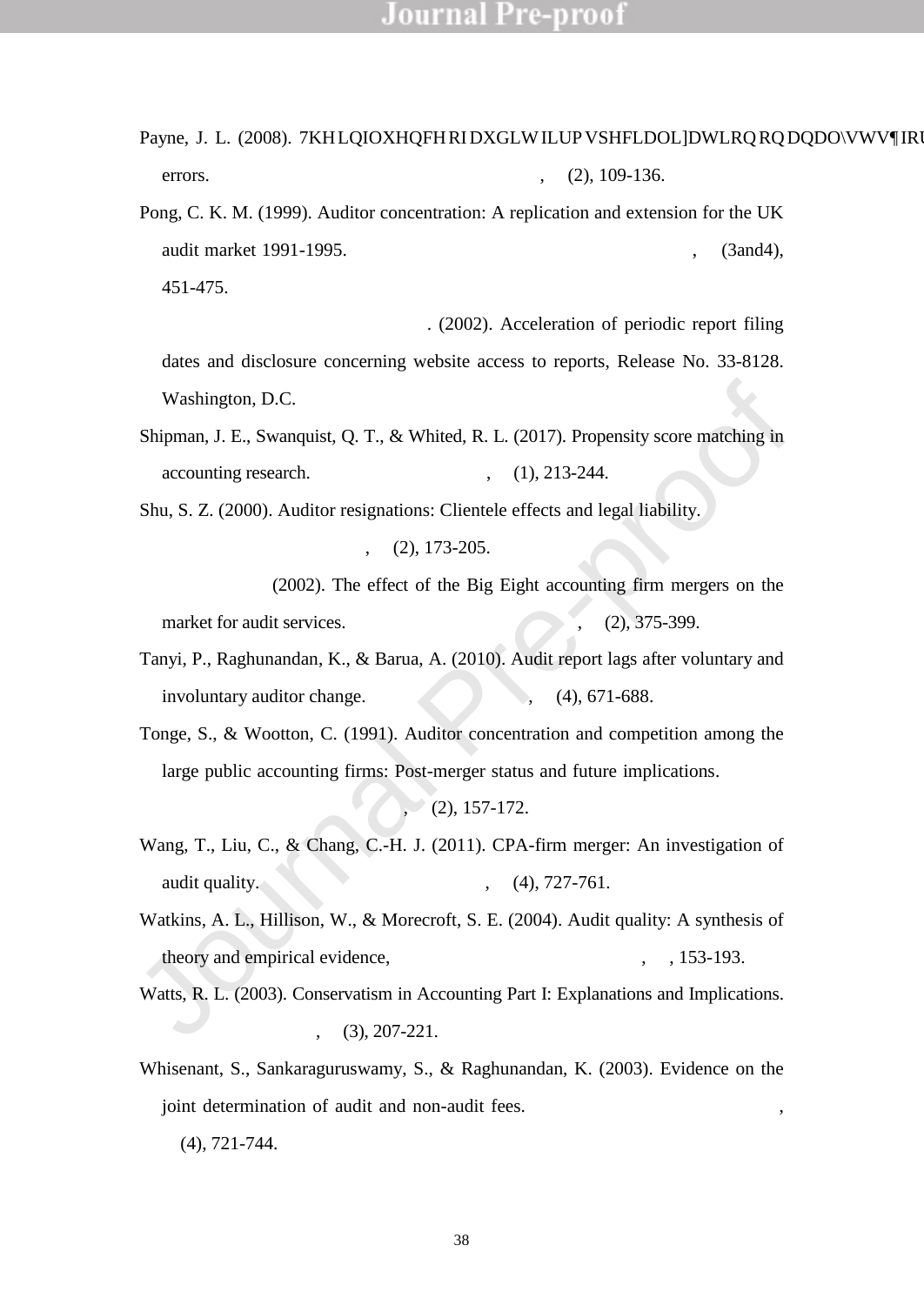Payne, J. L. (2008). 7KH LQIOXHQFH RI DXGLW ILUP VSHFLDOL]DWLRQ RQ DQDO\VWV¶ IRU errors. , (2), 109-136.

Pong, C. K. M. (1999). Auditor concentration: A replication and extension for the UK audit market 1991-1995. , (3and4), 451-475.

. (2002). Acceleration of periodic report filing dates and disclosure concerning website access to reports, Release No. 33-8128. Washington, D.C.

Shipman, J. E., Swanquist, Q. T., & Whited, R. L. (2017). Propensity score matching in accounting research. , (1), 213-244.

Shu, S. Z. (2000). Auditor resignations: Clientele effects and legal liability. , (2), 173-205.

(2002). The effect of the Big Eight accounting firm mergers on the market for audit services. , (2), 375-399.

Tanyi, P., Raghunandan, K., & Barua, A. (2010). Audit report lags after voluntary and involuntary auditor change. , (4), 671-688.

Tonge, S., & Wootton, C. (1991). Auditor concentration and competition among the large public accounting firms: Post-merger status and future implications. , (2), 157-172.

Wang, T., Liu, C., & Chang, C.-H. J. (2011). CPA-firm merger: An investigation of audit quality. , (4), 727-761.

Watkins, A. L., Hillison, W., & Morecroft, S. E. (2004). Audit quality: A synthesis of theory and empirical evidence, , , 153-193.

Watts, R. L. (2003). Conservatism in Accounting Part I: Explanations and Implications. , (3), 207-221.

Whisenant, S., Sankaraguruswamy, S., & Raghunandan, K. (2003). Evidence on the joint determination of audit and non-audit fees. , (4), 721-744.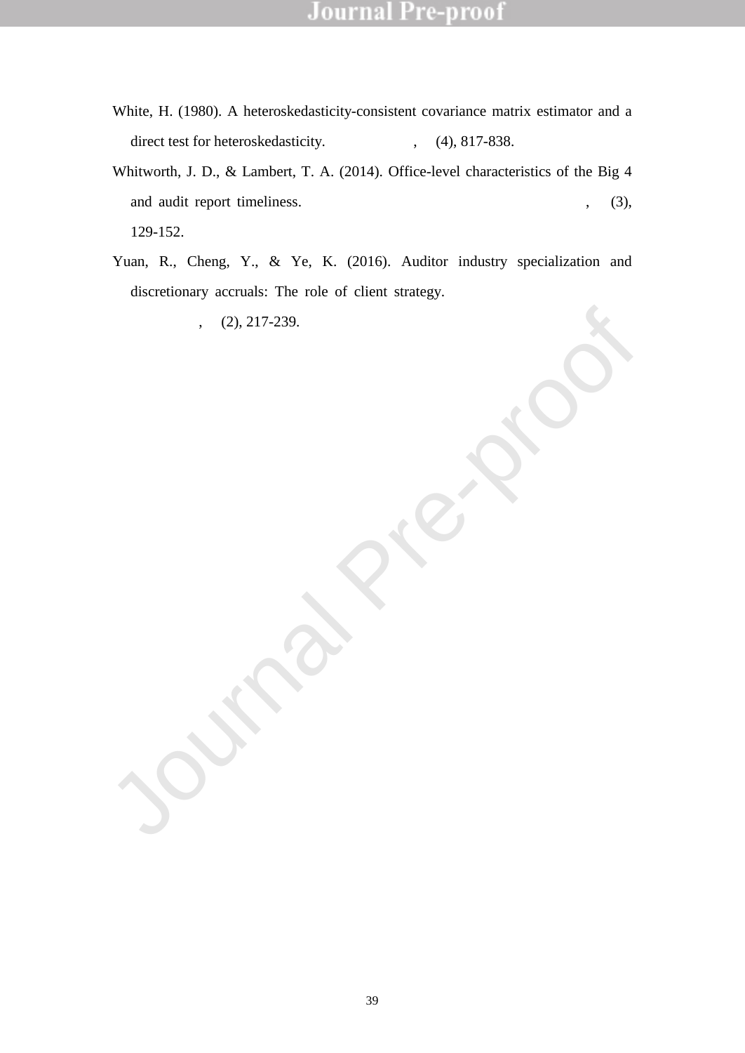White, H. (1980). A heteroskedasticity-consistent covariance matrix estimator and a direct test for heteroskedasticity. , (4), 817-838.

Whitworth, J. D., & Lambert, T. A. (2014). Office-level characteristics of the Big 4 and audit report timeliness. , (3), 129-152.

Yuan, R., Cheng, Y., & Ye, K. (2016). Auditor industry specialization and discretionary accruals: The role of client strategy. , (2), 217-239.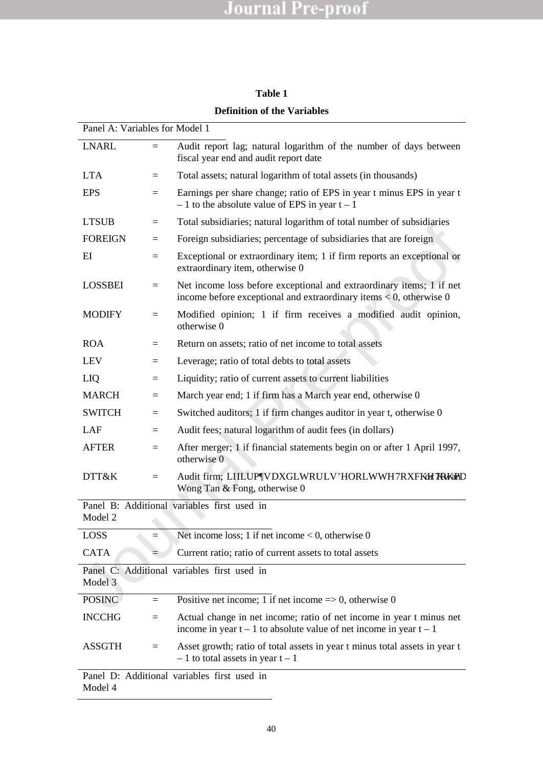**Table 1**

**Definition of the Variables**

| Variable | | Definition |
|---|---|---|
| Panel A: Variables for Model 1 | | |
| LNARL | = | Audit report lag; natural logarithm of the number of days between fiscal year end and audit report date |
| LTA | = | Total assets; natural logarithm of total assets (in thousands) |
| EPS | = | Earnings per share change; ratio of EPS in year t minus EPS in year t – 1 to the absolute value of EPS in year t – 1 |
| LTSUB | = | Total subsidiaries; natural logarithm of total number of subsidiaries |
| FOREIGN | = | Foreign subsidiaries; percentage of subsidiaries that are foreign |
| EI | = | Exceptional or extraordinary item; 1 if firm reports an exceptional or extraordinary item, otherwise 0 |
| LOSSBEI | = | Net income loss before exceptional and extraordinary items; 1 if net income before exceptional and extraordinary items < 0, otherwise 0 |
| MODIFY | = | Modified opinion; 1 if firm receives a modified audit opinion, otherwise 0 |
| ROA | = | Return on assets; ratio of net income to total assets |
| LEV | = | Leverage; ratio of total debts to total assets |
| LIQ | = | Liquidity; ratio of current assets to current liabilities |
| MARCH | = | March year end; 1 if firm has a March year end, otherwise 0 |
| SWITCH | = | Switched auditors; 1 if firm changes auditor in year t, otherwise 0 |
| LAF | = | Audit fees; natural logarithm of audit fees (in dollars) |
| AFTER | = | After merger; 1 if financial statements begin on or after 1 April 1997, otherwise 0 |
| DTT&K | = | Audit firm; 1 if firm's auditor is Deloitte Touche Tohmatsu or Kwan Wong Tan & Fong, otherwise 0 |
| Panel B: Additional variables first used in Model 2 | | |
| LOSS | = | Net income loss; 1 if net income < 0, otherwise 0 |
| CATA | = | Current ratio; ratio of current assets to total assets |
| Panel C: Additional variables first used in Model 3 | | |
| POSINC | = | Positive net income; 1 if net income => 0, otherwise 0 |
| INCCHG | = | Actual change in net income; ratio of net income in year t minus net income in year t – 1 to absolute value of net income in year t – 1 |
| ASSGTH | = | Asset growth; ratio of total assets in year t minus total assets in year t – 1 to total assets in year t – 1 |
| Panel D: Additional variables first used in Model 4 | | |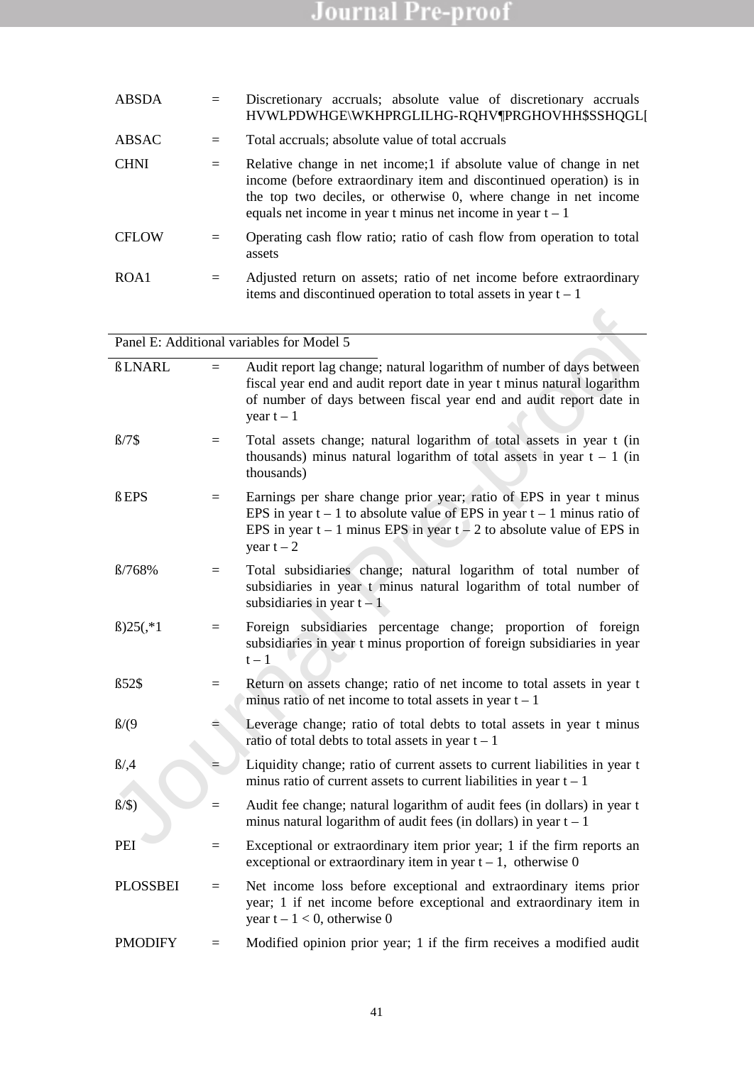| | | |
|---|---|---|
| ABSDA | = | Discretionary accruals; absolute value of discretionary accruals estimated by the modified Jones' model see Appendix |
| ABSAC | = | Total accruals; absolute value of total accruals |
| CHNI | = | Relative change in net income;1 if absolute value of change in net income (before extraordinary item and discontinued operation) is in the top two deciles, or otherwise 0, where change in net income equals net income in year t minus net income in year t – 1 |
| CFLOW | = | Operating cash flow ratio; ratio of cash flow from operation to total assets |
| ROA1 | = | Adjusted return on assets; ratio of net income before extraordinary items and discontinued operation to total assets in year t – 1 |

Panel E: Additional variables for Model 5

| | | |
|---|---|---|
| ΔLNARL | = | Audit report lag change; natural logarithm of number of days between fiscal year end and audit report date in year t minus natural logarithm of number of days between fiscal year end and audit report date in year t – 1 |
| ΔLTA | = | Total assets change; natural logarithm of total assets in year t (in thousands) minus natural logarithm of total assets in year t – 1 (in thousands) |
| ΔEPS | = | Earnings per share change prior year; ratio of EPS in year t minus EPS in year t – 1 to absolute value of EPS in year t – 1 minus ratio of EPS in year t – 1 minus EPS in year t – 2 to absolute value of EPS in year t – 2 |
| ΔLTSUB | = | Total subsidiaries change; natural logarithm of total number of subsidiaries in year t minus natural logarithm of total number of subsidiaries in year t – 1 |
| ΔFOREIGN | = | Foreign subsidiaries percentage change; proportion of foreign subsidiaries in year t minus proportion of foreign subsidiaries in year t – 1 |
| ΔROA | = | Return on assets change; ratio of net income to total assets in year t minus ratio of net income to total assets in year t – 1 |
| ΔLEV | = | Leverage change; ratio of total debts to total assets in year t minus ratio of total debts to total assets in year t – 1 |
| ΔLIQ | = | Liquidity change; ratio of current assets to current liabilities in year t minus ratio of current assets to current liabilities in year t – 1 |
| ΔLAF | = | Audit fee change; natural logarithm of audit fees (in dollars) in year t minus natural logarithm of audit fees (in dollars) in year t – 1 |
| PEI | = | Exceptional or extraordinary item prior year; 1 if the firm reports an exceptional or extraordinary item in year t – 1, otherwise 0 |
| PLOSSBEI | = | Net income loss before exceptional and extraordinary items prior year; 1 if net income before exceptional and extraordinary item in year t – 1 < 0, otherwise 0 |
| PMODIFY | = | Modified opinion prior year; 1 if the firm receives a modified audit |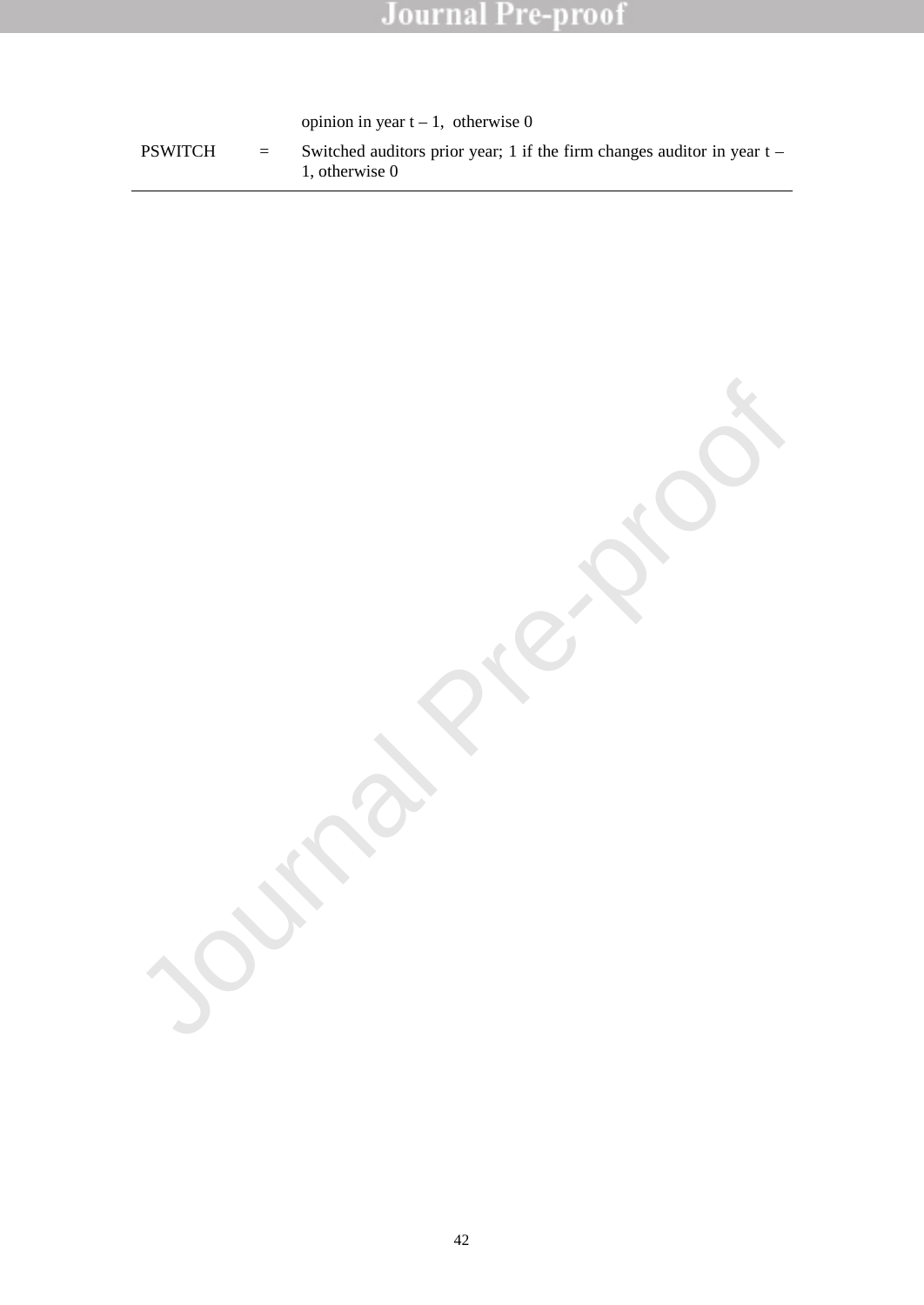| | | |
|---|---|---|
| | | opinion in year t – 1, otherwise 0 |
| PSWITCH | = | Switched auditors prior year; 1 if the firm changes auditor in year t – 1, otherwise 0 |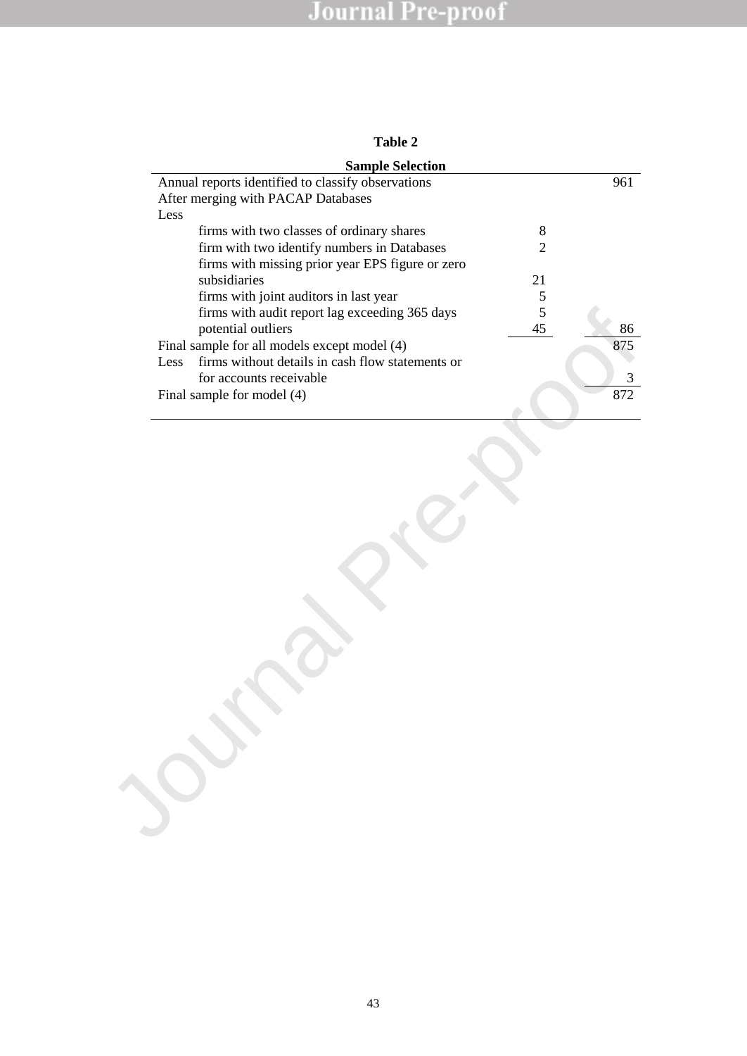**Table 2**

**Sample Selection**

| | | |
|---|---|---|
| Annual reports identified to classify observations | | 961 |
| After merging with PACAP Databases | | |
| Less | | |
| firms with two classes of ordinary shares | 8 | |
| firm with two identify numbers in Databases | 2 | |
| firms with missing prior year EPS figure or zero subsidiaries | 21 | |
| firms with joint auditors in last year | 5 | |
| firms with audit report lag exceeding 365 days | 5 | |
| potential outliers | 45 | 86 |
| Final sample for all models except model (4) | | 875 |
| Less firms without details in cash flow statements or for accounts receivable | | 3 |
| Final sample for model (4) | | 872 |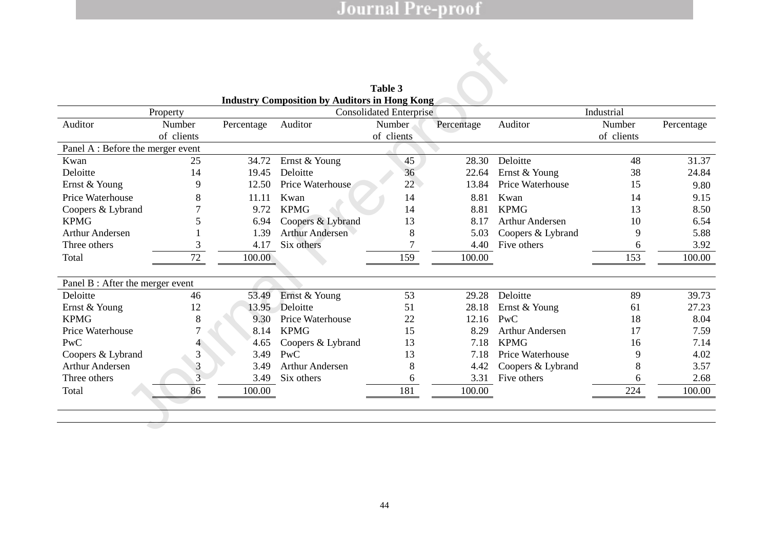**Table 3**
**Industry Composition by Auditors in Hong Kong**

| Property | | | Consolidated Enterprise | | | Industrial | | |
|---|---|---|---|---|---|---|---|---|
| Auditor | Number of clients | Percentage | Auditor | Number of clients | Percentage | Auditor | Number of clients | Percentage |
| Panel A : Before the merger event | | | | | | | | |
| Kwan | 25 | 34.72 | Ernst & Young | 45 | 28.30 | Deloitte | 48 | 31.37 |
| Deloitte | 14 | 19.45 | Deloitte | 36 | 22.64 | Ernst & Young | 38 | 24.84 |
| Ernst & Young | 9 | 12.50 | Price Waterhouse | 22 | 13.84 | Price Waterhouse | 15 | 9.80 |
| Price Waterhouse | 8 | 11.11 | Kwan | 14 | 8.81 | Kwan | 14 | 9.15 |
| Coopers & Lybrand | 7 | 9.72 | KPMG | 14 | 8.81 | KPMG | 13 | 8.50 |
| KPMG | 5 | 6.94 | Coopers & Lybrand | 13 | 8.17 | Arthur Andersen | 10 | 6.54 |
| Arthur Andersen | 1 | 1.39 | Arthur Andersen | 8 | 5.03 | Coopers & Lybrand | 9 | 5.88 |
| Three others | 3 | 4.17 | Six others | 7 | 4.40 | Five others | 6 | 3.92 |
| Total | 72 | 100.00 | | 159 | 100.00 | | 153 | 100.00 |
| Panel B : After the merger event | | | | | | | | |
| Deloitte | 46 | 53.49 | Ernst & Young | 53 | 29.28 | Deloitte | 89 | 39.73 |
| Ernst & Young | 12 | 13.95 | Deloitte | 51 | 28.18 | Ernst & Young | 61 | 27.23 |
| KPMG | 8 | 9.30 | Price Waterhouse | 22 | 12.16 | PwC | 18 | 8.04 |
| Price Waterhouse | 7 | 8.14 | KPMG | 15 | 8.29 | Arthur Andersen | 17 | 7.59 |
| PwC | 4 | 4.65 | Coopers & Lybrand | 13 | 7.18 | KPMG | 16 | 7.14 |
| Coopers & Lybrand | 3 | 3.49 | PwC | 13 | 7.18 | Price Waterhouse | 9 | 4.02 |
| Arthur Andersen | 3 | 3.49 | Arthur Andersen | 8 | 4.42 | Coopers & Lybrand | 8 | 3.57 |
| Three others | 3 | 3.49 | Six others | 6 | 3.31 | Five others | 6 | 2.68 |
| Total | 86 | 100.00 | | 181 | 100.00 | | 224 | 100.00 |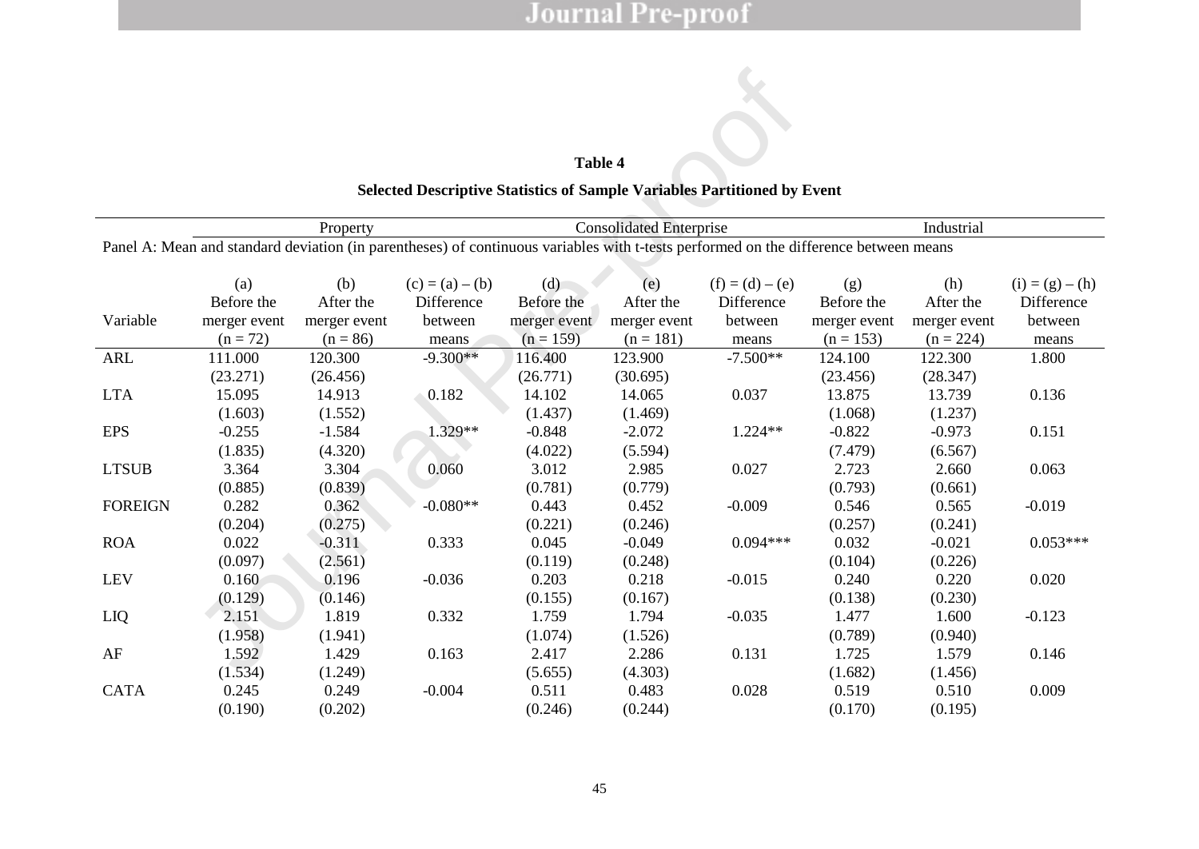**Table 4**

**Selected Descriptive Statistics of Sample Variables Partitioned by Event**

| | Property | | | Consolidated Enterprise | | | Industrial | | |
|---|---|---|---|---|---|---|---|---|---|
| Panel A: Mean and standard deviation (in parentheses) of continuous variables with t-tests performed on the difference between means | | | | | | | | | |
| Variable | (a) Before the merger event (n = 72) | (b) After the merger event (n = 86) | (c) = (a) – (b) Difference between means | (d) Before the merger event (n = 159) | (e) After the merger event (n = 181) | (f) = (d) – (e) Difference between means | (g) Before the merger event (n = 153) | (h) After the merger event (n = 224) | (i) = (g) – (h) Difference between means |
| ARL | 111.000 | 120.300 | -9.300** | 116.400 | 123.900 | -7.500** | 124.100 | 122.300 | 1.800 |
| | (23.271) | (26.456) | | (26.771) | (30.695) | | (23.456) | (28.347) | |
| LTA | 15.095 | 14.913 | 0.182 | 14.102 | 14.065 | 0.037 | 13.875 | 13.739 | 0.136 |
| | (1.603) | (1.552) | | (1.437) | (1.469) | | (1.068) | (1.237) | |
| EPS | -0.255 | -1.584 | 1.329** | -0.848 | -2.072 | 1.224** | -0.822 | -0.973 | 0.151 |
| | (1.835) | (4.320) | | (4.022) | (5.594) | | (7.479) | (6.567) | |
| LTSUB | 3.364 | 3.304 | 0.060 | 3.012 | 2.985 | 0.027 | 2.723 | 2.660 | 0.063 |
| | (0.885) | (0.839) | | (0.781) | (0.779) | | (0.793) | (0.661) | |
| FOREIGN | 0.282 | 0.362 | -0.080** | 0.443 | 0.452 | -0.009 | 0.546 | 0.565 | -0.019 |
| | (0.204) | (0.275) | | (0.221) | (0.246) | | (0.257) | (0.241) | |
| ROA | 0.022 | -0.311 | 0.333 | 0.045 | -0.049 | 0.094*** | 0.032 | -0.021 | 0.053*** |
| | (0.097) | (2.561) | | (0.119) | (0.248) | | (0.104) | (0.226) | |
| LEV | 0.160 | 0.196 | -0.036 | 0.203 | 0.218 | -0.015 | 0.240 | 0.220 | 0.020 |
| | (0.129) | (0.146) | | (0.155) | (0.167) | | (0.138) | (0.230) | |
| LIQ | 2.151 | 1.819 | 0.332 | 1.759 | 1.794 | -0.035 | 1.477 | 1.600 | -0.123 |
| | (1.958) | (1.941) | | (1.074) | (1.526) | | (0.789) | (0.940) | |
| AF | 1.592 | 1.429 | 0.163 | 2.417 | 2.286 | 0.131 | 1.725 | 1.579 | 0.146 |
| | (1.534) | (1.249) | | (5.655) | (4.303) | | (1.682) | (1.456) | |
| CATA | 0.245 | 0.249 | -0.004 | 0.511 | 0.483 | 0.028 | 0.519 | 0.510 | 0.009 |
| | (0.190) | (0.202) | | (0.246) | (0.244) | | (0.170) | (0.195) | |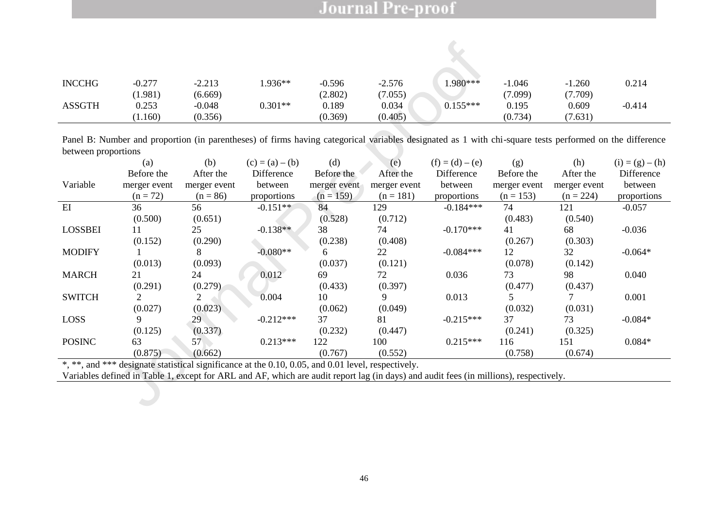| INCCHG | -0.277 | -2.213 | 1.936** | -0.596 | -2.576 | 1.980*** | -1.046 | -1.260 | 0.214 |
|---|---|---|---|---|---|---|---|---|---|
| | (1.981) | (6.669) | | (2.802) | (7.055) | | (7.099) | (7.709) | |
| ASSGTH | 0.253 | -0.048 | 0.301** | 0.189 | 0.034 | 0.155*** | 0.195 | 0.609 | -0.414 |
| | (1.160) | (0.356) | | (0.369) | (0.405) | | (0.734) | (7.631) | |

Panel B: Number and proportion (in parentheses) of firms having categorical variables designated as 1 with chi-square tests performed on the difference between proportions

| Variable | (a) Before the merger event (n = 72) | (b) After the merger event (n = 86) | (c) = (a) – (b) Difference between proportions | (d) Before the merger event (n = 159) | (e) After the merger event (n = 181) | (f) = (d) – (e) Difference between proportions | (g) Before the merger event (n = 153) | (h) After the merger event (n = 224) | (i) = (g) – (h) Difference between proportions |
|---|---|---|---|---|---|---|---|---|---|
| EI | 36 | 56 | -0.151** | 84 | 129 | -0.184*** | 74 | 121 | -0.057 |
| | (0.500) | (0.651) | | (0.528) | (0.712) | | (0.483) | (0.540) | |
| LOSSBEI | 11 | 25 | -0.138** | 38 | 74 | -0.170*** | 41 | 68 | -0.036 |
| | (0.152) | (0.290) | | (0.238) | (0.408) | | (0.267) | (0.303) | |
| MODIFY | 1 | 8 | -0.080** | 6 | 22 | -0.084*** | 12 | 32 | -0.064* |
| | (0.013) | (0.093) | | (0.037) | (0.121) | | (0.078) | (0.142) | |
| MARCH | 21 | 24 | 0.012 | 69 | 72 | 0.036 | 73 | 98 | 0.040 |
| | (0.291) | (0.279) | | (0.433) | (0.397) | | (0.477) | (0.437) | |
| SWITCH | 2 | 2 | 0.004 | 10 | 9 | 0.013 | 5 | 7 | 0.001 |
| | (0.027) | (0.023) | | (0.062) | (0.049) | | (0.032) | (0.031) | |
| LOSS | 9 | 29 | -0.212*** | 37 | 81 | -0.215*** | 37 | 73 | -0.084* |
| | (0.125) | (0.337) | | (0.232) | (0.447) | | (0.241) | (0.325) | |
| POSINC | 63 | 57 | 0.213*** | 122 | 100 | 0.215*** | 116 | 151 | 0.084* |
| | (0.875) | (0.662) | | (0.767) | (0.552) | | (0.758) | (0.674) | |

*, **, and *** designate statistical significance at the 0.10, 0.05, and 0.01 level, respectively.

Variables defined in Table 1, except for ARL and AF, which are audit report lag (in days) and audit fees (in millions), respectively.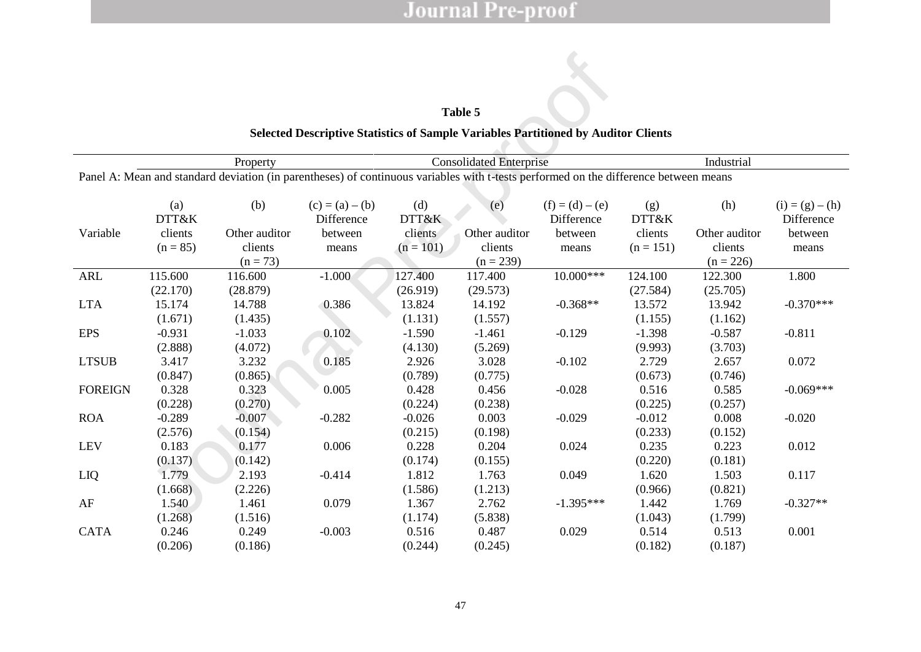**Table 5**

**Selected Descriptive Statistics of Sample Variables Partitioned by Auditor Clients**

| | Property | | | Consolidated Enterprise | | | Industrial | | |
|---|---|---|---|---|---|---|---|---|---|
| Panel A: Mean and standard deviation (in parentheses) of continuous variables with t-tests performed on the difference between means | | | | | | | | | |
| Variable | (a) DTT&K clients (n = 85) | (b) Other auditor clients (n = 73) | (c) = (a) – (b) Difference between means | (d) DTT&K clients (n = 101) | (e) Other auditor clients (n = 239) | (f) = (d) – (e) Difference between means | (g) DTT&K clients (n = 151) | (h) Other auditor clients (n = 226) | (i) = (g) – (h) Difference between means |
| ARL | 115.600 | 116.600 | -1.000 | 127.400 | 117.400 | 10.000*** | 124.100 | 122.300 | 1.800 |
| | (22.170) | (28.879) | | (26.919) | (29.573) | | (27.584) | (25.705) | |
| LTA | 15.174 | 14.788 | 0.386 | 13.824 | 14.192 | -0.368** | 13.572 | 13.942 | -0.370*** |
| | (1.671) | (1.435) | | (1.131) | (1.557) | | (1.155) | (1.162) | |
| EPS | -0.931 | -1.033 | 0.102 | -1.590 | -1.461 | -0.129 | -1.398 | -0.587 | -0.811 |
| | (2.888) | (4.072) | | (4.130) | (5.269) | | (9.993) | (3.703) | |
| LTSUB | 3.417 | 3.232 | 0.185 | 2.926 | 3.028 | -0.102 | 2.729 | 2.657 | 0.072 |
| | (0.847) | (0.865) | | (0.789) | (0.775) | | (0.673) | (0.746) | |
| FOREIGN | 0.328 | 0.323 | 0.005 | 0.428 | 0.456 | -0.028 | 0.516 | 0.585 | -0.069*** |
| | (0.228) | (0.270) | | (0.224) | (0.238) | | (0.225) | (0.257) | |
| ROA | -0.289 | -0.007 | -0.282 | -0.026 | 0.003 | -0.029 | -0.012 | 0.008 | -0.020 |
| | (2.576) | (0.154) | | (0.215) | (0.198) | | (0.233) | (0.152) | |
| LEV | 0.183 | 0.177 | 0.006 | 0.228 | 0.204 | 0.024 | 0.235 | 0.223 | 0.012 |
| | (0.137) | (0.142) | | (0.174) | (0.155) | | (0.220) | (0.181) | |
| LIQ | 1.779 | 2.193 | -0.414 | 1.812 | 1.763 | 0.049 | 1.620 | 1.503 | 0.117 |
| | (1.668) | (2.226) | | (1.586) | (1.213) | | (0.966) | (0.821) | |
| AF | 1.540 | 1.461 | 0.079 | 1.367 | 2.762 | -1.395*** | 1.442 | 1.769 | -0.327** |
| | (1.268) | (1.516) | | (1.174) | (5.838) | | (1.043) | (1.799) | |
| CATA | 0.246 | 0.249 | -0.003 | 0.516 | 0.487 | 0.029 | 0.514 | 0.513 | 0.001 |
| | (0.206) | (0.186) | | (0.244) | (0.245) | | (0.182) | (0.187) | |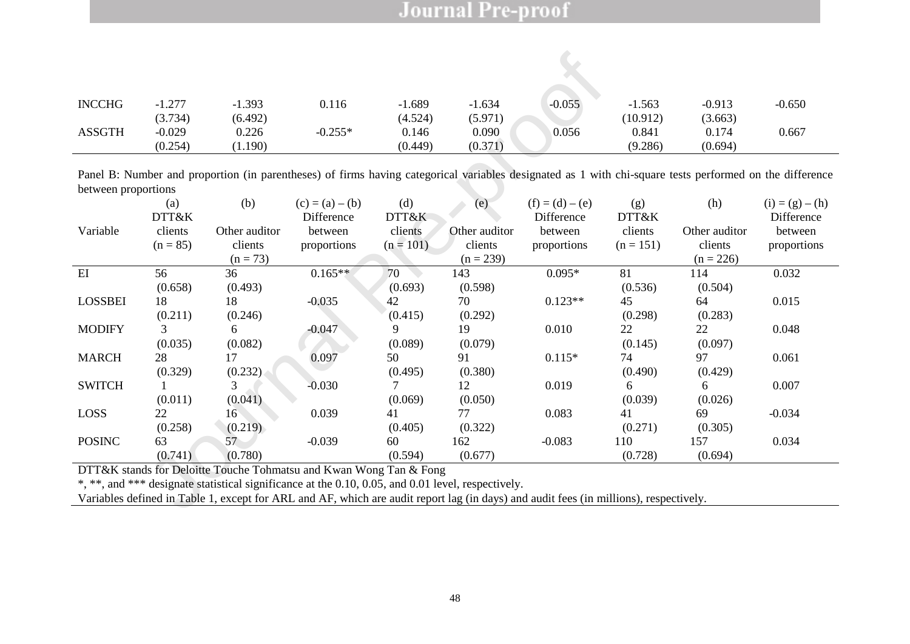| INCCHG | -1.277 | -1.393 | 0.116 | -1.689 | -1.634 | -0.055 | -1.563 | -0.913 | -0.650 |
|---|---|---|---|---|---|---|---|---|---|
| | (3.734) | (6.492) | | (4.524) | (5.971) | | (10.912) | (3.663) | |
| ASSGTH | -0.029 | 0.226 | -0.255* | 0.146 | 0.090 | 0.056 | 0.841 | 0.174 | 0.667 |
| | (0.254) | (1.190) | | (0.449) | (0.371) | | (9.286) | (0.694) | |

Panel B: Number and proportion (in parentheses) of firms having categorical variables designated as 1 with chi-square tests performed on the difference between proportions

| Variable | (a) DTT&K clients (n = 85) | (b) Other auditor clients (n = 73) | (c) = (a) – (b) Difference between proportions | (d) DTT&K clients (n = 101) | (e) Other auditor clients (n = 239) | (f) = (d) – (e) Difference between proportions | (g) DTT&K clients (n = 151) | (h) Other auditor clients (n = 226) | (i) = (g) – (h) Difference between proportions |
|---|---|---|---|---|---|---|---|---|---|
| EI | 56 | 36 | 0.165** | 70 | 143 | 0.095* | 81 | 114 | 0.032 |
| | (0.658) | (0.493) | | (0.693) | (0.598) | | (0.536) | (0.504) | |
| LOSSBEI | 18 | 18 | -0.035 | 42 | 70 | 0.123** | 45 | 64 | 0.015 |
| | (0.211) | (0.246) | | (0.415) | (0.292) | | (0.298) | (0.283) | |
| MODIFY | 3 | 6 | -0.047 | 9 | 19 | 0.010 | 22 | 22 | 0.048 |
| | (0.035) | (0.082) | | (0.089) | (0.079) | | (0.145) | (0.097) | |
| MARCH | 28 | 17 | 0.097 | 50 | 91 | 0.115* | 74 | 97 | 0.061 |
| | (0.329) | (0.232) | | (0.495) | (0.380) | | (0.490) | (0.429) | |
| SWITCH | 1 | 3 | -0.030 | 7 | 12 | 0.019 | 6 | 6 | 0.007 |
| | (0.011) | (0.041) | | (0.069) | (0.050) | | (0.039) | (0.026) | |
| LOSS | 22 | 16 | 0.039 | 41 | 77 | 0.083 | 41 | 69 | -0.034 |
| | (0.258) | (0.219) | | (0.405) | (0.322) | | (0.271) | (0.305) | |
| POSINC | 63 | 57 | -0.039 | 60 | 162 | -0.083 | 110 | 157 | 0.034 |
| | (0.741) | (0.780) | | (0.594) | (0.677) | | (0.728) | (0.694) | |

DTT&K stands for Deloitte Touche Tohmatsu and Kwan Wong Tan & Fong

*, **, and *** designate statistical significance at the 0.10, 0.05, and 0.01 level, respectively.

Variables defined in Table 1, except for ARL and AF, which are audit report lag (in days) and audit fees (in millions), respectively.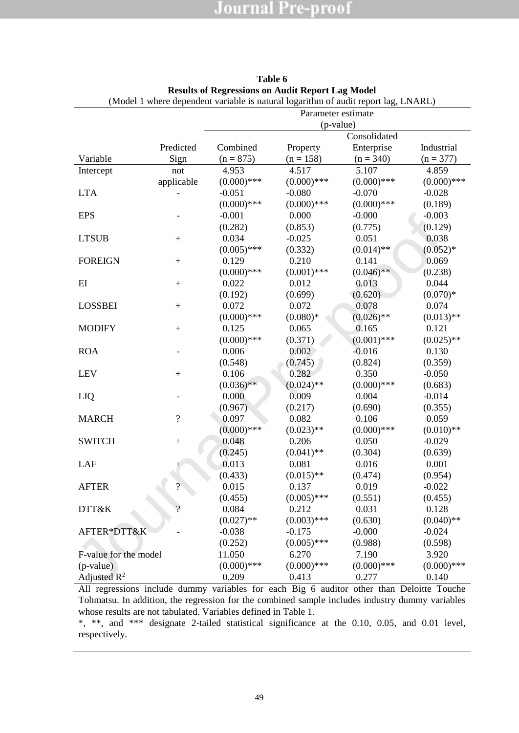**Table 6**
**Results of Regressions on Audit Report Lag Model**
(Model 1 where dependent variable is natural logarithm of audit report lag, LNARL)

| Variable | Predicted Sign | Combined (n = 875) | Property (n = 158) | Consolidated Enterprise (n = 340) | Industrial (n = 377) |
|---|---|---|---|---|---|
| | | Parameter estimate (p-value) | | | |
| Intercept | not applicable | 4.953 (0.000)*** | 4.517 (0.000)*** | 5.107 (0.000)*** | 4.859 (0.000)*** |
| LTA | - | -0.051 (0.000)*** | -0.080 (0.000)*** | -0.070 (0.000)*** | -0.028 (0.189) |
| EPS | - | -0.001 (0.282) | 0.000 (0.853) | -0.000 (0.775) | -0.003 (0.129) |
| LTSUB | + | 0.034 (0.005)*** | -0.025 (0.332) | 0.051 (0.014)** | 0.038 (0.052)* |
| FOREIGN | + | 0.129 (0.000)*** | 0.210 (0.001)*** | 0.141 (0.046)** | 0.069 (0.238) |
| EI | + | 0.022 (0.192) | 0.012 (0.699) | 0.013 (0.620) | 0.044 (0.070)* |
| LOSSBEI | + | 0.072 (0.000)*** | 0.072 (0.080)* | 0.078 (0.026)** | 0.074 (0.013)** |
| MODIFY | + | 0.125 (0.000)*** | 0.065 (0.371) | 0.165 (0.001)*** | 0.121 (0.025)** |
| ROA | - | 0.006 (0.548) | 0.002 (0.745) | -0.016 (0.824) | 0.130 (0.359) |
| LEV | + | 0.106 (0.036)** | 0.282 (0.024)** | 0.350 (0.000)*** | -0.050 (0.683) |
| LIQ | - | 0.000 (0.967) | 0.009 (0.217) | 0.004 (0.690) | -0.014 (0.355) |
| MARCH | ? | 0.097 (0.000)*** | 0.082 (0.023)** | 0.106 (0.000)*** | 0.059 (0.010)** |
| SWITCH | + | 0.048 (0.245) | 0.206 (0.041)** | 0.050 (0.304) | -0.029 (0.639) |
| LAF | + | 0.013 (0.433) | 0.081 (0.015)** | 0.016 (0.474) | 0.001 (0.954) |
| AFTER | ? | 0.015 (0.455) | 0.137 (0.005)*** | 0.019 (0.551) | -0.022 (0.455) |
| DTT&K | ? | 0.084 (0.027)** | 0.212 (0.003)*** | 0.031 (0.630) | 0.128 (0.040)** |
| AFTER*DTT&K | - | -0.038 (0.252) | -0.175 (0.005)*** | -0.000 (0.988) | -0.024 (0.598) |
| F-value for the model (p-value) | | 11.050 (0.000)*** | 6.270 (0.000)*** | 7.190 (0.000)*** | 3.920 (0.000)*** |
| Adjusted $R^2$ | | 0.209 | 0.413 | 0.277 | 0.140 |

All regressions include dummy variables for each Big 6 auditor other than Deloitte Touche Tohmatsu. In addition, the regression for the combined sample includes industry dummy variables whose results are not tabulated. Variables defined in Table 1.

*, **, and *** designate 2-tailed statistical significance at the 0.10, 0.05, and 0.01 level, respectively.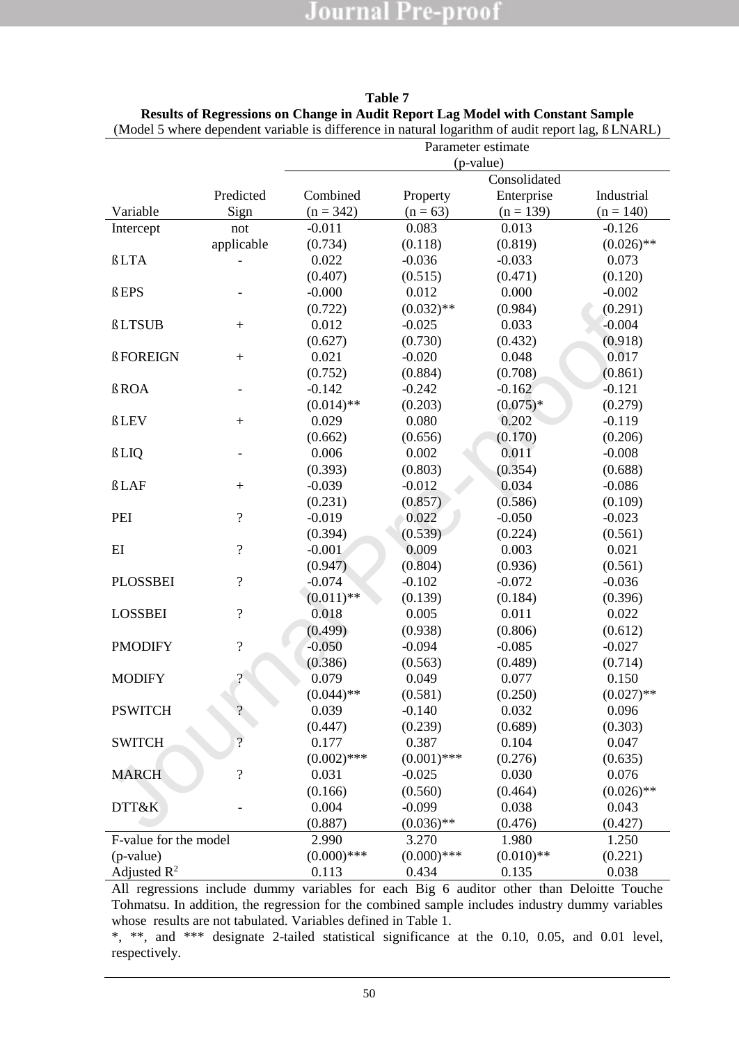**Table 7**
**Results of Regressions on Change in Audit Report Lag Model with Constant Sample**
(Model 5 where dependent variable is difference in natural logarithm of audit report lag, ßLNARL)

| | | Parameter estimate (p-value) | | | |
|---|---|---|---|---|---|
| Variable | Predicted Sign | Combined (n = 342) | Property (n = 63) | Consolidated Enterprise (n = 139) | Industrial (n = 140) |
| Intercept | not applicable | -0.011 (0.734) | 0.083 (0.118) | 0.013 (0.819) | -0.126 (0.026)** |
| ßLTA | - | 0.022 (0.407) | -0.036 (0.515) | -0.033 (0.471) | 0.073 (0.120) |
| ßEPS | - | -0.000 (0.722) | 0.012 (0.032)** | 0.000 (0.984) | -0.002 (0.291) |
| ßLTSUB | + | 0.012 (0.627) | -0.025 (0.730) | 0.033 (0.432) | -0.004 (0.918) |
| ßFOREIGN | + | 0.021 (0.752) | -0.020 (0.884) | 0.048 (0.708) | 0.017 (0.861) |
| ßROA | - | -0.142 (0.014)** | -0.242 (0.203) | -0.162 (0.075)* | -0.121 (0.279) |
| ßLEV | + | 0.029 (0.662) | 0.080 (0.656) | 0.202 (0.170) | -0.119 (0.206) |
| ßLIQ | - | 0.006 (0.393) | 0.002 (0.803) | 0.011 (0.354) | -0.008 (0.688) |
| ßLAF | + | -0.039 (0.231) | -0.012 (0.857) | 0.034 (0.586) | -0.086 (0.109) |
| PEI | ? | -0.019 (0.394) | 0.022 (0.539) | -0.050 (0.224) | -0.023 (0.561) |
| EI | ? | -0.001 (0.947) | 0.009 (0.804) | 0.003 (0.936) | 0.021 (0.561) |
| PLOSSBEI | ? | -0.074 (0.011)** | -0.102 (0.139) | -0.072 (0.184) | -0.036 (0.396) |
| LOSSBEI | ? | 0.018 (0.499) | 0.005 (0.938) | 0.011 (0.806) | 0.022 (0.612) |
| PMODIFY | ? | -0.050 (0.386) | -0.094 (0.563) | -0.085 (0.489) | -0.027 (0.714) |
| MODIFY | ? | 0.079 (0.044)** | 0.049 (0.581) | 0.077 (0.250) | 0.150 (0.027)** |
| PSWITCH | ? | 0.039 (0.447) | -0.140 (0.239) | 0.032 (0.689) | 0.096 (0.303) |
| SWITCH | ? | 0.177 (0.002)*** | 0.387 (0.001)*** | 0.104 (0.276) | 0.047 (0.635) |
| MARCH | ? | 0.031 (0.166) | -0.025 (0.560) | 0.030 (0.464) | 0.076 (0.026)** |
| DTT&K | - | 0.004 (0.887) | -0.099 (0.036)** | 0.038 (0.476) | 0.043 (0.427) |
| F-value for the model (p-value) | | 2.990 (0.000)*** | 3.270 (0.000)*** | 1.980 (0.010)** | 1.250 (0.221) |
| Adjusted $R^2$ | | 0.113 | 0.434 | 0.135 | 0.038 |

All regressions include dummy variables for each Big 6 auditor other than Deloitte Touche Tohmatsu. In addition, the regression for the combined sample includes industry dummy variables whose results are not tabulated. Variables defined in Table 1.

*, **, and *** designate 2-tailed statistical significance at the 0.10, 0.05, and 0.01 level, respectively.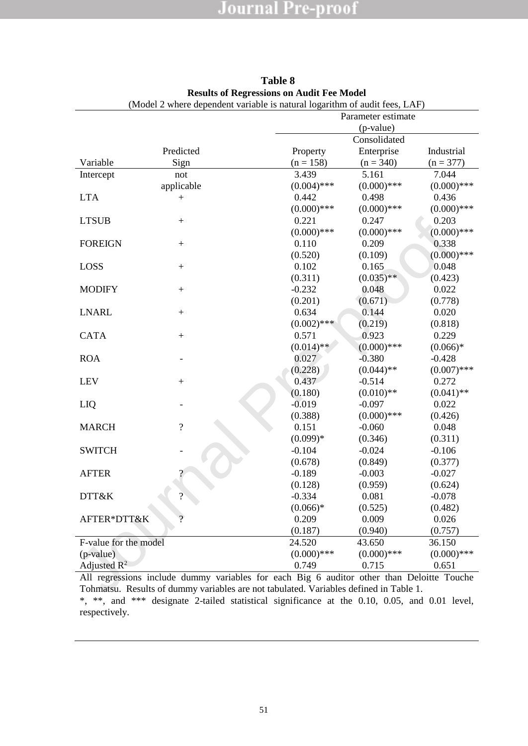**Table 8**
**Results of Regressions on Audit Fee Model**
(Model 2 where dependent variable is natural logarithm of audit fees, LAF)

| Variable | Predicted Sign | Property (n = 158) | Consolidated Enterprise (n = 340) | Industrial (n = 377) |
|---|---|---|---|---|
| | | Parameter estimate (p-value) | | |
| Intercept | not applicable | 3.439 (0.004)*** | 5.161 (0.000)*** | 7.044 (0.000)*** |
| LTA | + | 0.442 (0.000)*** | 0.498 (0.000)*** | 0.436 (0.000)*** |
| LTSUB | + | 0.221 (0.000)*** | 0.247 (0.000)*** | 0.203 (0.000)*** |
| FOREIGN | + | 0.110 (0.520) | 0.209 (0.109) | 0.338 (0.000)*** |
| LOSS | + | 0.102 (0.311) | 0.165 (0.035)** | 0.048 (0.423) |
| MODIFY | + | -0.232 (0.201) | 0.048 (0.671) | 0.022 (0.778) |
| LNARL | + | 0.634 (0.002)*** | 0.144 (0.219) | 0.020 (0.818) |
| CATA | + | 0.571 (0.014)** | 0.923 (0.000)*** | 0.229 (0.066)* |
| ROA | - | 0.027 (0.228) | -0.380 (0.044)** | -0.428 (0.007)*** |
| LEV | + | 0.437 (0.180) | -0.514 (0.010)** | 0.272 (0.041)** |
| LIQ | - | -0.019 (0.388) | -0.097 (0.000)*** | 0.022 (0.426) |
| MARCH | ? | 0.151 (0.099)* | -0.060 (0.346) | 0.048 (0.311) |
| SWITCH | - | -0.104 (0.678) | -0.024 (0.849) | -0.106 (0.377) |
| AFTER | ? | -0.189 (0.128) | -0.003 (0.959) | -0.027 (0.624) |
| DTT&K | ? | -0.334 (0.066)* | 0.081 (0.525) | -0.078 (0.482) |
| AFTER*DTT&K | ? | 0.209 (0.187) | 0.009 (0.940) | 0.026 (0.757) |
| F-value for the model (p-value) | | 24.520 (0.000)*** | 43.650 (0.000)*** | 36.150 (0.000)*** |
| Adjusted $R^2$ | | 0.749 | 0.715 | 0.651 |

All regressions include dummy variables for each Big 6 auditor other than Deloitte Touche Tohmatsu. Results of dummy variables are not tabulated. Variables defined in Table 1.

*, **, and *** designate 2-tailed statistical significance at the 0.10, 0.05, and 0.01 level, respectively.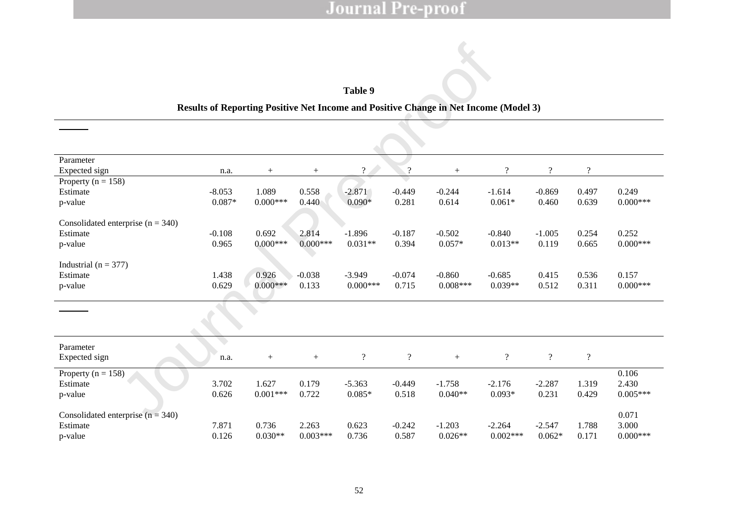**Table 9**

**Results of Reporting Positive Net Income and Positive Change in Net Income (Model 3)**

| Parameter | | | | | | | | | | |
|---|---|---|---|---|---|---|---|---|---|---|
| Expected sign | n.a. | + | + | ? | ? | + | ? | ? | ? | |
| Property (n = 158) | | | | | | | | | | |
| Estimate | -8.053 | 1.089 | 0.558 | -2.871 | -0.449 | -0.244 | -1.614 | -0.869 | 0.497 | 0.249 |
| p-value | 0.087* | 0.000*** | 0.440 | 0.090* | 0.281 | 0.614 | 0.061* | 0.460 | 0.639 | 0.000*** |
| Consolidated enterprise (n = 340) | | | | | | | | | | |
| Estimate | -0.108 | 0.692 | 2.814 | -1.896 | -0.187 | -0.502 | -0.840 | -1.005 | 0.254 | 0.252 |
| p-value | 0.965 | 0.000*** | 0.000*** | 0.031** | 0.394 | 0.057* | 0.013** | 0.119 | 0.665 | 0.000*** |
| Industrial (n = 377) | | | | | | | | | | |
| Estimate | 1.438 | 0.926 | -0.038 | -3.949 | -0.074 | -0.860 | -0.685 | 0.415 | 0.536 | 0.157 |
| p-value | 0.629 | 0.000*** | 0.133 | 0.000*** | 0.715 | 0.008*** | 0.039** | 0.512 | 0.311 | 0.000*** |

| Parameter | | | | | | | | | | |
|---|---|---|---|---|---|---|---|---|---|---|
| Expected sign | n.a. | + | + | ? | ? | + | ? | ? | ? | |
| Property (n = 158) | | | | | | | | | | 0.106 |
| Estimate | 3.702 | 1.627 | 0.179 | -5.363 | -0.449 | -1.758 | -2.176 | -2.287 | 1.319 | 2.430 |
| p-value | 0.626 | 0.001*** | 0.722 | 0.085* | 0.518 | 0.040** | 0.093* | 0.231 | 0.429 | 0.005*** |
| Consolidated enterprise (n = 340) | | | | | | | | | | 0.071 |
| Estimate | 7.871 | 0.736 | 2.263 | 0.623 | -0.242 | -1.203 | -2.264 | -2.547 | 1.788 | 3.000 |
| p-value | 0.126 | 0.030** | 0.003*** | 0.736 | 0.587 | 0.026** | 0.002*** | 0.062* | 0.171 | 0.000*** |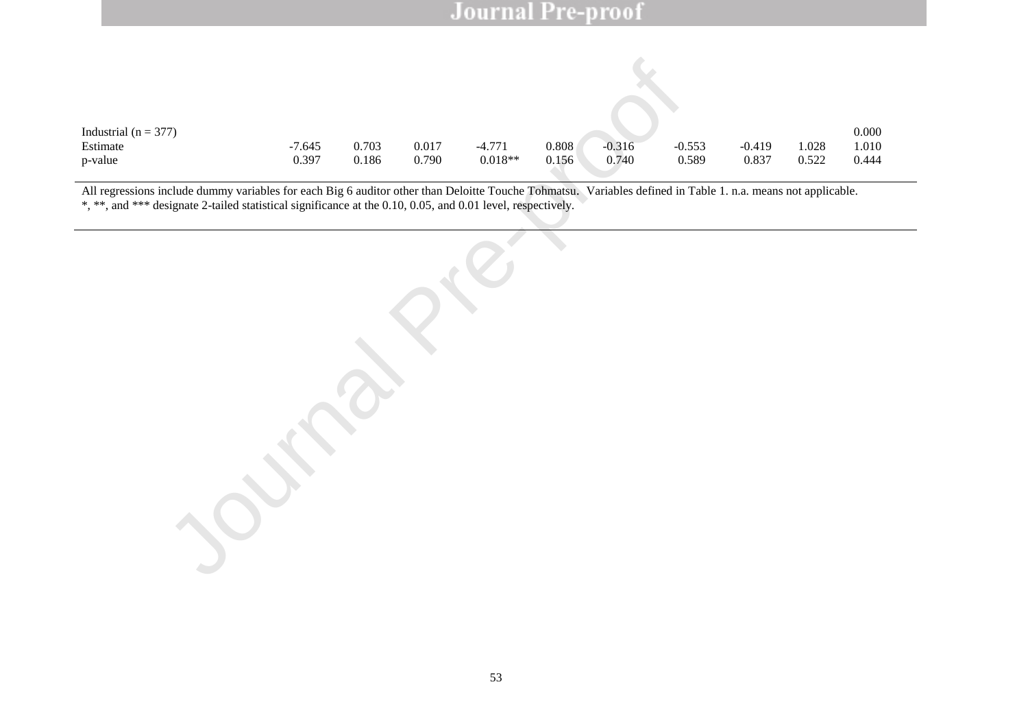| | | | | | | | | | | |
|---|---|---|---|---|---|---|---|---|---|---|
| Industrial (n = 377) | | | | | | | | | | 0.000 |
| Estimate | -7.645 | 0.703 | 0.017 | -4.771 | 0.808 | -0.316 | -0.553 | -0.419 | 1.028 | 1.010 |
| p-value | 0.397 | 0.186 | 0.790 | 0.018** | 0.156 | 0.740 | 0.589 | 0.837 | 0.522 | 0.444 |

All regressions include dummy variables for each Big 6 auditor other than Deloitte Touche Tohmatsu. Variables defined in Table 1. n.a. means not applicable.
*, **, and *** designate 2-tailed statistical significance at the 0.10, 0.05, and 0.01 level, respectively.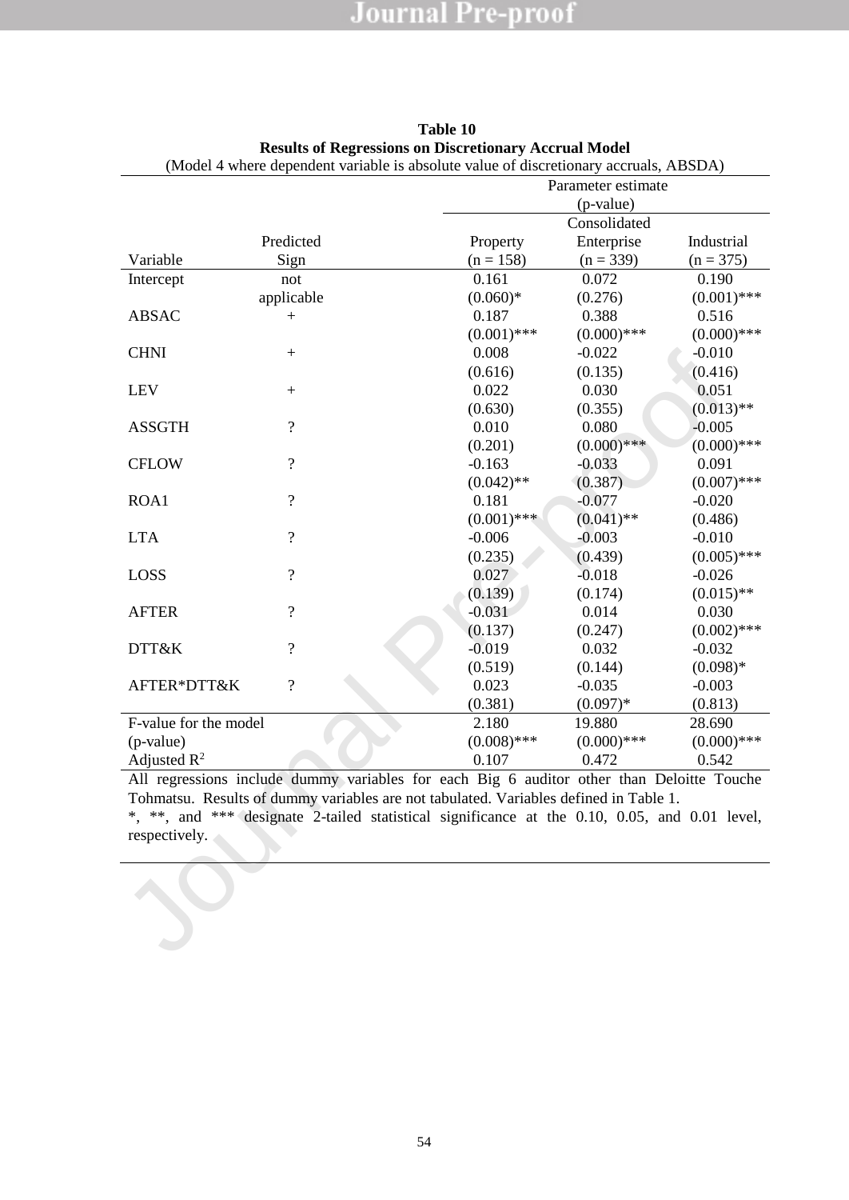**Table 10**
**Results of Regressions on Discretionary Accrual Model**
(Model 4 where dependent variable is absolute value of discretionary accruals, ABSDA)

| Variable | Predicted Sign | Property (n = 158) | Consolidated Enterprise (n = 339) | Industrial (n = 375) |
|---|---|---|---|---|
| | | Parameter estimate (p-value) | | |
| Intercept | not applicable | 0.161 (0.060)* | 0.072 (0.276) | 0.190 (0.001)*** |
| ABSAC | + | 0.187 (0.001)*** | 0.388 (0.000)*** | 0.516 (0.000)*** |
| CHNI | + | 0.008 (0.616) | -0.022 (0.135) | -0.010 (0.416) |
| LEV | + | 0.022 (0.630) | 0.030 (0.355) | 0.051 (0.013)** |
| ASSGTH | ? | 0.010 (0.201) | 0.080 (0.000)*** | -0.005 (0.000)*** |
| CFLOW | ? | -0.163 (0.042)** | -0.033 (0.387) | 0.091 (0.007)*** |
| ROA1 | ? | 0.181 (0.001)*** | -0.077 (0.041)** | -0.020 (0.486) |
| LTA | ? | -0.006 (0.235) | -0.003 (0.439) | -0.010 (0.005)*** |
| LOSS | ? | 0.027 (0.139) | -0.018 (0.174) | -0.026 (0.015)** |
| AFTER | ? | -0.031 (0.137) | 0.014 (0.247) | 0.030 (0.002)*** |
| DTT&K | ? | -0.019 (0.519) | 0.032 (0.144) | -0.032 (0.098)* |
| AFTER*DTT&K | ? | 0.023 (0.381) | -0.035 (0.097)* | -0.003 (0.813) |
| F-value for the model (p-value) | | 2.180 (0.008)*** | 19.880 (0.000)*** | 28.690 (0.000)*** |
| Adjusted $R^2$ | | 0.107 | 0.472 | 0.542 |

All regressions include dummy variables for each Big 6 auditor other than Deloitte Touche Tohmatsu. Results of dummy variables are not tabulated. Variables defined in Table 1.

*, **, and *** designate 2-tailed statistical significance at the 0.10, 0.05, and 0.01 level, respectively.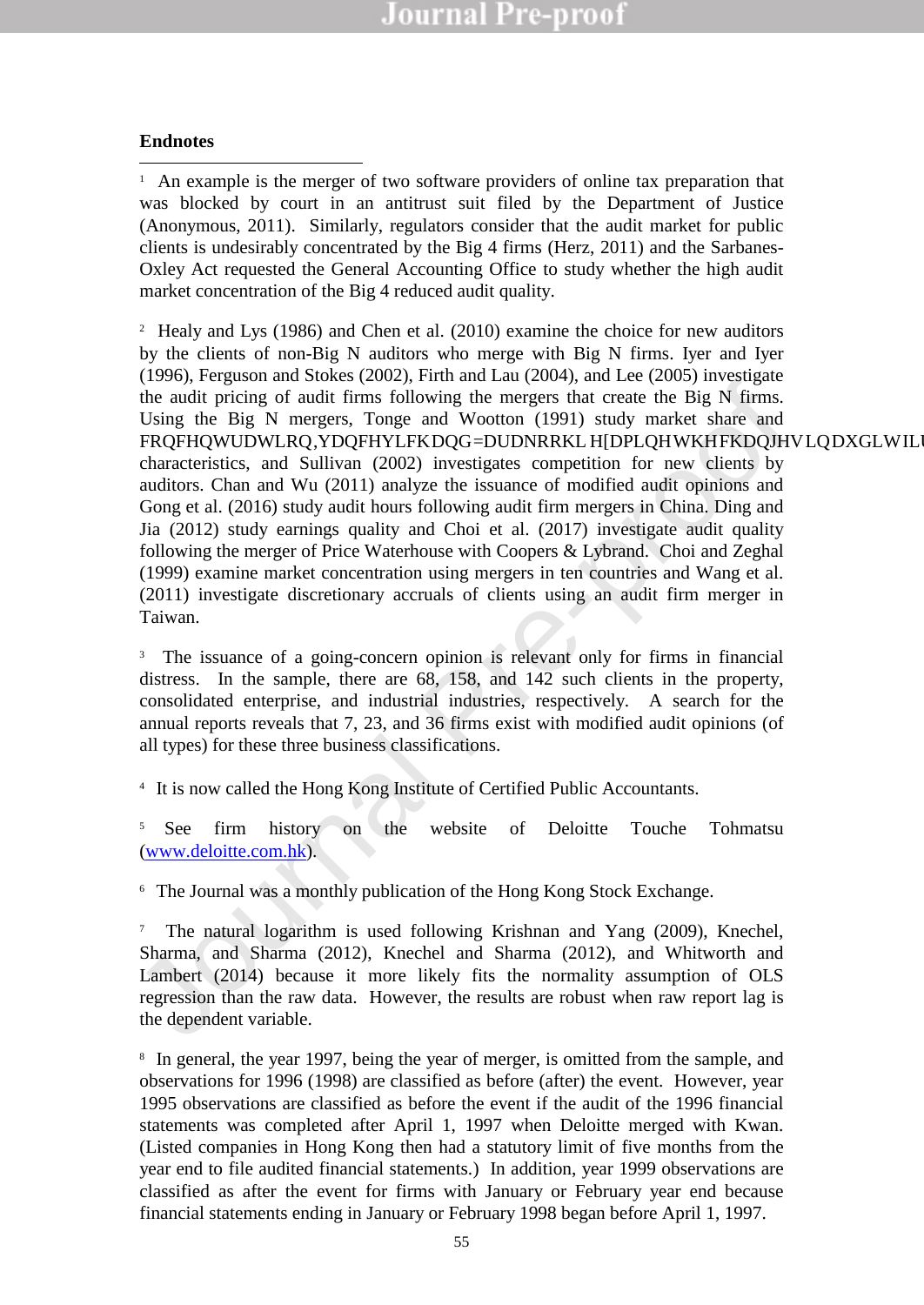**Endnotes**

[1] An example is the merger of two software providers of online tax preparation that was blocked by court in an antitrust suit filed by the Department of Justice (Anonymous, 2011). Similarly, regulators consider that the audit market for public clients is undesirably concentrated by the Big 4 firms (Herz, 2011) and the Sarbanes-Oxley Act requested the General Accounting Office to study whether the high audit market concentration of the Big 4 reduced audit quality.

[2] Healy and Lys (1986) and Chen et al. (2010) examine the choice for new auditors by the clients of non-Big N auditors who merge with Big N firms. Iyer and Iyer (1996), Ferguson and Stokes (2002), Firth and Lau (2004), and Lee (2005) investigate the audit pricing of audit firms following the mergers that create the Big N firms. Using the Big N mergers, Tonge and Wootton (1991) study market share and FRQFHQWUDWLRQ,YDQFHYLFKDQG=DUDNRRKL H[DPLQHWKHHFKDQJHVLQDXGLWIL characteristics, and Sullivan (2002) investigates competition for new clients by auditors. Chan and Wu (2011) analyze the issuance of modified audit opinions and Gong et al. (2016) study audit hours following audit firm mergers in China. Ding and Jia (2012) study earnings quality and Choi et al. (2017) investigate audit quality following the merger of Price Waterhouse with Coopers & Lybrand. Choi and Zeghal (1999) examine market concentration using mergers in ten countries and Wang et al. (2011) investigate discretionary accruals of clients using an audit firm merger in Taiwan.

[3] The issuance of a going-concern opinion is relevant only for firms in financial distress. In the sample, there are 68, 158, and 142 such clients in the property, consolidated enterprise, and industrial industries, respectively. A search for the annual reports reveals that 7, 23, and 36 firms exist with modified audit opinions (of all types) for these three business classifications.

[4] It is now called the Hong Kong Institute of Certified Public Accountants.

[5] See firm history on the website of Deloitte Touche Tohmatsu (www.deloitte.com.hk).

[6] The Journal was a monthly publication of the Hong Kong Stock Exchange.

[7] The natural logarithm is used following Krishnan and Yang (2009), Knechel, Sharma, and Sharma (2012), Knechel and Sharma (2012), and Whitworth and Lambert (2014) because it more likely fits the normality assumption of OLS regression than the raw data. However, the results are robust when raw report lag is the dependent variable.

[8] In general, the year 1997, being the year of merger, is omitted from the sample, and observations for 1996 (1998) are classified as before (after) the event. However, year 1995 observations are classified as before the event if the audit of the 1996 financial statements was completed after April 1, 1997 when Deloitte merged with Kwan. (Listed companies in Hong Kong then had a statutory limit of five months from the year end to file audited financial statements.) In addition, year 1999 observations are classified as after the event for firms with January or February year end because financial statements ending in January or February 1998 began before April 1, 1997.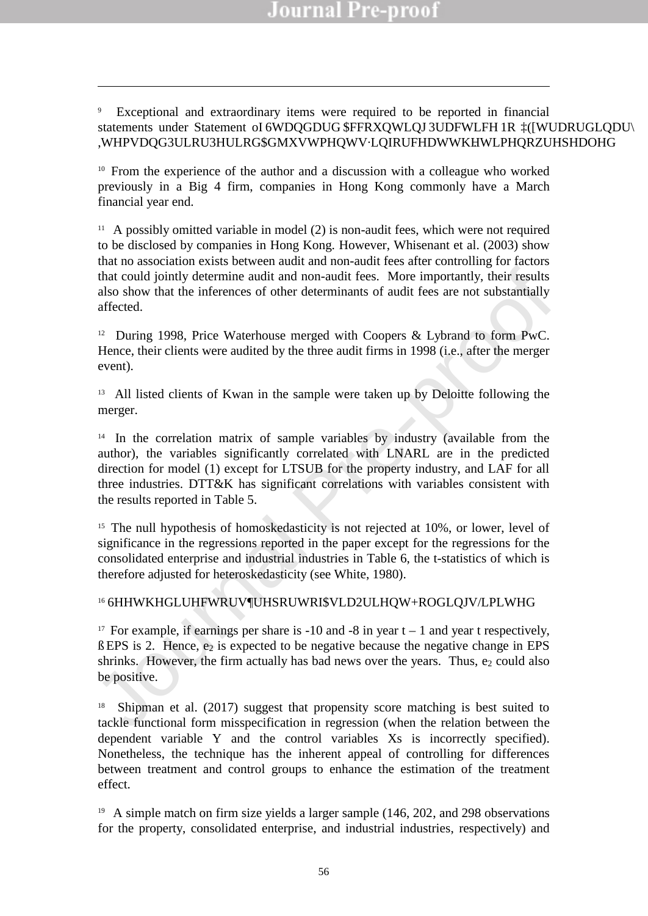[9] Exceptional and extraordinary items were required to be reported in financial statements under Statement of Standard Accounting Practice No "Extraordinary Items and Prior Period Adjustments' in force at the time now repealed.

[10] From the experience of the author and a discussion with a colleague who worked previously in a Big 4 firm, companies in Hong Kong commonly have a March financial year end.

[11] A possibly omitted variable in model (2) is non-audit fees, which were not required to be disclosed by companies in Hong Kong. However, Whisenant et al. (2003) show that no association exists between audit and non-audit fees after controlling for factors that could jointly determine audit and non-audit fees. More importantly, their results also show that the inferences of other determinants of audit fees are not substantially affected.

[12] During 1998, Price Waterhouse merged with Coopers & Lybrand to form PwC. Hence, their clients were audited by the three audit firms in 1998 (i.e., after the merger event).

[13] All listed clients of Kwan in the sample were taken up by Deloitte following the merger.

[14] In the correlation matrix of sample variables by industry (available from the author), the variables significantly correlated with LNARL are in the predicted direction for model (1) except for LTSUB for the property industry, and LAF for all three industries. DTT&K has significant correlations with variables consistent with the results reported in Table 5.

[15] The null hypothesis of homoskedasticity is not rejected at 10%, or lower, level of significance in the regressions reported in the paper except for the regressions for the consolidated enterprise and industrial industries in Table 6, the t-statistics of which is therefore adjusted for heteroskedasticity (see White, 1980).

[16] See the directors' report of Asia Orient Holdings Limited.

[17] For example, if earnings per share is -10 and -8 in year t – 1 and year t respectively, $\Delta$EPS is 2. Hence, $e_2$ is expected to be negative because the negative change in EPS shrinks. However, the firm actually has bad news over the years. Thus, $e_2$ could also be positive.

[18] Shipman et al. (2017) suggest that propensity score matching is best suited to tackle functional form misspecification in regression (when the relation between the dependent variable Y and the control variables Xs is incorrectly specified). Nonetheless, the technique has the inherent appeal of controlling for differences between treatment and control groups to enhance the estimation of the treatment effect.

[19] A simple match on firm size yields a larger sample (146, 202, and 298 observations for the property, consolidated enterprise, and industrial industries, respectively) and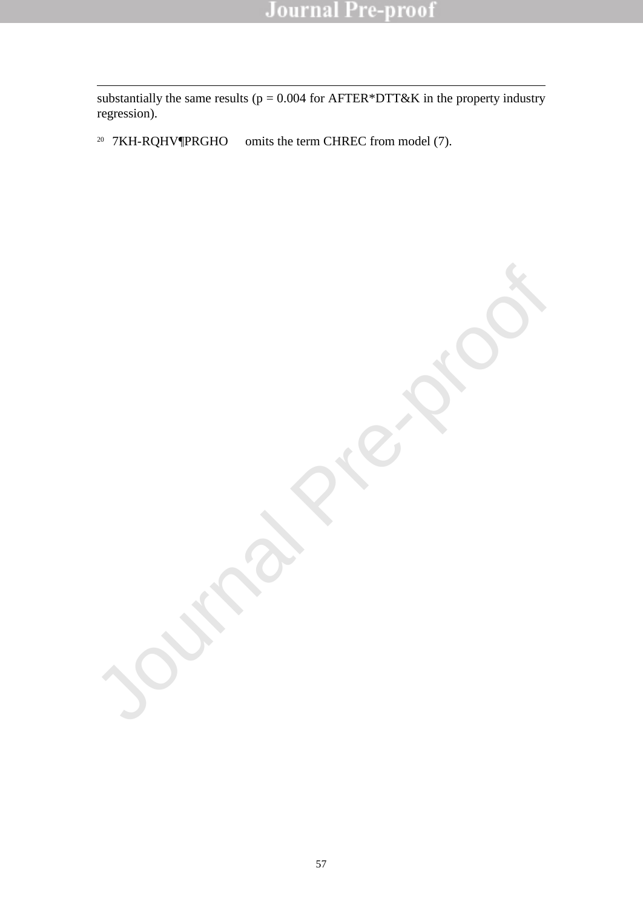substantially the same results (p = 0.004 for AFTER*DTT&K in the property industry regression).

[20] 7KH-RQHV¶PRGHO omits the term CHREC from model (7).